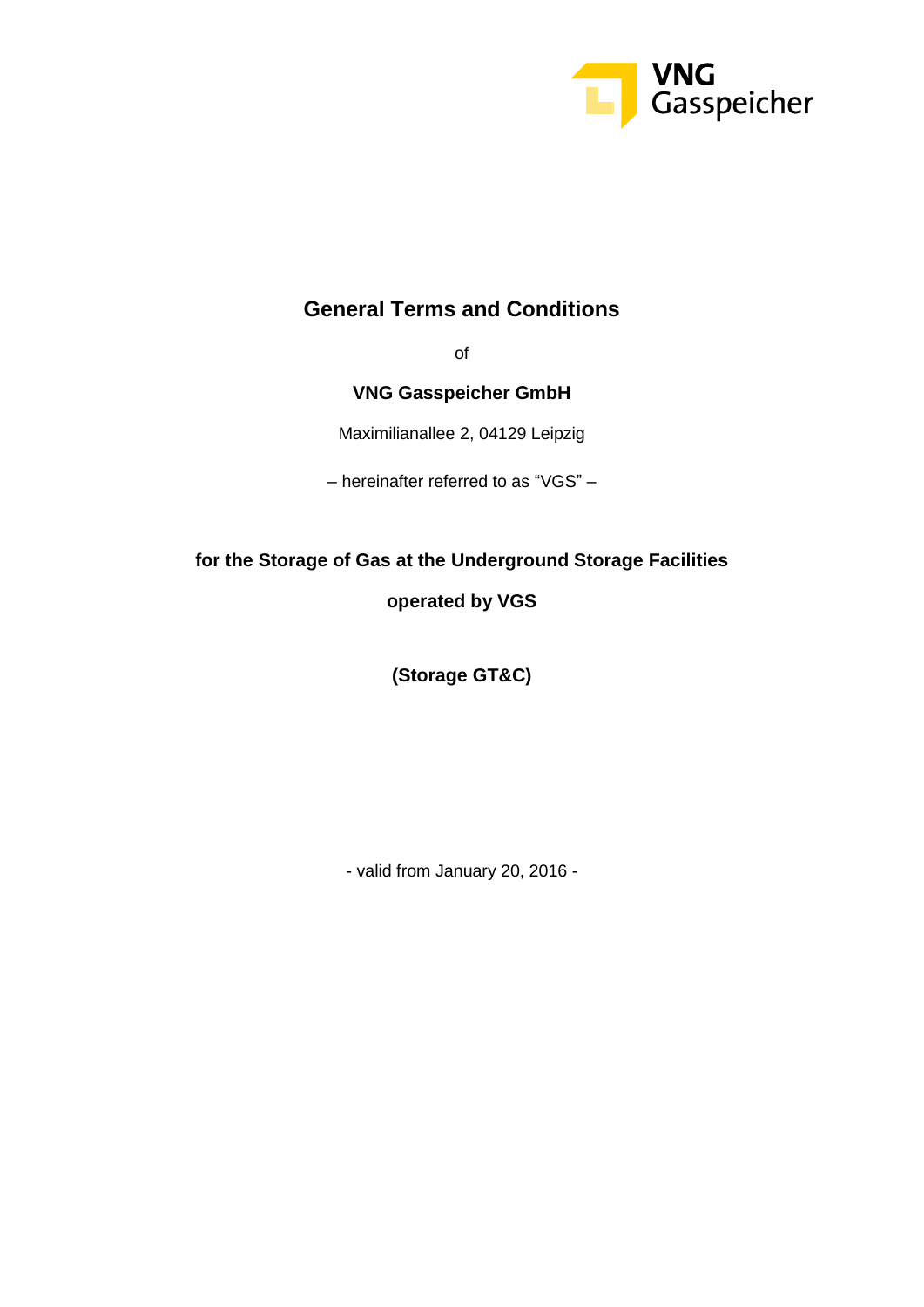# General Terms and Conditions

of

**VNG Gasspeicher GmbH**

Maximilianallee 2, 04129 Leipzig

– hereinafter referred to as "VGS" –

**for the Storage of Gas at the Underground Storage Facilities**

**operated by VGS**

**(Storage GT&C)**

- valid from January 20, 2016 -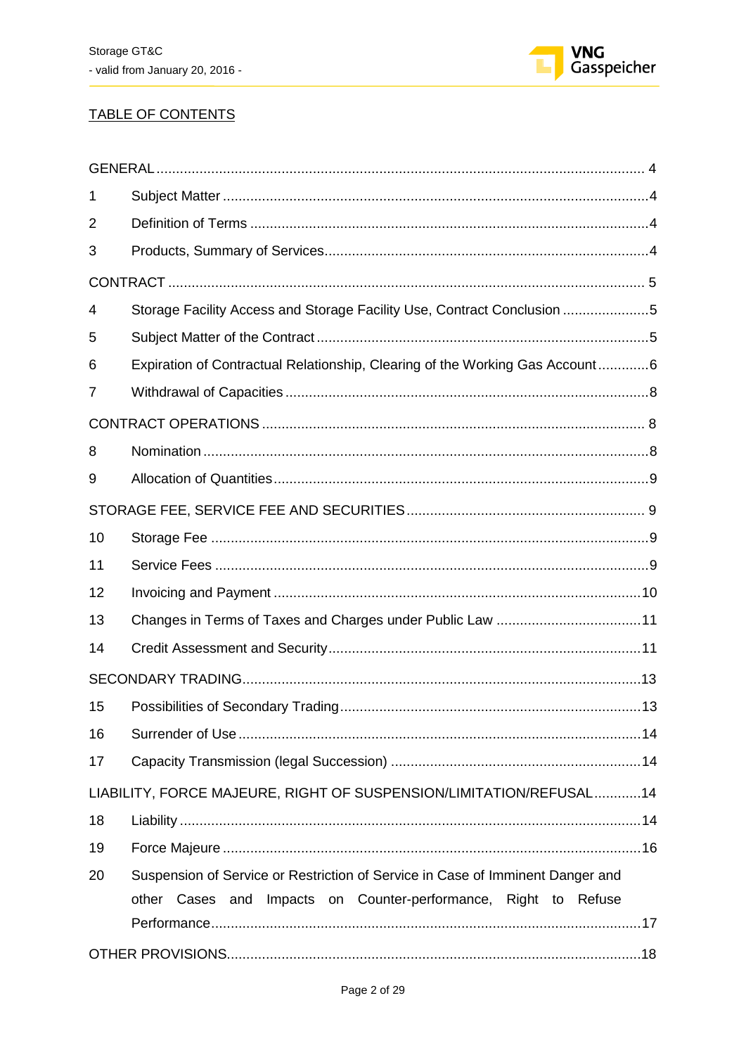TABLE OF CONTENTS

| | | |
|---|---|---|
| GENERAL | | 4 |
| 1 | Subject Matter | 4 |
| 2 | Definition of Terms | 4 |
| 3 | Products, Summary of Services | 4 |
| CONTRACT | | 5 |
| 4 | Storage Facility Access and Storage Facility Use, Contract Conclusion | 5 |
| 5 | Subject Matter of the Contract | 5 |
| 6 | Expiration of Contractual Relationship, Clearing of the Working Gas Account | 6 |
| 7 | Withdrawal of Capacities | 8 |
| CONTRACT OPERATIONS | | 8 |
| 8 | Nomination | 8 |
| 9 | Allocation of Quantities | 9 |
| STORAGE FEE, SERVICE FEE AND SECURITIES | | 9 |
| 10 | Storage Fee | 9 |
| 11 | Service Fees | 9 |
| 12 | Invoicing and Payment | 10 |
| 13 | Changes in Terms of Taxes and Charges under Public Law | 11 |
| 14 | Credit Assessment and Security | 11 |
| SECONDARY TRADING | | 13 |
| 15 | Possibilities of Secondary Trading | 13 |
| 16 | Surrender of Use | 14 |
| 17 | Capacity Transmission (legal Succession) | 14 |
| LIABILITY, FORCE MAJEURE, RIGHT OF SUSPENSION/LIMITATION/REFUSAL | | 14 |
| 18 | Liability | 14 |
| 19 | Force Majeure | 16 |
| 20 | Suspension of Service or Restriction of Service in Case of Imminent Danger and other Cases and Impacts on Counter-performance, Right to Refuse Performance | 17 |
| OTHER PROVISIONS | | 18 |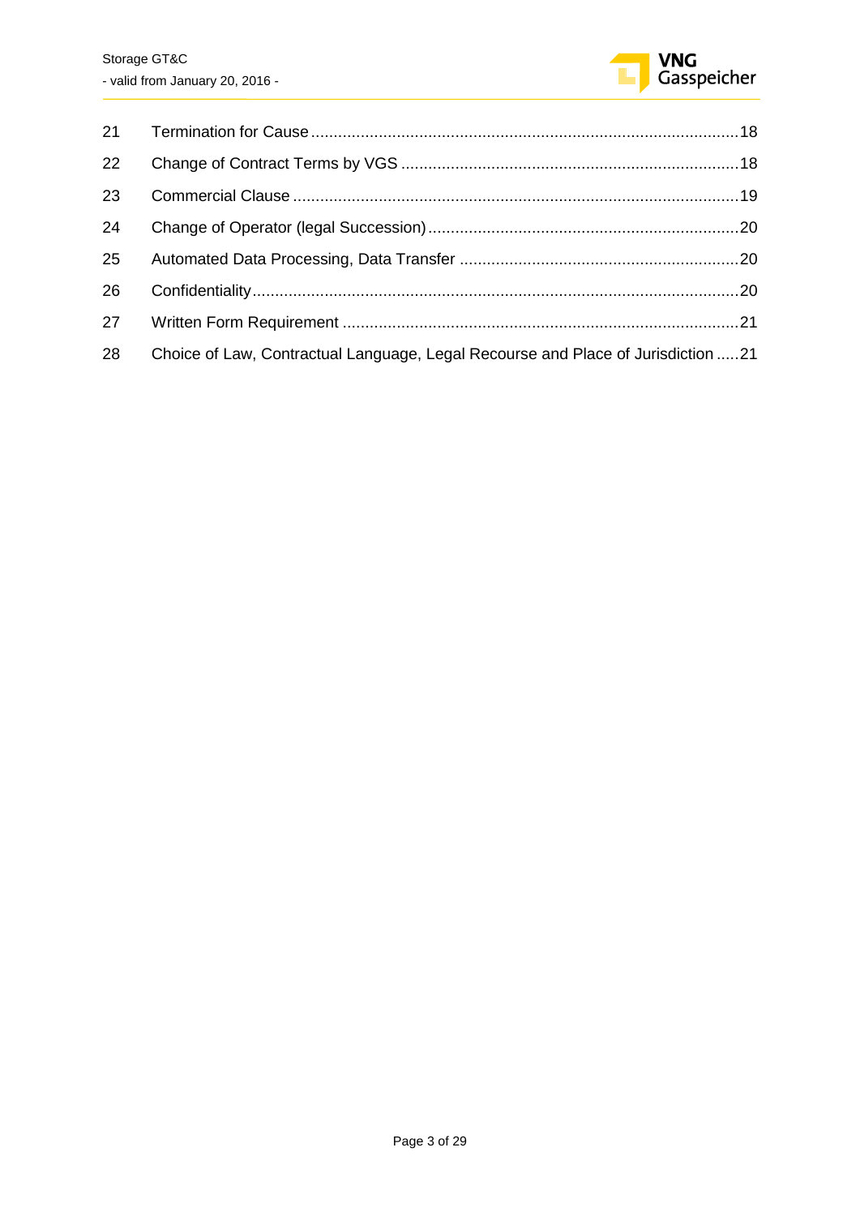| | | |
|---|---|---|
| 21 | Termination for Cause | 18 |
| 22 | Change of Contract Terms by VGS | 18 |
| 23 | Commercial Clause | 19 |
| 24 | Change of Operator (legal Succession) | 20 |
| 25 | Automated Data Processing, Data Transfer | 20 |
| 26 | Confidentiality | 20 |
| 27 | Written Form Requirement | 21 |
| 28 | Choice of Law, Contractual Language, Legal Recourse and Place of Jurisdiction | 21 |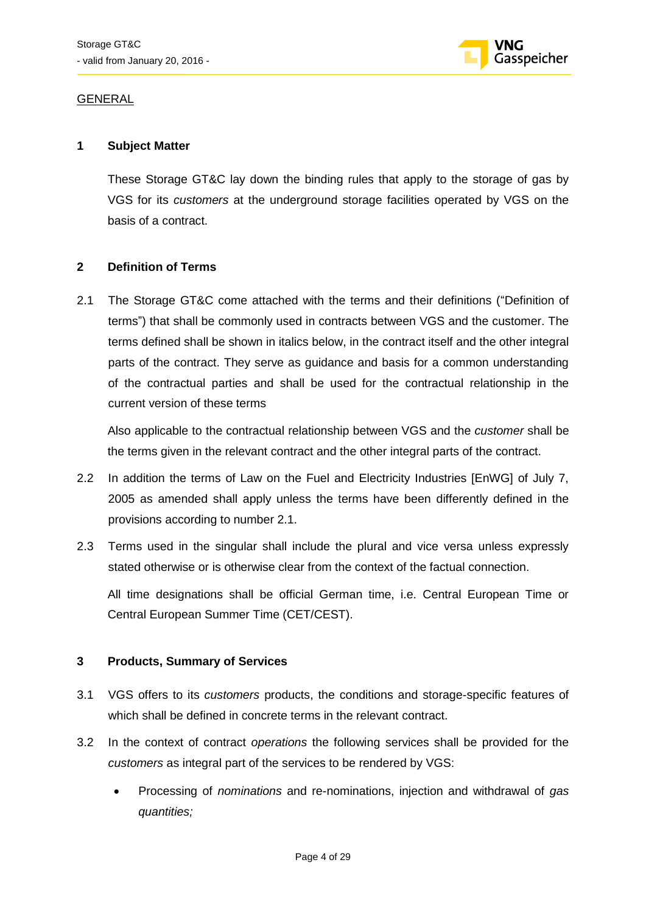GENERAL

## 1 Subject Matter

These Storage GT&C lay down the binding rules that apply to the storage of gas by VGS for its *customers* at the underground storage facilities operated by VGS on the basis of a contract.

## 2 Definition of Terms

2.1 The Storage GT&C come attached with the terms and their definitions ("Definition of terms") that shall be commonly used in contracts between VGS and the customer. The terms defined shall be shown in italics below, in the contract itself and the other integral parts of the contract. They serve as guidance and basis for a common understanding of the contractual parties and shall be used for the contractual relationship in the current version of these terms

Also applicable to the contractual relationship between VGS and the *customer* shall be the terms given in the relevant contract and the other integral parts of the contract.

2.2 In addition the terms of Law on the Fuel and Electricity Industries [EnWG] of July 7, 2005 as amended shall apply unless the terms have been differently defined in the provisions according to number 2.1.

2.3 Terms used in the singular shall include the plural and vice versa unless expressly stated otherwise or is otherwise clear from the context of the factual connection.

All time designations shall be official German time, i.e. Central European Time or Central European Summer Time (CET/CEST).

## 3 Products, Summary of Services

3.1 VGS offers to its *customers* products, the conditions and storage-specific features of which shall be defined in concrete terms in the relevant contract.

3.2 In the context of contract *operations* the following services shall be provided for the *customers* as integral part of the services to be rendered by VGS:

- Processing of *nominations* and re-nominations, injection and withdrawal of *gas quantities;*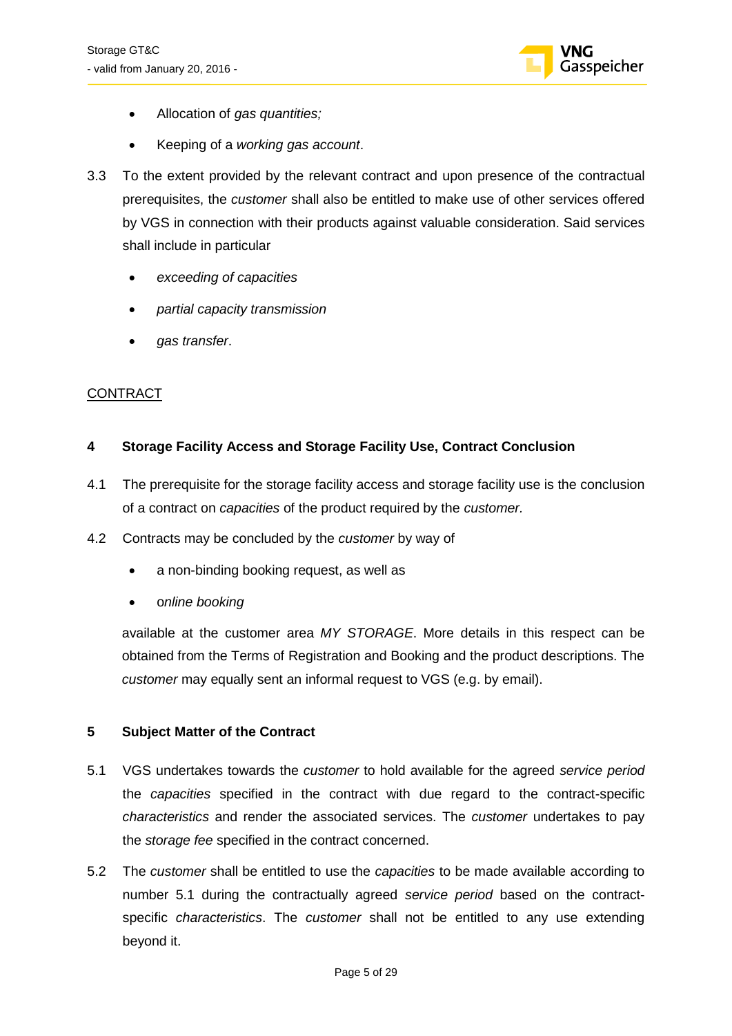- Allocation of *gas quantities;*
- Keeping of a *working gas account*.

3.3 To the extent provided by the relevant contract and upon presence of the contractual prerequisites, the *customer* shall also be entitled to make use of other services offered by VGS in connection with their products against valuable consideration. Said services shall include in particular

- *exceeding of capacities*
- *partial capacity transmission*
- *gas transfer*.

CONTRACT

## 4 Storage Facility Access and Storage Facility Use, Contract Conclusion

4.1 The prerequisite for the storage facility access and storage facility use is the conclusion of a contract on *capacities* of the product required by the *customer.*

4.2 Contracts may be concluded by the *customer* by way of

- a non-binding booking request, as well as
- o*nline booking*

available at the customer area *MY STORAGE*. More details in this respect can be obtained from the Terms of Registration and Booking and the product descriptions. The *customer* may equally sent an informal request to VGS (e.g. by email).

## 5 Subject Matter of the Contract

5.1 VGS undertakes towards the *customer* to hold available for the agreed *service period* the *capacities* specified in the contract with due regard to the contract-specific *characteristics* and render the associated services. The *customer* undertakes to pay the *storage fee* specified in the contract concerned.

5.2 The *customer* shall be entitled to use the *capacities* to be made available according to number 5.1 during the contractually agreed *service period* based on the contract-specific *characteristics*. The *customer* shall not be entitled to any use extending beyond it.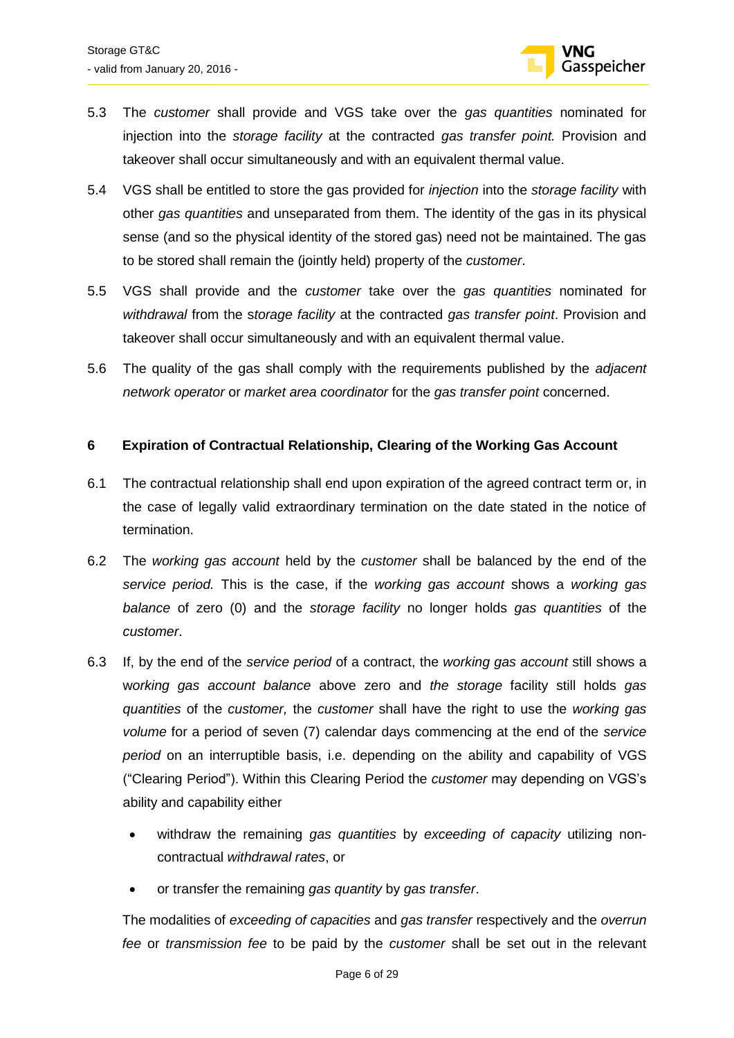5.3 The *customer* shall provide and VGS take over the *gas quantities* nominated for injection into the *storage facility* at the contracted *gas transfer point.* Provision and takeover shall occur simultaneously and with an equivalent thermal value.

5.4 VGS shall be entitled to store the gas provided for *injection* into the *storage facility* with other *gas quantities* and unseparated from them. The identity of the gas in its physical sense (and so the physical identity of the stored gas) need not be maintained. The gas to be stored shall remain the (jointly held) property of the *customer*.

5.5 VGS shall provide and the *customer* take over the *gas quantities* nominated for *withdrawal* from the s*torage facility* at the contracted *gas transfer point*. Provision and takeover shall occur simultaneously and with an equivalent thermal value.

5.6 The quality of the gas shall comply with the requirements published by the *adjacent network operator* or *market area coordinator* for the *gas transfer point* concerned.

## 6 Expiration of Contractual Relationship, Clearing of the Working Gas Account

6.1 The contractual relationship shall end upon expiration of the agreed contract term or, in the case of legally valid extraordinary termination on the date stated in the notice of termination.

6.2 The *working gas account* held by the *customer* shall be balanced by the end of the *service period.* This is the case, if the *working gas account* shows a *working gas balance* of zero (0) and the *storage facility* no longer holds *gas quantities* of the *customer*.

6.3 If, by the end of the *service period* of a contract, the *working gas account* still shows a w*orking gas account balance* above zero and *the storage* facility still holds *gas quantities* of the *customer,* the *customer* shall have the right to use the *working gas volume* for a period of seven (7) calendar days commencing at the end of the *service period* on an interruptible basis, i.e. depending on the ability and capability of VGS ("Clearing Period"). Within this Clearing Period the *customer* may depending on VGS's ability and capability either

- withdraw the remaining *gas quantities* by *exceeding of capacity* utilizing non-contractual *withdrawal rates*, or
- or transfer the remaining *gas quantity* by *gas transfer*.

The modalities of *exceeding of capacities* and *gas transfer* respectively and the *overrun fee* or *transmission fee* to be paid by the *customer* shall be set out in the relevant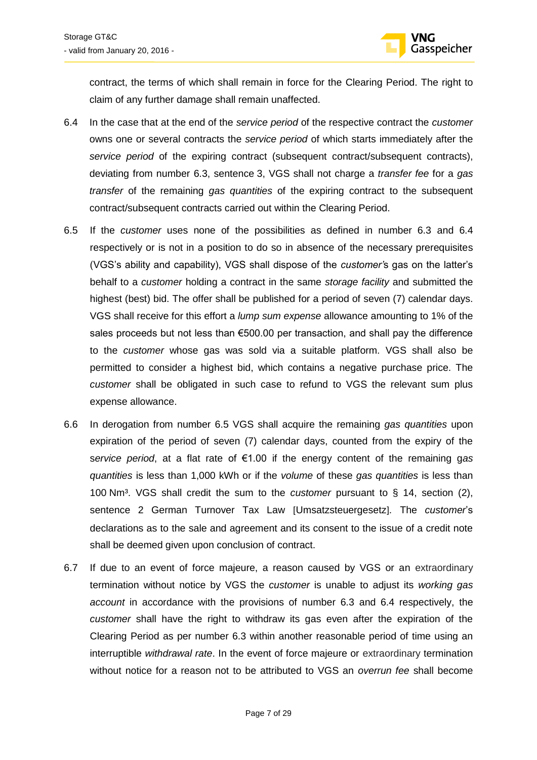contract, the terms of which shall remain in force for the Clearing Period. The right to claim of any further damage shall remain unaffected.

6.4 In the case that at the end of the *service period* of the respective contract the *customer* owns one or several contracts the *service period* of which starts immediately after the *service period* of the expiring contract (subsequent contract/subsequent contracts), deviating from number 6.3, sentence 3, VGS shall not charge a *transfer fee* for a *gas transfer* of the remaining *gas quantities* of the expiring contract to the subsequent contract/subsequent contracts carried out within the Clearing Period.

6.5 If the *customer* uses none of the possibilities as defined in number 6.3 and 6.4 respectively or is not in a position to do so in absence of the necessary prerequisites (VGS's ability and capability), VGS shall dispose of the *customer*'s gas on the latter's behalf to a *customer* holding a contract in the same *storage facility* and submitted the highest (best) bid. The offer shall be published for a period of seven (7) calendar days. VGS shall receive for this effort a *lump sum expense* allowance amounting to 1% of the sales proceeds but not less than €500.00 per transaction, and shall pay the difference to the *customer* whose gas was sold via a suitable platform. VGS shall also be permitted to consider a highest bid, which contains a negative purchase price. The *customer* shall be obligated in such case to refund to VGS the relevant sum plus expense allowance.

6.6 In derogation from number 6.5 VGS shall acquire the remaining *gas quantities* upon expiration of the period of seven (7) calendar days, counted from the expiry of the s*ervice period*, at a flat rate of €1.00 if the energy content of the remaining g*as quantities* is less than 1,000 kWh or if the *volume* of these *gas quantities* is less than 100 Nm³. VGS shall credit the sum to the *customer* pursuant to § 14, section (2), sentence 2 German Turnover Tax Law [Umsatzsteuergesetz]. The *customer*'s declarations as to the sale and agreement and its consent to the issue of a credit note shall be deemed given upon conclusion of contract.

6.7 If due to an event of force majeure, a reason caused by VGS or an extraordinary termination without notice by VGS the *customer* is unable to adjust its *working gas account* in accordance with the provisions of number 6.3 and 6.4 respectively, the *customer* shall have the right to withdraw its gas even after the expiration of the Clearing Period as per number 6.3 within another reasonable period of time using an interruptible *withdrawal rate*. In the event of force majeure or extraordinary termination without notice for a reason not to be attributed to VGS an *overrun fee* shall become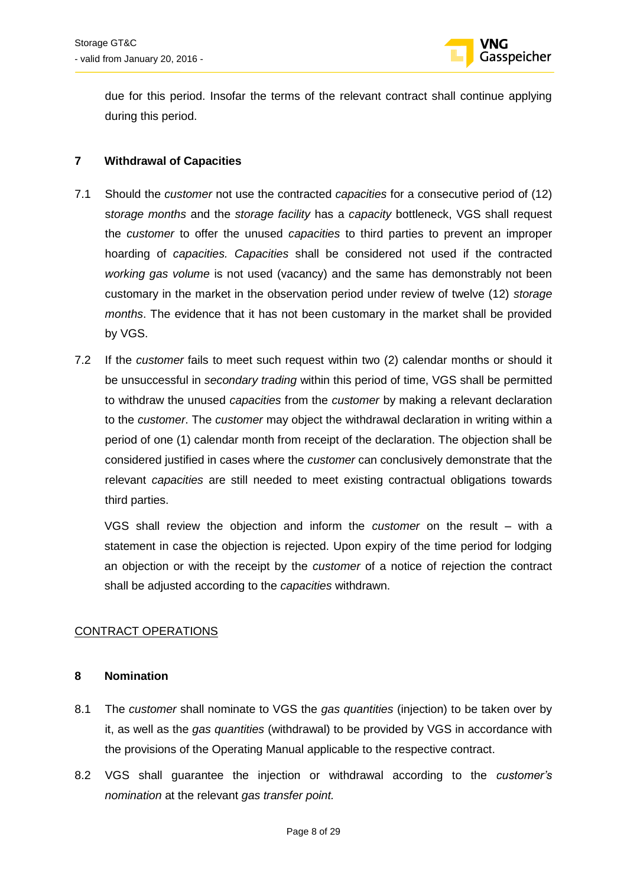due for this period. Insofar the terms of the relevant contract shall continue applying during this period.

## 7 Withdrawal of Capacities

7.1 Should the *customer* not use the contracted *capacities* for a consecutive period of (12) s*torage months* and the *storage facility* has a *capacity* bottleneck, VGS shall request the *customer* to offer the unused *capacities* to third parties to prevent an improper hoarding of *capacities. Capacities* shall be considered not used if the contracted *working gas volume* is not used (vacancy) and the same has demonstrably not been customary in the market in the observation period under review of twelve (12) *storage months*. The evidence that it has not been customary in the market shall be provided by VGS.

7.2 If the *customer* fails to meet such request within two (2) calendar months or should it be unsuccessful in *secondary trading* within this period of time, VGS shall be permitted to withdraw the unused *capacities* from the *customer* by making a relevant declaration to the *customer*. The *customer* may object the withdrawal declaration in writing within a period of one (1) calendar month from receipt of the declaration. The objection shall be considered justified in cases where the *customer* can conclusively demonstrate that the relevant *capacities* are still needed to meet existing contractual obligations towards third parties.

VGS shall review the objection and inform the *customer* on the result – with a statement in case the objection is rejected. Upon expiry of the time period for lodging an objection or with the receipt by the *customer* of a notice of rejection the contract shall be adjusted according to the *capacities* withdrawn.

<u>CONTRACT OPERATIONS</u>

## 8 Nomination

8.1 The *customer* shall nominate to VGS the *gas quantities* (injection) to be taken over by it, as well as the *gas quantities* (withdrawal) to be provided by VGS in accordance with the provisions of the Operating Manual applicable to the respective contract.

8.2 VGS shall guarantee the injection or withdrawal according to the *customer's nomination* at the relevant *gas transfer point.*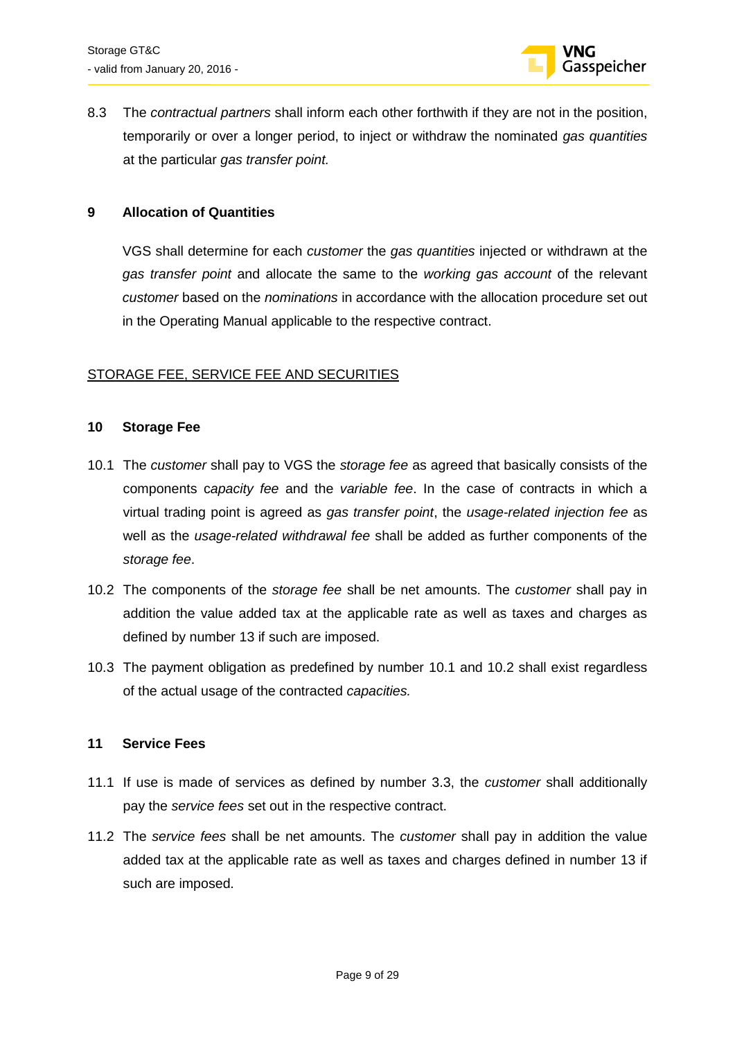8.3 The *contractual partners* shall inform each other forthwith if they are not in the position, temporarily or over a longer period, to inject or withdraw the nominated *gas quantities* at the particular *gas transfer point.*

## 9 Allocation of Quantities

VGS shall determine for each *customer* the *gas quantities* injected or withdrawn at the *gas transfer point* and allocate the same to the *working gas account* of the relevant *customer* based on the *nominations* in accordance with the allocation procedure set out in the Operating Manual applicable to the respective contract.

STORAGE FEE, SERVICE FEE AND SECURITIES

## 10 Storage Fee

10.1 The *customer* shall pay to VGS the *storage fee* as agreed that basically consists of the components c*apacity fee* and the *variable fee*. In the case of contracts in which a virtual trading point is agreed as *gas transfer point*, the *usage-related injection fee* as well as the *usage-related withdrawal fee* shall be added as further components of the *storage fee*.

10.2 The components of the *storage fee* shall be net amounts. The *customer* shall pay in addition the value added tax at the applicable rate as well as taxes and charges as defined by number 13 if such are imposed.

10.3 The payment obligation as predefined by number 10.1 and 10.2 shall exist regardless of the actual usage of the contracted *capacities.*

## 11 Service Fees

11.1 If use is made of services as defined by number 3.3, the *customer* shall additionally pay the *service fees* set out in the respective contract.

11.2 The *service fees* shall be net amounts. The *customer* shall pay in addition the value added tax at the applicable rate as well as taxes and charges defined in number 13 if such are imposed.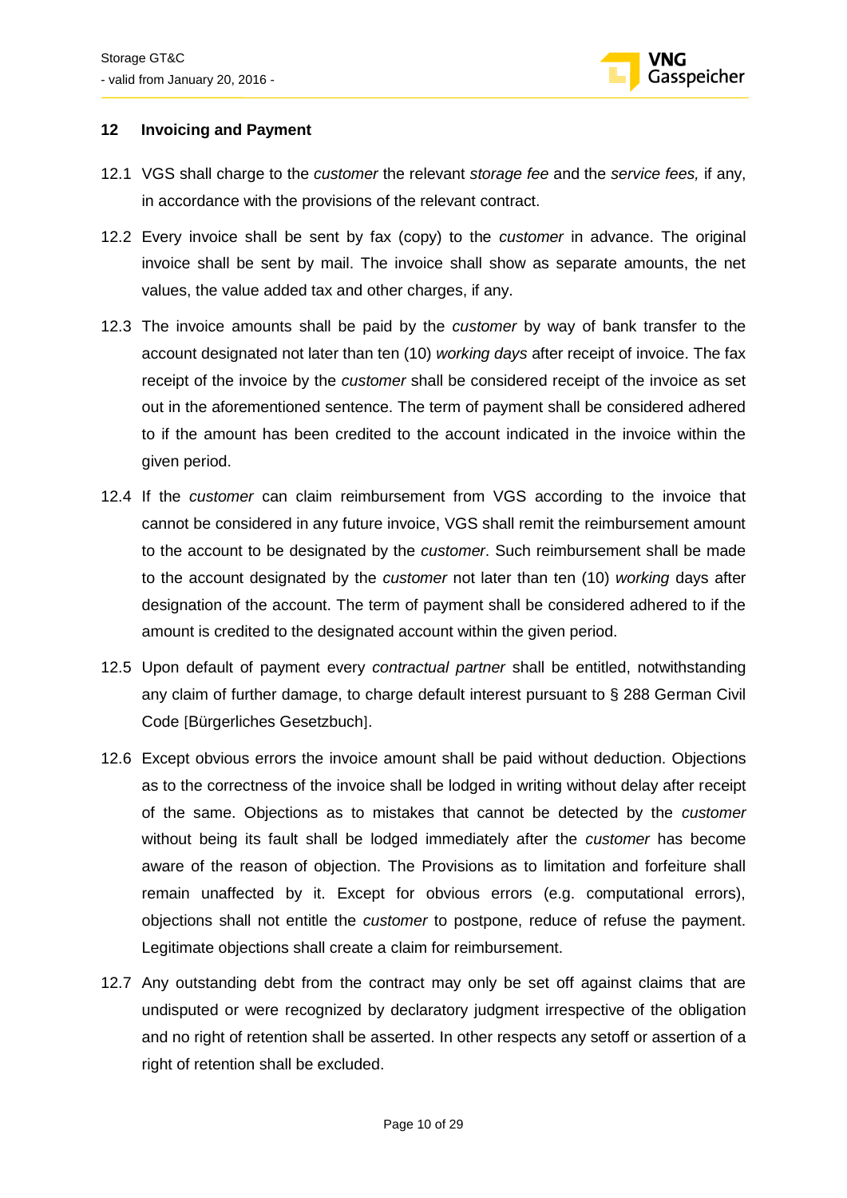## 12 Invoicing and Payment

12.1 VGS shall charge to the *customer* the relevant *storage fee* and the *service fees,* if any, in accordance with the provisions of the relevant contract.

12.2 Every invoice shall be sent by fax (copy) to the *customer* in advance. The original invoice shall be sent by mail. The invoice shall show as separate amounts, the net values, the value added tax and other charges, if any.

12.3 The invoice amounts shall be paid by the *customer* by way of bank transfer to the account designated not later than ten (10) *working days* after receipt of invoice. The fax receipt of the invoice by the *customer* shall be considered receipt of the invoice as set out in the aforementioned sentence. The term of payment shall be considered adhered to if the amount has been credited to the account indicated in the invoice within the given period.

12.4 If the *customer* can claim reimbursement from VGS according to the invoice that cannot be considered in any future invoice, VGS shall remit the reimbursement amount to the account to be designated by the *customer*. Such reimbursement shall be made to the account designated by the *customer* not later than ten (10) *working* days after designation of the account. The term of payment shall be considered adhered to if the amount is credited to the designated account within the given period.

12.5 Upon default of payment every *contractual partner* shall be entitled, notwithstanding any claim of further damage, to charge default interest pursuant to § 288 German Civil Code [Bürgerliches Gesetzbuch].

12.6 Except obvious errors the invoice amount shall be paid without deduction. Objections as to the correctness of the invoice shall be lodged in writing without delay after receipt of the same. Objections as to mistakes that cannot be detected by the *customer* without being its fault shall be lodged immediately after the *customer* has become aware of the reason of objection. The Provisions as to limitation and forfeiture shall remain unaffected by it. Except for obvious errors (e.g. computational errors), objections shall not entitle the *customer* to postpone, reduce of refuse the payment. Legitimate objections shall create a claim for reimbursement.

12.7 Any outstanding debt from the contract may only be set off against claims that are undisputed or were recognized by declaratory judgment irrespective of the obligation and no right of retention shall be asserted. In other respects any setoff or assertion of a right of retention shall be excluded.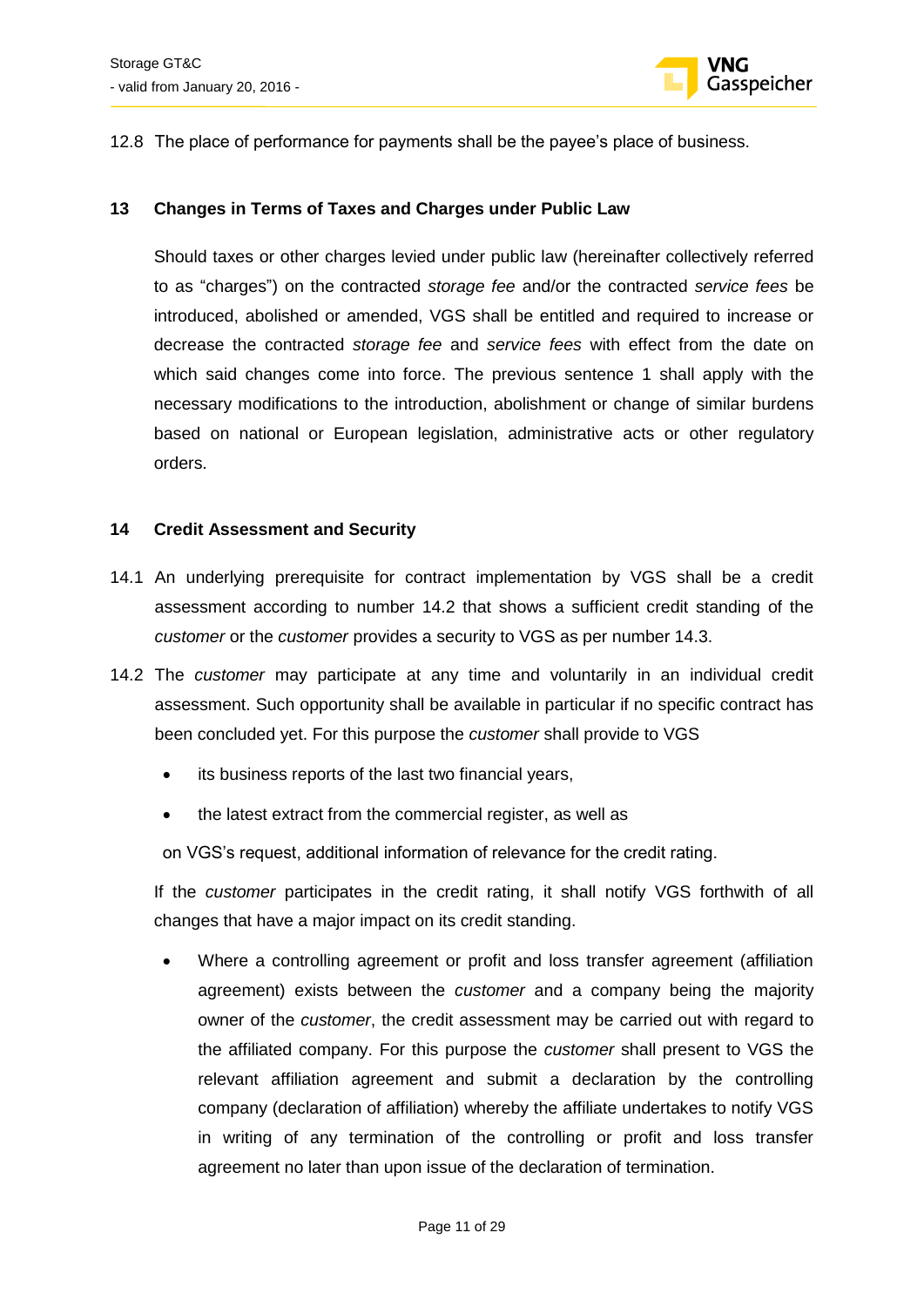12.8 The place of performance for payments shall be the payee's place of business.

## 13 Changes in Terms of Taxes and Charges under Public Law

Should taxes or other charges levied under public law (hereinafter collectively referred to as "charges") on the contracted *storage fee* and/or the contracted *service fees* be introduced, abolished or amended, VGS shall be entitled and required to increase or decrease the contracted *storage fee* and *service fees* with effect from the date on which said changes come into force. The previous sentence 1 shall apply with the necessary modifications to the introduction, abolishment or change of similar burdens based on national or European legislation, administrative acts or other regulatory orders.

## 14 Credit Assessment and Security

14.1 An underlying prerequisite for contract implementation by VGS shall be a credit assessment according to number 14.2 that shows a sufficient credit standing of the *customer* or the *customer* provides a security to VGS as per number 14.3.

14.2 The *customer* may participate at any time and voluntarily in an individual credit assessment. Such opportunity shall be available in particular if no specific contract has been concluded yet. For this purpose the *customer* shall provide to VGS

- its business reports of the last two financial years,
- the latest extract from the commercial register, as well as

on VGS's request, additional information of relevance for the credit rating.

If the *customer* participates in the credit rating, it shall notify VGS forthwith of all changes that have a major impact on its credit standing.

- Where a controlling agreement or profit and loss transfer agreement (affiliation agreement) exists between the *customer* and a company being the majority owner of the *customer*, the credit assessment may be carried out with regard to the affiliated company. For this purpose the *customer* shall present to VGS the relevant affiliation agreement and submit a declaration by the controlling company (declaration of affiliation) whereby the affiliate undertakes to notify VGS in writing of any termination of the controlling or profit and loss transfer agreement no later than upon issue of the declaration of termination.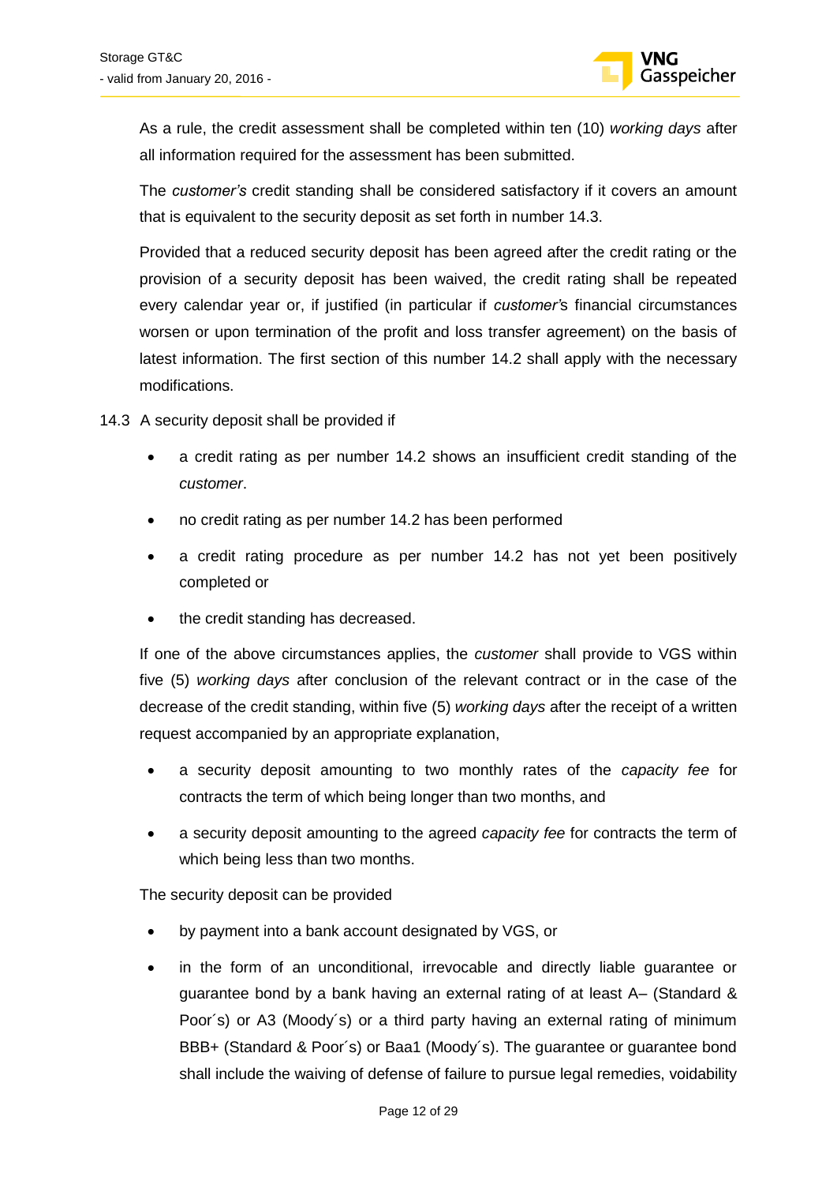As a rule, the credit assessment shall be completed within ten (10) *working days* after all information required for the assessment has been submitted.

The *customer's* credit standing shall be considered satisfactory if it covers an amount that is equivalent to the security deposit as set forth in number 14.3.

Provided that a reduced security deposit has been agreed after the credit rating or the provision of a security deposit has been waived, the credit rating shall be repeated every calendar year or, if justified (in particular if *customer'*s financial circumstances worsen or upon termination of the profit and loss transfer agreement) on the basis of latest information. The first section of this number 14.2 shall apply with the necessary modifications.

14.3 A security deposit shall be provided if

- a credit rating as per number 14.2 shows an insufficient credit standing of the *customer*.
- no credit rating as per number 14.2 has been performed
- a credit rating procedure as per number 14.2 has not yet been positively completed or
- the credit standing has decreased.

If one of the above circumstances applies, the *customer* shall provide to VGS within five (5) *working days* after conclusion of the relevant contract or in the case of the decrease of the credit standing, within five (5) *working days* after the receipt of a written request accompanied by an appropriate explanation,

- a security deposit amounting to two monthly rates of the *capacity fee* for contracts the term of which being longer than two months, and
- a security deposit amounting to the agreed *capacity fee* for contracts the term of which being less than two months.

The security deposit can be provided

- by payment into a bank account designated by VGS, or
- in the form of an unconditional, irrevocable and directly liable guarantee or guarantee bond by a bank having an external rating of at least A– (Standard & Poor´s) or A3 (Moody´s) or a third party having an external rating of minimum BBB+ (Standard & Poor´s) or Baa1 (Moody´s). The guarantee or guarantee bond shall include the waiving of defense of failure to pursue legal remedies, voidability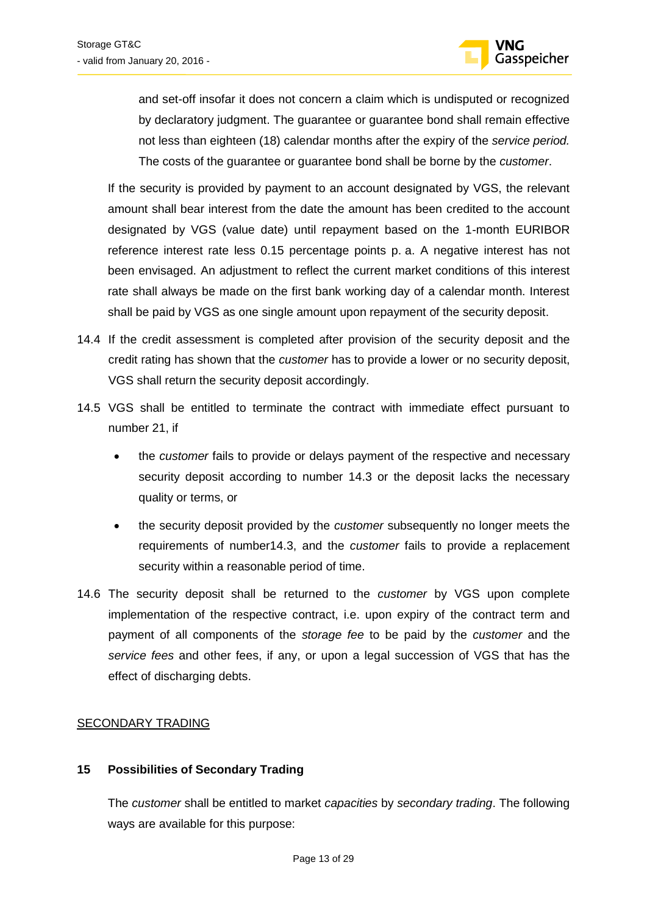and set-off insofar it does not concern a claim which is undisputed or recognized by declaratory judgment. The guarantee or guarantee bond shall remain effective not less than eighteen (18) calendar months after the expiry of the *service period.* The costs of the guarantee or guarantee bond shall be borne by the *customer*.

If the security is provided by payment to an account designated by VGS, the relevant amount shall bear interest from the date the amount has been credited to the account designated by VGS (value date) until repayment based on the 1-month EURIBOR reference interest rate less 0.15 percentage points p. a. A negative interest has not been envisaged. An adjustment to reflect the current market conditions of this interest rate shall always be made on the first bank working day of a calendar month. Interest shall be paid by VGS as one single amount upon repayment of the security deposit.

14.4 If the credit assessment is completed after provision of the security deposit and the credit rating has shown that the *customer* has to provide a lower or no security deposit, VGS shall return the security deposit accordingly.

14.5 VGS shall be entitled to terminate the contract with immediate effect pursuant to number 21, if

- the *customer* fails to provide or delays payment of the respective and necessary security deposit according to number 14.3 or the deposit lacks the necessary quality or terms, or
- the security deposit provided by the *customer* subsequently no longer meets the requirements of number14.3, and the *customer* fails to provide a replacement security within a reasonable period of time.

14.6 The security deposit shall be returned to the *customer* by VGS upon complete implementation of the respective contract, i.e. upon expiry of the contract term and payment of all components of the *storage fee* to be paid by the *customer* and the *service fees* and other fees, if any, or upon a legal succession of VGS that has the effect of discharging debts.

SECONDARY TRADING

## 15 Possibilities of Secondary Trading

The *customer* shall be entitled to market *capacities* by *secondary trading*. The following ways are available for this purpose: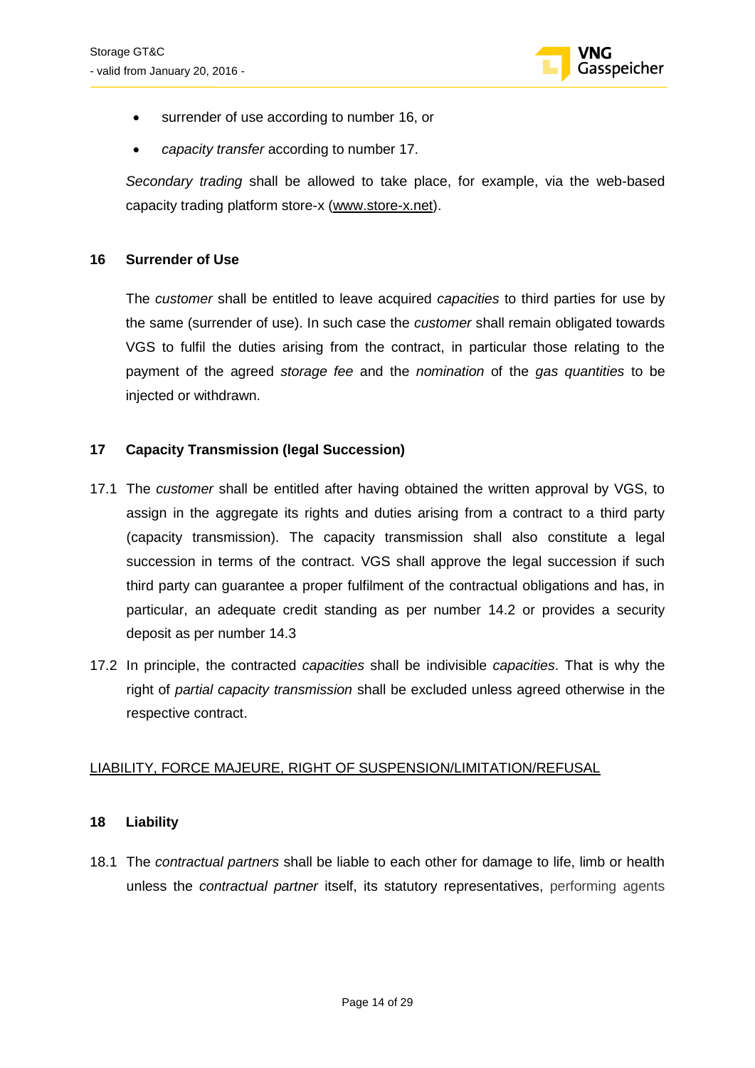- surrender of use according to number 16, or
- *capacity transfer* according to number 17.

*Secondary trading* shall be allowed to take place, for example, via the web-based capacity trading platform store-x (www.store-x.net).

## 16 Surrender of Use

The *customer* shall be entitled to leave acquired *capacities* to third parties for use by the same (surrender of use). In such case the *customer* shall remain obligated towards VGS to fulfil the duties arising from the contract, in particular those relating to the payment of the agreed *storage fee* and the *nomination* of the *gas quantities* to be injected or withdrawn.

## 17 Capacity Transmission (legal Succession)

17.1 The *customer* shall be entitled after having obtained the written approval by VGS, to assign in the aggregate its rights and duties arising from a contract to a third party (capacity transmission). The capacity transmission shall also constitute a legal succession in terms of the contract. VGS shall approve the legal succession if such third party can guarantee a proper fulfilment of the contractual obligations and has, in particular, an adequate credit standing as per number 14.2 or provides a security deposit as per number 14.3

17.2 In principle, the contracted *capacities* shall be indivisible *capacities*. That is why the right of *partial capacity transmission* shall be excluded unless agreed otherwise in the respective contract.

# LIABILITY, FORCE MAJEURE, RIGHT OF SUSPENSION/LIMITATION/REFUSAL

## 18 Liability

18.1 The *contractual partners* shall be liable to each other for damage to life, limb or health unless the *contractual partner* itself, its statutory representatives, performing agents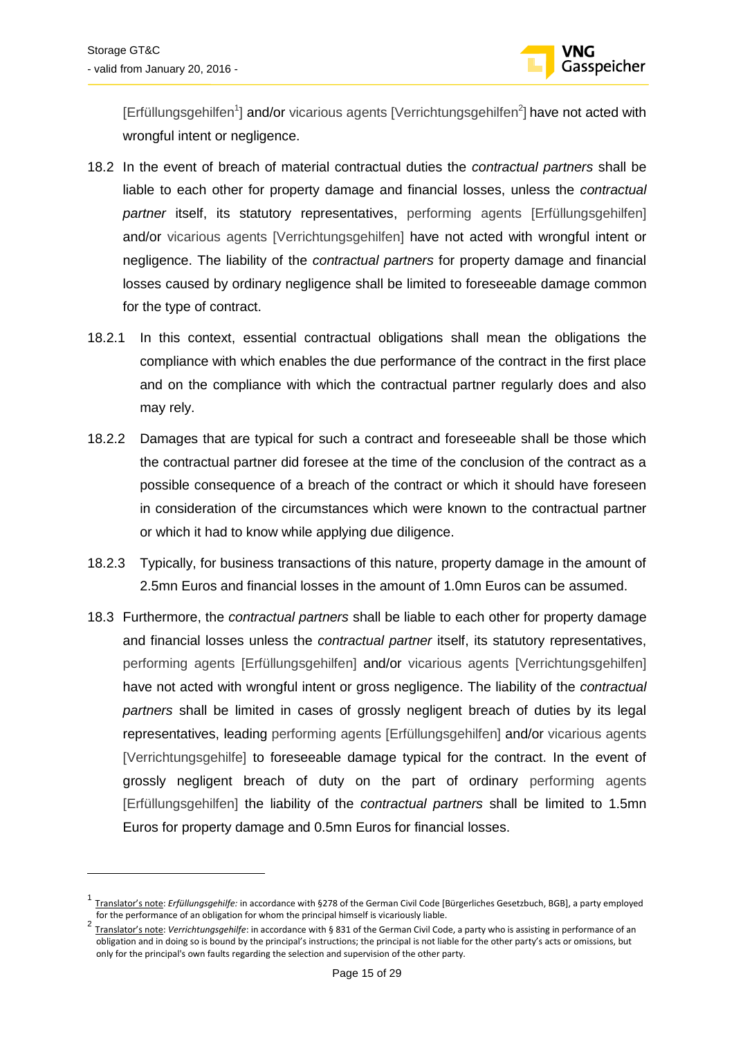[Erfüllungsgehilfen[1]] and/or vicarious agents [Verrichtungsgehilfen[2]] have not acted with wrongful intent or negligence.

18.2 In the event of breach of material contractual duties the *contractual partners* shall be liable to each other for property damage and financial losses, unless the *contractual partner* itself, its statutory representatives, performing agents [Erfüllungsgehilfen] and/or vicarious agents [Verrichtungsgehilfen] have not acted with wrongful intent or negligence. The liability of the *contractual partners* for property damage and financial losses caused by ordinary negligence shall be limited to foreseeable damage common for the type of contract.

18.2.1 In this context, essential contractual obligations shall mean the obligations the compliance with which enables the due performance of the contract in the first place and on the compliance with which the contractual partner regularly does and also may rely.

18.2.2 Damages that are typical for such a contract and foreseeable shall be those which the contractual partner did foresee at the time of the conclusion of the contract as a possible consequence of a breach of the contract or which it should have foreseen in consideration of the circumstances which were known to the contractual partner or which it had to know while applying due diligence.

18.2.3 Typically, for business transactions of this nature, property damage in the amount of 2.5mn Euros and financial losses in the amount of 1.0mn Euros can be assumed.

18.3 Furthermore, the *contractual partners* shall be liable to each other for property damage and financial losses unless the *contractual partner* itself, its statutory representatives, performing agents [Erfüllungsgehilfen] and/or vicarious agents [Verrichtungsgehilfen] have not acted with wrongful intent or gross negligence. The liability of the *contractual partners* shall be limited in cases of grossly negligent breach of duties by its legal representatives, leading performing agents [Erfüllungsgehilfen] and/or vicarious agents [Verrichtungsgehilfe] to foreseeable damage typical for the contract. In the event of grossly negligent breach of duty on the part of ordinary performing agents [Erfüllungsgehilfen] the liability of the *contractual partners* shall be limited to 1.5mn Euros for property damage and 0.5mn Euros for financial losses.

---

[1] Translator's note: *Erfüllungsgehilfe:* in accordance with §278 of the German Civil Code [Bürgerliches Gesetzbuch, BGB], a party employed for the performance of an obligation for whom the principal himself is vicariously liable.

[2] Translator's note: *Verrichtungsgehilfe*: in accordance with § 831 of the German Civil Code, a party who is assisting in performance of an obligation and in doing so is bound by the principal's instructions; the principal is not liable for the other party's acts or omissions, but only for the principal's own faults regarding the selection and supervision of the other party.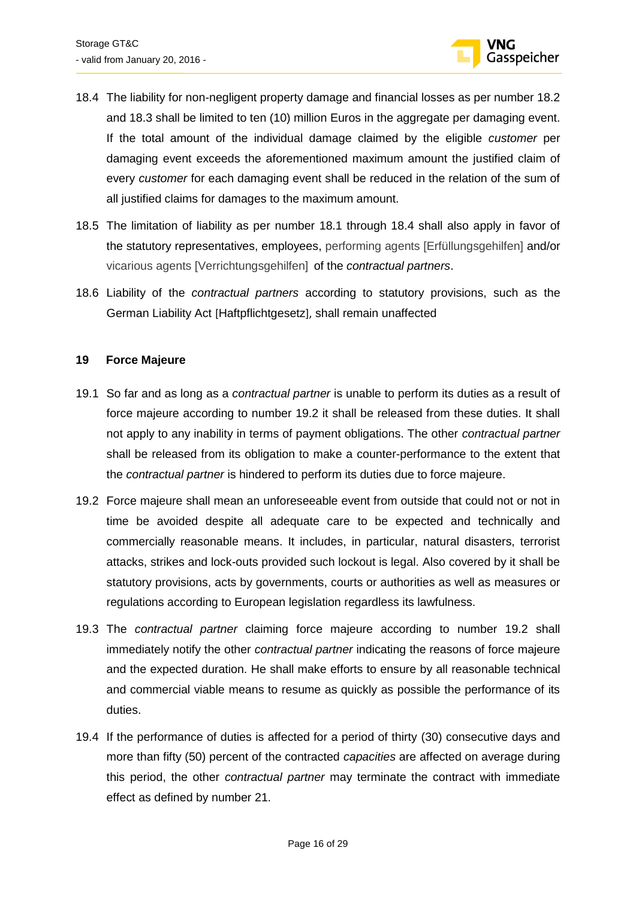18.4 The liability for non-negligent property damage and financial losses as per number 18.2 and 18.3 shall be limited to ten (10) million Euros in the aggregate per damaging event. If the total amount of the individual damage claimed by the eligible *customer* per damaging event exceeds the aforementioned maximum amount the justified claim of every *customer* for each damaging event shall be reduced in the relation of the sum of all justified claims for damages to the maximum amount.

18.5 The limitation of liability as per number 18.1 through 18.4 shall also apply in favor of the statutory representatives, employees, performing agents [Erfüllungsgehilfen] and/or vicarious agents [Verrichtungsgehilfen] of the *contractual partners*.

18.6 Liability of the *contractual partners* according to statutory provisions, such as the German Liability Act [Haftpflichtgesetz], shall remain unaffected

## 19 Force Majeure

19.1 So far and as long as a *contractual partner* is unable to perform its duties as a result of force majeure according to number 19.2 it shall be released from these duties. It shall not apply to any inability in terms of payment obligations. The other *contractual partner* shall be released from its obligation to make a counter-performance to the extent that the *contractual partner* is hindered to perform its duties due to force majeure.

19.2 Force majeure shall mean an unforeseeable event from outside that could not or not in time be avoided despite all adequate care to be expected and technically and commercially reasonable means. It includes, in particular, natural disasters, terrorist attacks, strikes and lock-outs provided such lockout is legal. Also covered by it shall be statutory provisions, acts by governments, courts or authorities as well as measures or regulations according to European legislation regardless its lawfulness.

19.3 The *contractual partner* claiming force majeure according to number 19.2 shall immediately notify the other *contractual partner* indicating the reasons of force majeure and the expected duration. He shall make efforts to ensure by all reasonable technical and commercial viable means to resume as quickly as possible the performance of its duties.

19.4 If the performance of duties is affected for a period of thirty (30) consecutive days and more than fifty (50) percent of the contracted *capacities* are affected on average during this period, the other *contractual partner* may terminate the contract with immediate effect as defined by number 21.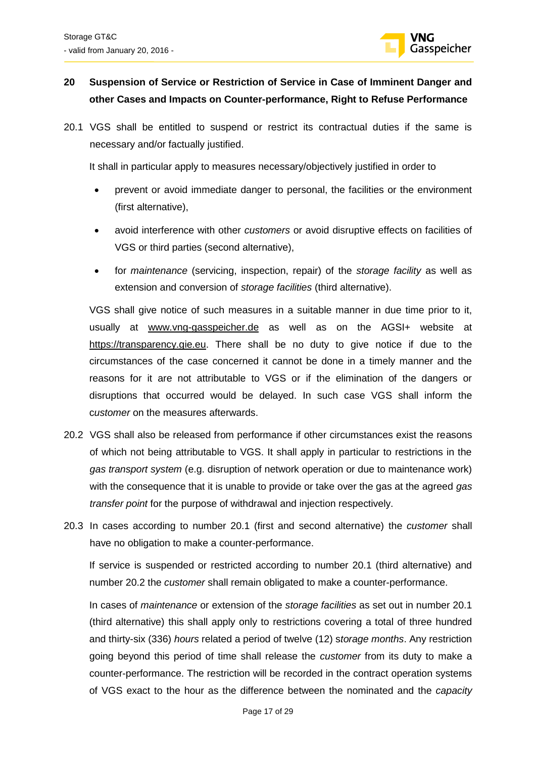## 20 Suspension of Service or Restriction of Service in Case of Imminent Danger and other Cases and Impacts on Counter-performance, Right to Refuse Performance

20.1 VGS shall be entitled to suspend or restrict its contractual duties if the same is necessary and/or factually justified.

It shall in particular apply to measures necessary/objectively justified in order to

- prevent or avoid immediate danger to personal, the facilities or the environment (first alternative),
- avoid interference with other *customers* or avoid disruptive effects on facilities of VGS or third parties (second alternative),
- for *maintenance* (servicing, inspection, repair) of the *storage facility* as well as extension and conversion of *storage facilities* (third alternative).

VGS shall give notice of such measures in a suitable manner in due time prior to it, usually at www.vng-gasspeicher.de as well as on the AGSI+ website at https://transparency.gie.eu. There shall be no duty to give notice if due to the circumstances of the case concerned it cannot be done in a timely manner and the reasons for it are not attributable to VGS or if the elimination of the dangers or disruptions that occurred would be delayed. In such case VGS shall inform the *customer* on the measures afterwards.

20.2 VGS shall also be released from performance if other circumstances exist the reasons of which not being attributable to VGS. It shall apply in particular to restrictions in the *gas transport system* (e.g. disruption of network operation or due to maintenance work) with the consequence that it is unable to provide or take over the gas at the agreed *gas transfer point* for the purpose of withdrawal and injection respectively.

20.3 In cases according to number 20.1 (first and second alternative) the *customer* shall have no obligation to make a counter-performance.

If service is suspended or restricted according to number 20.1 (third alternative) and number 20.2 the *customer* shall remain obligated to make a counter-performance.

In cases of *maintenance* or extension of the *storage facilities* as set out in number 20.1 (third alternative) this shall apply only to restrictions covering a total of three hundred and thirty-six (336) *hours* related a period of twelve (12) *storage months*. Any restriction going beyond this period of time shall release the *customer* from its duty to make a counter-performance. The restriction will be recorded in the contract operation systems of VGS exact to the hour as the difference between the nominated and the *capacity*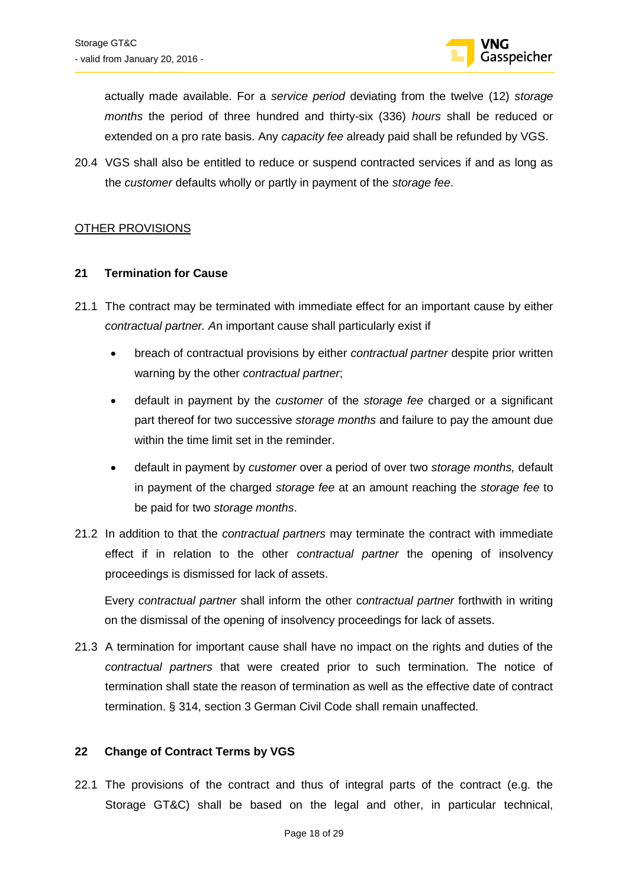actually made available. For a *service period* deviating from the twelve (12) *storage months* the period of three hundred and thirty-six (336) *hours* shall be reduced or extended on a pro rate basis. Any *capacity fee* already paid shall be refunded by VGS.

20.4 VGS shall also be entitled to reduce or suspend contracted services if and as long as the *customer* defaults wholly or partly in payment of the *storage fee*.

OTHER PROVISIONS

## 21 Termination for Cause

21.1 The contract may be terminated with immediate effect for an important cause by either *contractual partner. A*n important cause shall particularly exist if

- breach of contractual provisions by either *contractual partner* despite prior written warning by the other *contractual partner*;
- default in payment by the *customer* of the *storage fee* charged or a significant part thereof for two successive *storage months* and failure to pay the amount due within the time limit set in the reminder.
- default in payment by *customer* over a period of over two *storage months,* default in payment of the charged *storage fee* at an amount reaching the *storage fee* to be paid for two *storage months*.

21.2 In addition to that the *contractual partners* may terminate the contract with immediate effect if in relation to the other *contractual partner* the opening of insolvency proceedings is dismissed for lack of assets.

Every *contractual partner* shall inform the other c*ontractual partner* forthwith in writing on the dismissal of the opening of insolvency proceedings for lack of assets.

21.3 A termination for important cause shall have no impact on the rights and duties of the *contractual partners* that were created prior to such termination. The notice of termination shall state the reason of termination as well as the effective date of contract termination. § 314, section 3 German Civil Code shall remain unaffected.

## 22 Change of Contract Terms by VGS

22.1 The provisions of the contract and thus of integral parts of the contract (e.g. the Storage GT&C) shall be based on the legal and other, in particular technical,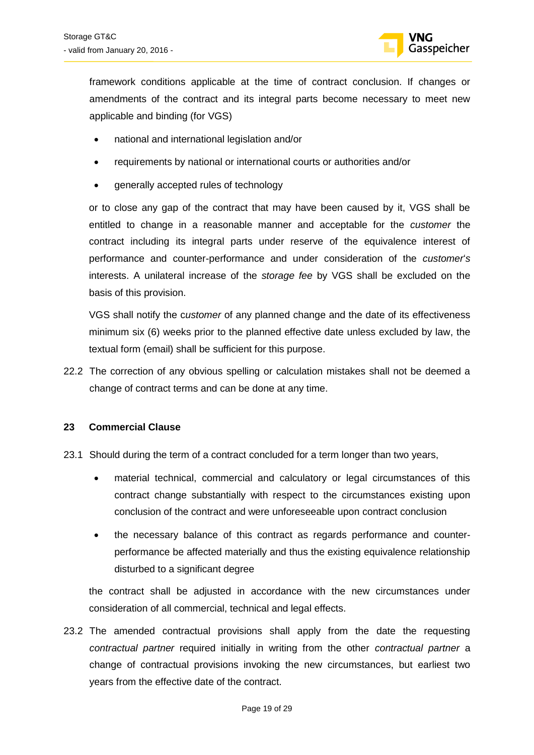framework conditions applicable at the time of contract conclusion. If changes or amendments of the contract and its integral parts become necessary to meet new applicable and binding (for VGS)

- national and international legislation and/or
- requirements by national or international courts or authorities and/or
- generally accepted rules of technology

or to close any gap of the contract that may have been caused by it, VGS shall be entitled to change in a reasonable manner and acceptable for the *customer* the contract including its integral parts under reserve of the equivalence interest of performance and counter-performance and under consideration of the *customer's* interests. A unilateral increase of the *storage fee* by VGS shall be excluded on the basis of this provision.

VGS shall notify the c*ustomer* of any planned change and the date of its effectiveness minimum six (6) weeks prior to the planned effective date unless excluded by law, the textual form (email) shall be sufficient for this purpose.

22.2 The correction of any obvious spelling or calculation mistakes shall not be deemed a change of contract terms and can be done at any time.

## 23 Commercial Clause

23.1 Should during the term of a contract concluded for a term longer than two years,

- material technical, commercial and calculatory or legal circumstances of this contract change substantially with respect to the circumstances existing upon conclusion of the contract and were unforeseeable upon contract conclusion
- the necessary balance of this contract as regards performance and counter-performance be affected materially and thus the existing equivalence relationship disturbed to a significant degree

the contract shall be adjusted in accordance with the new circumstances under consideration of all commercial, technical and legal effects.

23.2 The amended contractual provisions shall apply from the date the requesting *contractual partner* required initially in writing from the other *contractual partner* a change of contractual provisions invoking the new circumstances, but earliest two years from the effective date of the contract.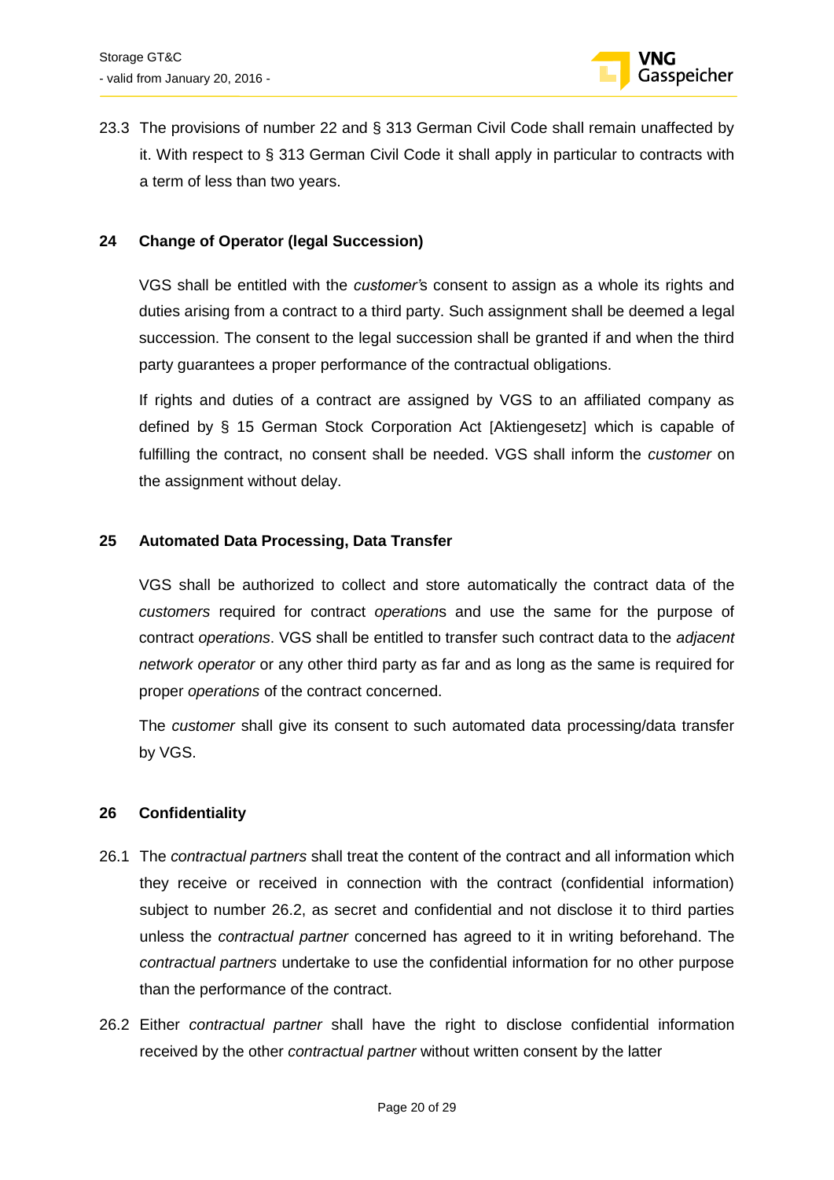23.3 The provisions of number 22 and § 313 German Civil Code shall remain unaffected by it. With respect to § 313 German Civil Code it shall apply in particular to contracts with a term of less than two years.

## 24 Change of Operator (legal Succession)

VGS shall be entitled with the *customer'*s consent to assign as a whole its rights and duties arising from a contract to a third party. Such assignment shall be deemed a legal succession. The consent to the legal succession shall be granted if and when the third party guarantees a proper performance of the contractual obligations.

If rights and duties of a contract are assigned by VGS to an affiliated company as defined by § 15 German Stock Corporation Act [Aktiengesetz] which is capable of fulfilling the contract, no consent shall be needed. VGS shall inform the *customer* on the assignment without delay.

## 25 Automated Data Processing, Data Transfer

VGS shall be authorized to collect and store automatically the contract data of the *customers* required for contract *operation*s and use the same for the purpose of contract *operations*. VGS shall be entitled to transfer such contract data to the *adjacent network operator* or any other third party as far and as long as the same is required for proper *operations* of the contract concerned.

The *customer* shall give its consent to such automated data processing/data transfer by VGS.

## 26 Confidentiality

26.1 The *contractual partners* shall treat the content of the contract and all information which they receive or received in connection with the contract (confidential information) subject to number 26.2, as secret and confidential and not disclose it to third parties unless the *contractual partner* concerned has agreed to it in writing beforehand. The *contractual partners* undertake to use the confidential information for no other purpose than the performance of the contract.

26.2 Either *contractual partner* shall have the right to disclose confidential information received by the other *contractual partner* without written consent by the latter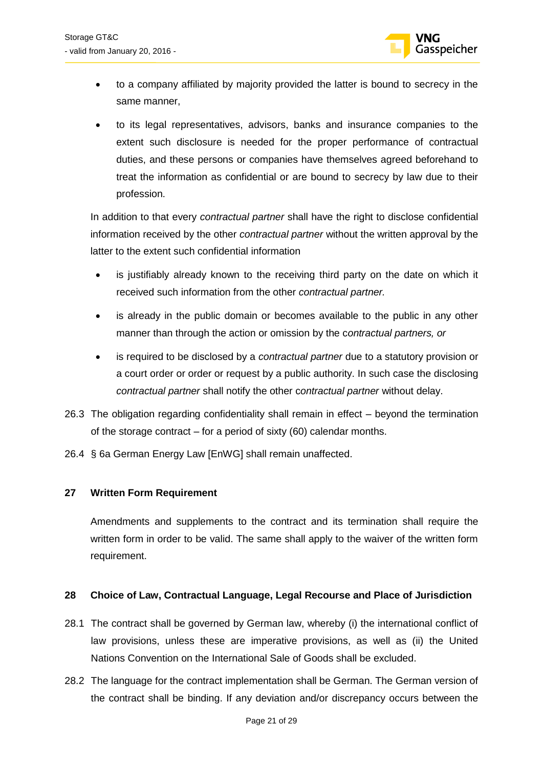- to a company affiliated by majority provided the latter is bound to secrecy in the same manner,
- to its legal representatives, advisors, banks and insurance companies to the extent such disclosure is needed for the proper performance of contractual duties, and these persons or companies have themselves agreed beforehand to treat the information as confidential or are bound to secrecy by law due to their profession.

In addition to that every *contractual partner* shall have the right to disclose confidential information received by the other *contractual partner* without the written approval by the latter to the extent such confidential information

- is justifiably already known to the receiving third party on the date on which it received such information from the other *contractual partner.*
- is already in the public domain or becomes available to the public in any other manner than through the action or omission by the c*ontractual partners, or*
- is required to be disclosed by a *contractual partner* due to a statutory provision or a court order or order or request by a public authority. In such case the disclosing *contractual partner* shall notify the other c*ontractual partner* without delay.

26.3 The obligation regarding confidentiality shall remain in effect – beyond the termination of the storage contract – for a period of sixty (60) calendar months.

26.4 § 6a German Energy Law [EnWG] shall remain unaffected.

## 27 Written Form Requirement

Amendments and supplements to the contract and its termination shall require the written form in order to be valid. The same shall apply to the waiver of the written form requirement.

## 28 Choice of Law, Contractual Language, Legal Recourse and Place of Jurisdiction

28.1 The contract shall be governed by German law, whereby (i) the international conflict of law provisions, unless these are imperative provisions, as well as (ii) the United Nations Convention on the International Sale of Goods shall be excluded.

28.2 The language for the contract implementation shall be German. The German version of the contract shall be binding. If any deviation and/or discrepancy occurs between the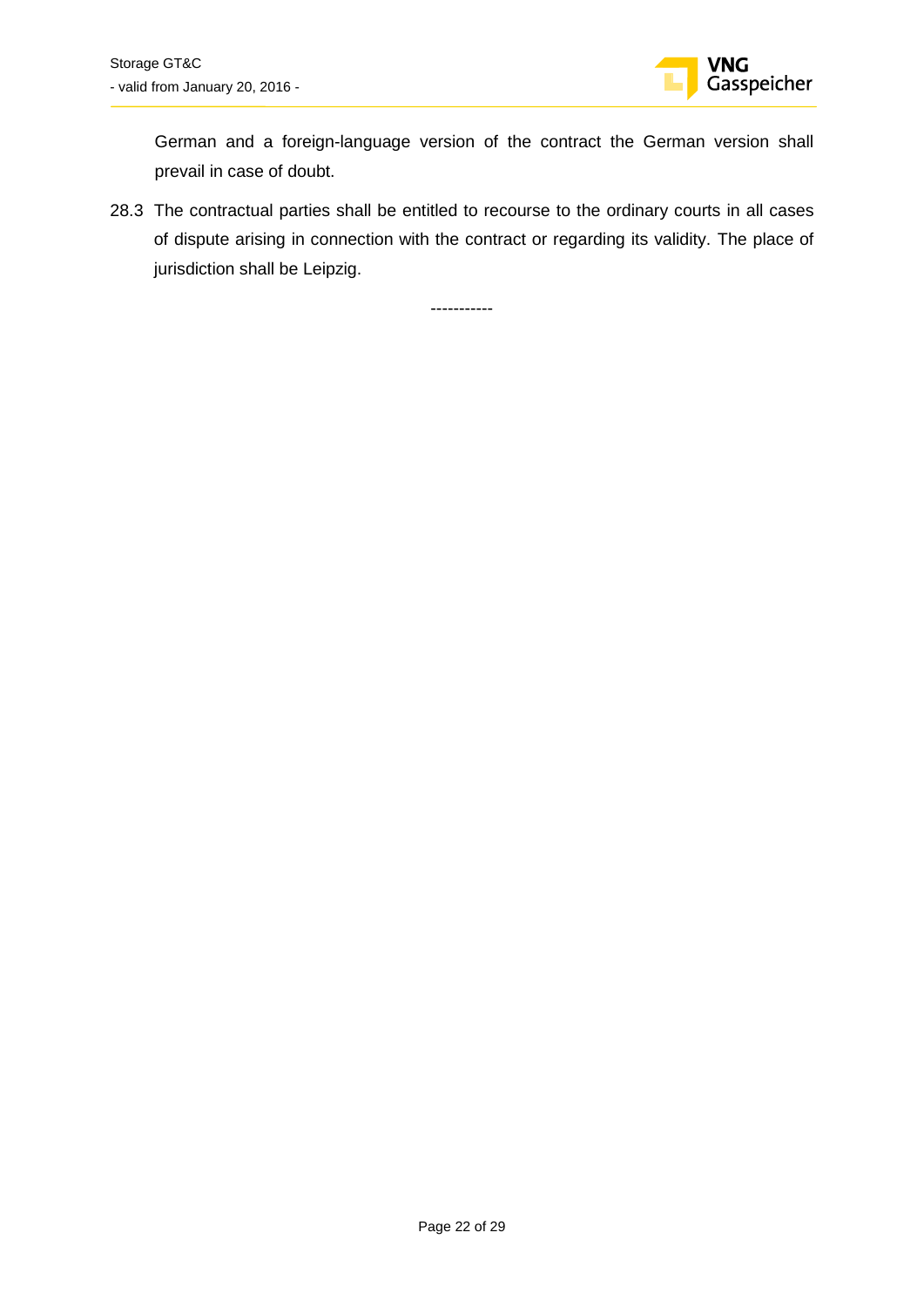German and a foreign-language version of the contract the German version shall prevail in case of doubt.

28.3 The contractual parties shall be entitled to recourse to the ordinary courts in all cases of dispute arising in connection with the contract or regarding its validity. The place of jurisdiction shall be Leipzig.

-----------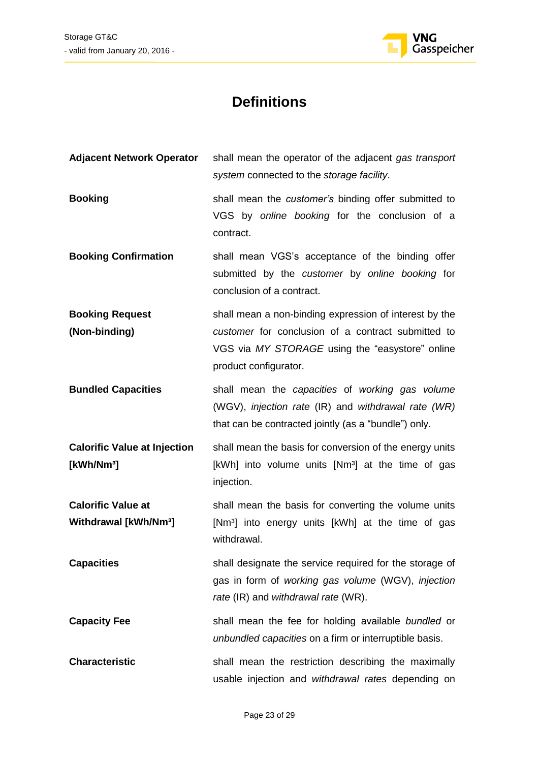# Definitions

| | |
|---|---|
| **Adjacent Network Operator** | shall mean the operator of the adjacent *gas transport system* connected to the *storage facility*. |
| **Booking** | shall mean the *customer's* binding offer submitted to VGS by *online booking* for the conclusion of a contract. |
| **Booking Confirmation** | shall mean VGS's acceptance of the binding offer submitted by the *customer* by *online booking* for conclusion of a contract. |
| **Booking Request (Non-binding)** | shall mean a non-binding expression of interest by the *customer* for conclusion of a contract submitted to VGS via *MY STORAGE* using the "easystore" online product configurator. |
| **Bundled Capacities** | shall mean the *capacities* of *working gas volume* (WGV), *injection rate* (IR) and *withdrawal rate (WR)* that can be contracted jointly (as a "bundle") only. |
| **Calorific Value at Injection [kWh/Nm³]** | shall mean the basis for conversion of the energy units [kWh] into volume units [Nm³] at the time of gas injection. |
| **Calorific Value at Withdrawal [kWh/Nm³]** | shall mean the basis for converting the volume units [Nm³] into energy units [kWh] at the time of gas withdrawal. |
| **Capacities** | shall designate the service required for the storage of gas in form of *working gas volume* (WGV), *injection rate* (IR) and *withdrawal rate* (WR). |
| **Capacity Fee** | shall mean the fee for holding available *bundled* or *unbundled capacities* on a firm or interruptible basis. |
| **Characteristic** | shall mean the restriction describing the maximally usable injection and *withdrawal rates* depending on |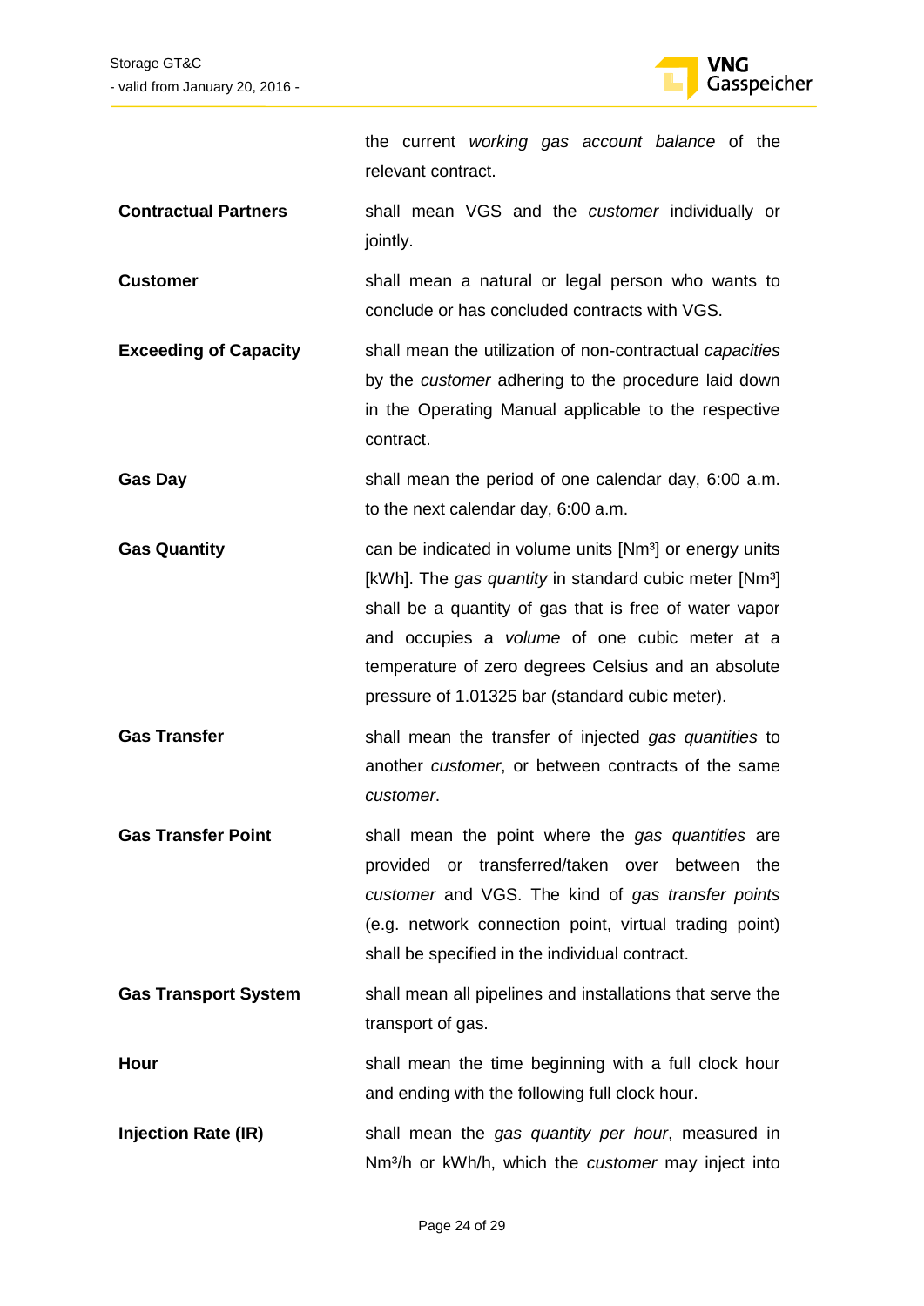the current *working gas account balance* of the relevant contract.

**Contractual Partners** shall mean VGS and the *customer* individually or jointly.

**Customer** shall mean a natural or legal person who wants to conclude or has concluded contracts with VGS.

**Exceeding of Capacity** shall mean the utilization of non-contractual *capacities* by the *customer* adhering to the procedure laid down in the Operating Manual applicable to the respective contract.

**Gas Day** shall mean the period of one calendar day, 6:00 a.m. to the next calendar day, 6:00 a.m.

**Gas Quantity** can be indicated in volume units [Nm³] or energy units [kWh]. The *gas quantity* in standard cubic meter [Nm³] shall be a quantity of gas that is free of water vapor and occupies a *volume* of one cubic meter at a temperature of zero degrees Celsius and an absolute pressure of 1.01325 bar (standard cubic meter).

**Gas Transfer** shall mean the transfer of injected *gas quantities* to another *customer*, or between contracts of the same *customer*.

**Gas Transfer Point** shall mean the point where the *gas quantities* are provided or transferred/taken over between the *customer* and VGS. The kind of *gas transfer points* (e.g. network connection point, virtual trading point) shall be specified in the individual contract.

**Gas Transport System** shall mean all pipelines and installations that serve the transport of gas.

**Hour** shall mean the time beginning with a full clock hour and ending with the following full clock hour.

**Injection Rate (IR)** shall mean the *gas quantity per hour*, measured in Nm³/h or kWh/h, which the *customer* may inject into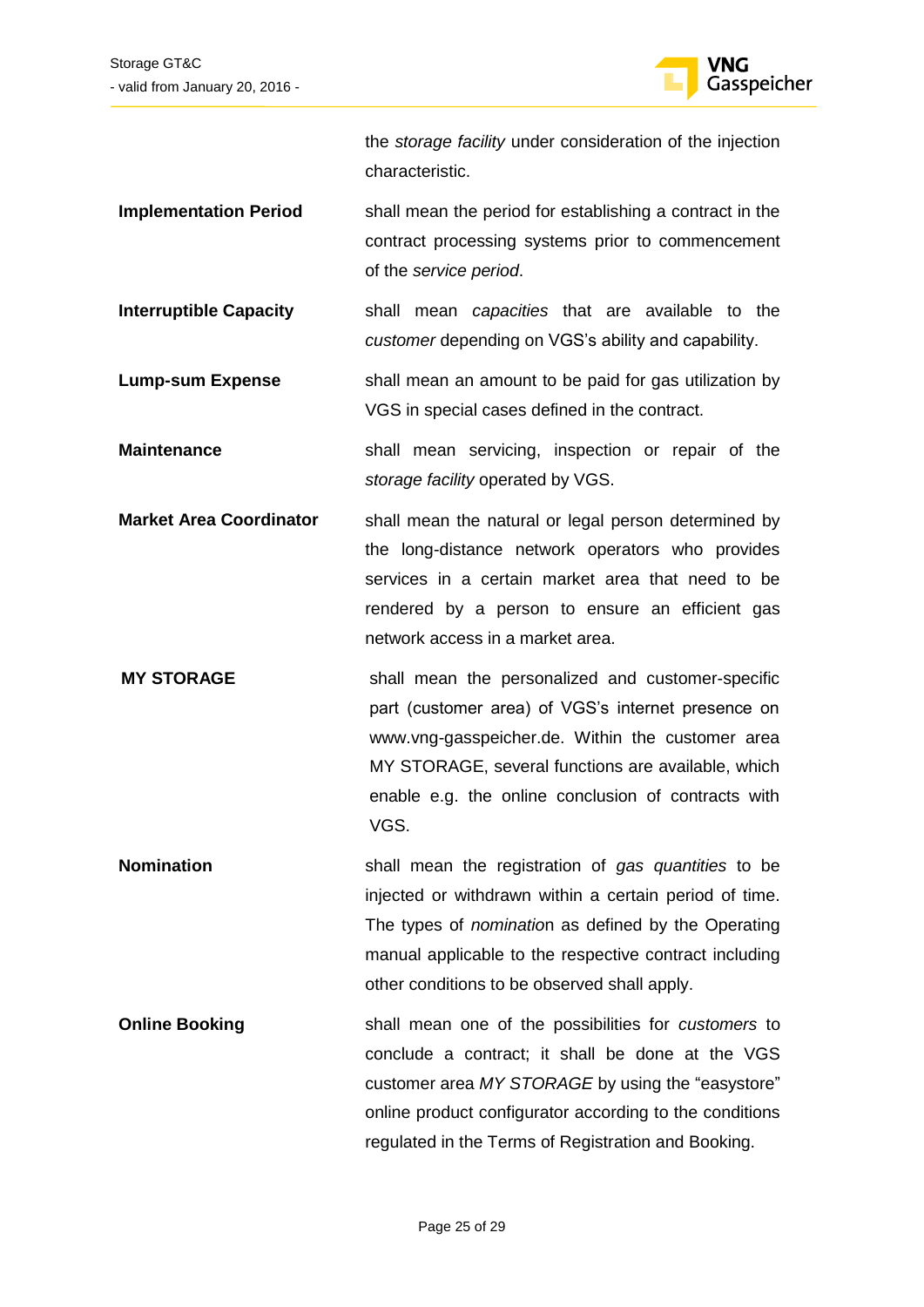the *storage facility* under consideration of the injection characteristic.

**Implementation Period** shall mean the period for establishing a contract in the contract processing systems prior to commencement of the *service period*.

**Interruptible Capacity** shall mean *capacities* that are available to the *customer* depending on VGS's ability and capability.

**Lump-sum Expense** shall mean an amount to be paid for gas utilization by VGS in special cases defined in the contract.

**Maintenance** shall mean servicing, inspection or repair of the *storage facility* operated by VGS.

**Market Area Coordinator** shall mean the natural or legal person determined by the long-distance network operators who provides services in a certain market area that need to be rendered by a person to ensure an efficient gas network access in a market area.

**MY STORAGE** shall mean the personalized and customer-specific part (customer area) of VGS's internet presence on www.vng-gasspeicher.de. Within the customer area MY STORAGE, several functions are available, which enable e.g. the online conclusion of contracts with VGS.

**Nomination** shall mean the registration of *gas quantities* to be injected or withdrawn within a certain period of time. The types of *nomination* as defined by the Operating manual applicable to the respective contract including other conditions to be observed shall apply.

**Online Booking** shall mean one of the possibilities for *customers* to conclude a contract; it shall be done at the VGS customer area *MY STORAGE* by using the "easystore" online product configurator according to the conditions regulated in the Terms of Registration and Booking.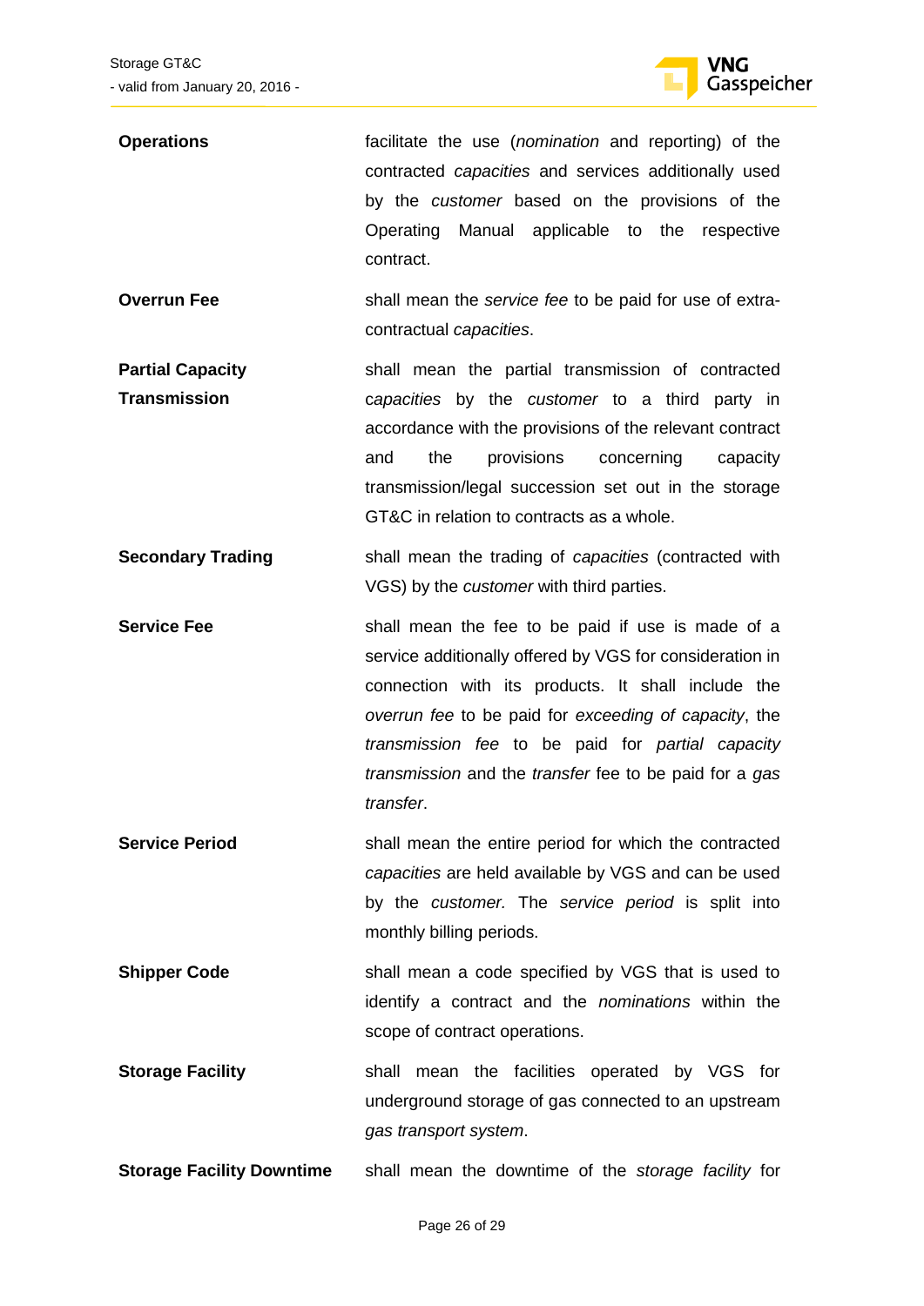| | |
|---|---|
| **Operations** | facilitate the use (*nomination* and reporting) of the contracted *capacities* and services additionally used by the *customer* based on the provisions of the Operating Manual applicable to the respective contract. |
| **Overrun Fee** | shall mean the *service fee* to be paid for use of extra-contractual *capacities*. |
| **Partial Capacity Transmission** | shall mean the partial transmission of contracted *capacities* by the *customer* to a third party in accordance with the provisions of the relevant contract and the provisions concerning capacity transmission/legal succession set out in the storage GT&C in relation to contracts as a whole. |
| **Secondary Trading** | shall mean the trading of *capacities* (contracted with VGS) by the *customer* with third parties. |
| **Service Fee** | shall mean the fee to be paid if use is made of a service additionally offered by VGS for consideration in connection with its products. It shall include the *overrun fee* to be paid for *exceeding of capacity*, the *transmission fee* to be paid for *partial capacity transmission* and the *transfer* fee to be paid for a *gas transfer*. |
| **Service Period** | shall mean the entire period for which the contracted *capacities* are held available by VGS and can be used by the *customer.* The *service period* is split into monthly billing periods. |
| **Shipper Code** | shall mean a code specified by VGS that is used to identify a contract and the *nominations* within the scope of contract operations. |
| **Storage Facility** | shall mean the facilities operated by VGS for underground storage of gas connected to an upstream *gas transport system*. |
| **Storage Facility Downtime** | shall mean the downtime of the *storage facility* for |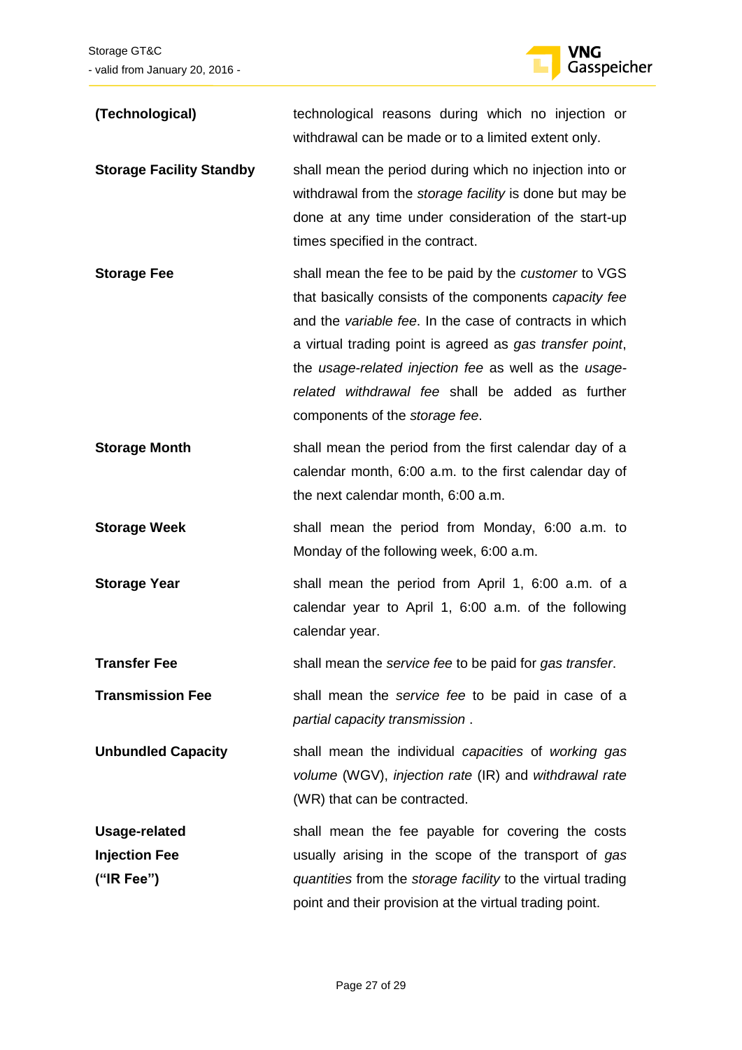| | |
|---|---|
| **(Technological)** | technological reasons during which no injection or withdrawal can be made or to a limited extent only. |
| **Storage Facility Standby** | shall mean the period during which no injection into or withdrawal from the *storage facility* is done but may be done at any time under consideration of the start-up times specified in the contract. |
| **Storage Fee** | shall mean the fee to be paid by the *customer* to VGS that basically consists of the components *capacity fee* and the *variable fee*. In the case of contracts in which a virtual trading point is agreed as *gas transfer point*, the *usage-related injection fee* as well as the *usage-related withdrawal fee* shall be added as further components of the *storage fee*. |
| **Storage Month** | shall mean the period from the first calendar day of a calendar month, 6:00 a.m. to the first calendar day of the next calendar month, 6:00 a.m. |
| **Storage Week** | shall mean the period from Monday, 6:00 a.m. to Monday of the following week, 6:00 a.m. |
| **Storage Year** | shall mean the period from April 1, 6:00 a.m. of a calendar year to April 1, 6:00 a.m. of the following calendar year. |
| **Transfer Fee** | shall mean the *service fee* to be paid for *gas transfer*. |
| **Transmission Fee** | shall mean the *service fee* to be paid in case of a *partial capacity transmission* . |
| **Unbundled Capacity** | shall mean the individual *capacities* of *working gas volume* (WGV), *injection rate* (IR) and *withdrawal rate* (WR) that can be contracted. |
| **Usage-related Injection Fee ("IR Fee")** | shall mean the fee payable for covering the costs usually arising in the scope of the transport of *gas quantities* from the *storage facility* to the virtual trading point and their provision at the virtual trading point. |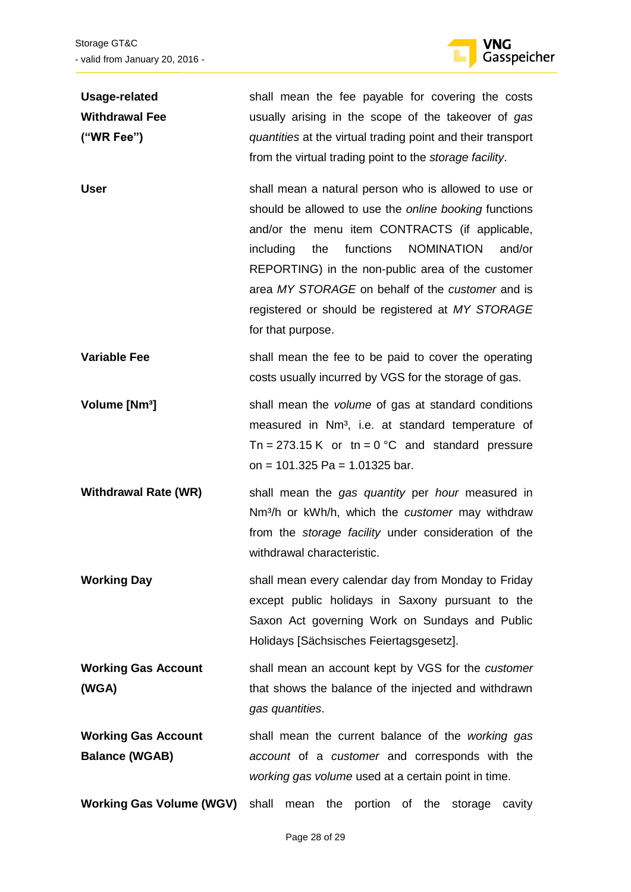| | |
|---|---|
| **Usage-related Withdrawal Fee ("WR Fee")** | shall mean the fee payable for covering the costs usually arising in the scope of the takeover of *gas quantities* at the virtual trading point and their transport from the virtual trading point to the *storage facility*. |
| **User** | shall mean a natural person who is allowed to use or should be allowed to use the *online booking* functions and/or the menu item CONTRACTS (if applicable, including the functions NOMINATION and/or REPORTING) in the non-public area of the customer area *MY STORAGE* on behalf of the *customer* and is registered or should be registered at *MY STORAGE* for that purpose. |
| **Variable Fee** | shall mean the fee to be paid to cover the operating costs usually incurred by VGS for the storage of gas. |
| **Volume [Nm³]** | shall mean the *volume* of gas at standard conditions measured in Nm³, i.e. at standard temperature of Tn = 273.15 K or tn = 0 °C and standard pressure on = 101.325 Pa = 1.01325 bar. |
| **Withdrawal Rate (WR)** | shall mean the *gas quantity* per *hour* measured in Nm³/h or kWh/h, which the *customer* may withdraw from the *storage facility* under consideration of the withdrawal characteristic. |
| **Working Day** | shall mean every calendar day from Monday to Friday except public holidays in Saxony pursuant to the Saxon Act governing Work on Sundays and Public Holidays [Sächsisches Feiertagsgesetz]. |
| **Working Gas Account (WGA)** | shall mean an account kept by VGS for the *customer* that shows the balance of the injected and withdrawn *gas quantities*. |
| **Working Gas Account Balance (WGAB)** | shall mean the current balance of the *working gas account* of a *customer* and corresponds with the *working gas volume* used at a certain point in time. |
| **Working Gas Volume (WGV)** | shall mean the portion of the storage cavity |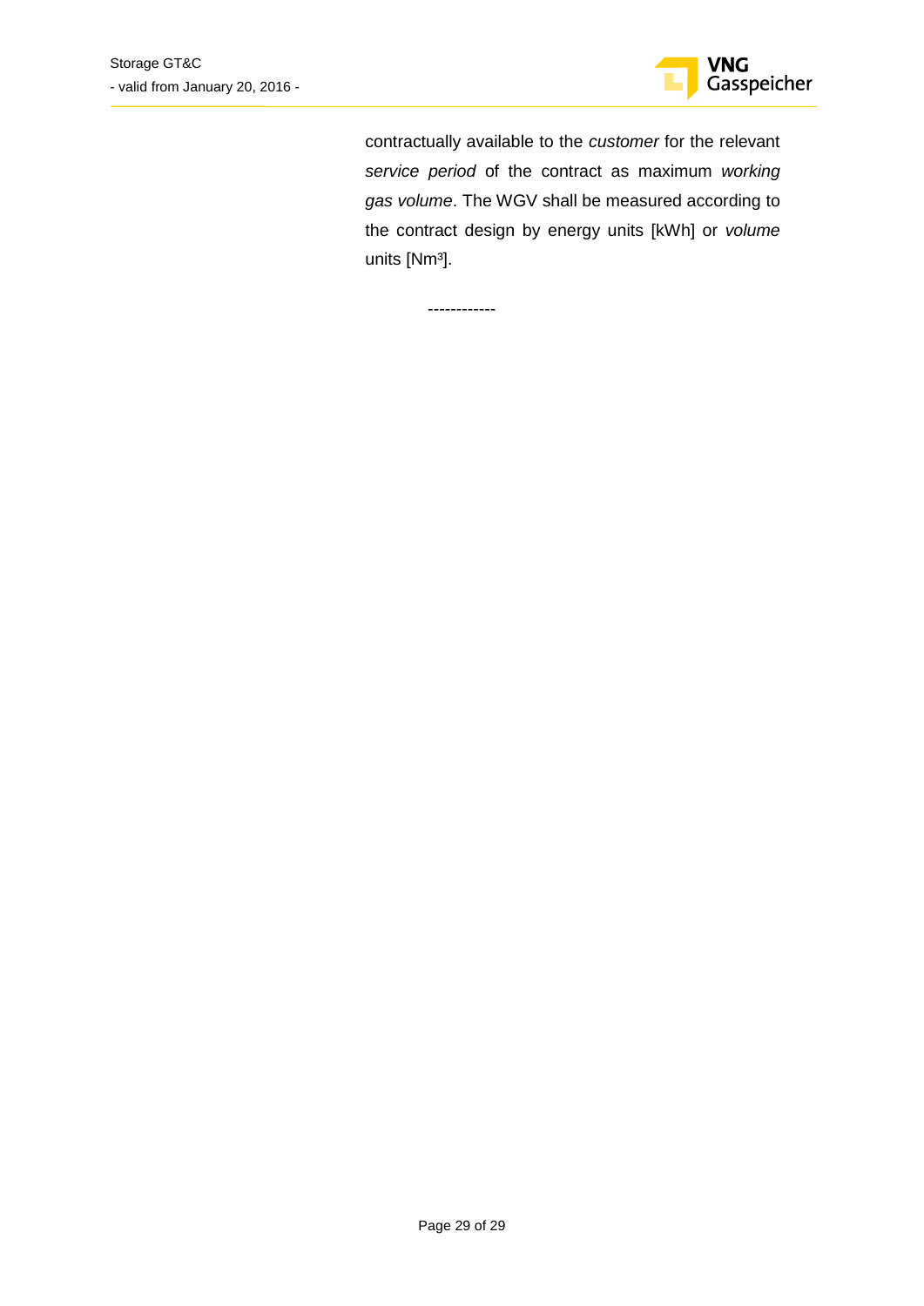contractually available to the *customer* for the relevant *service period* of the contract as maximum *working gas volume*. The WGV shall be measured according to the contract design by energy units [kWh] or *volume* units [Nm³].

------------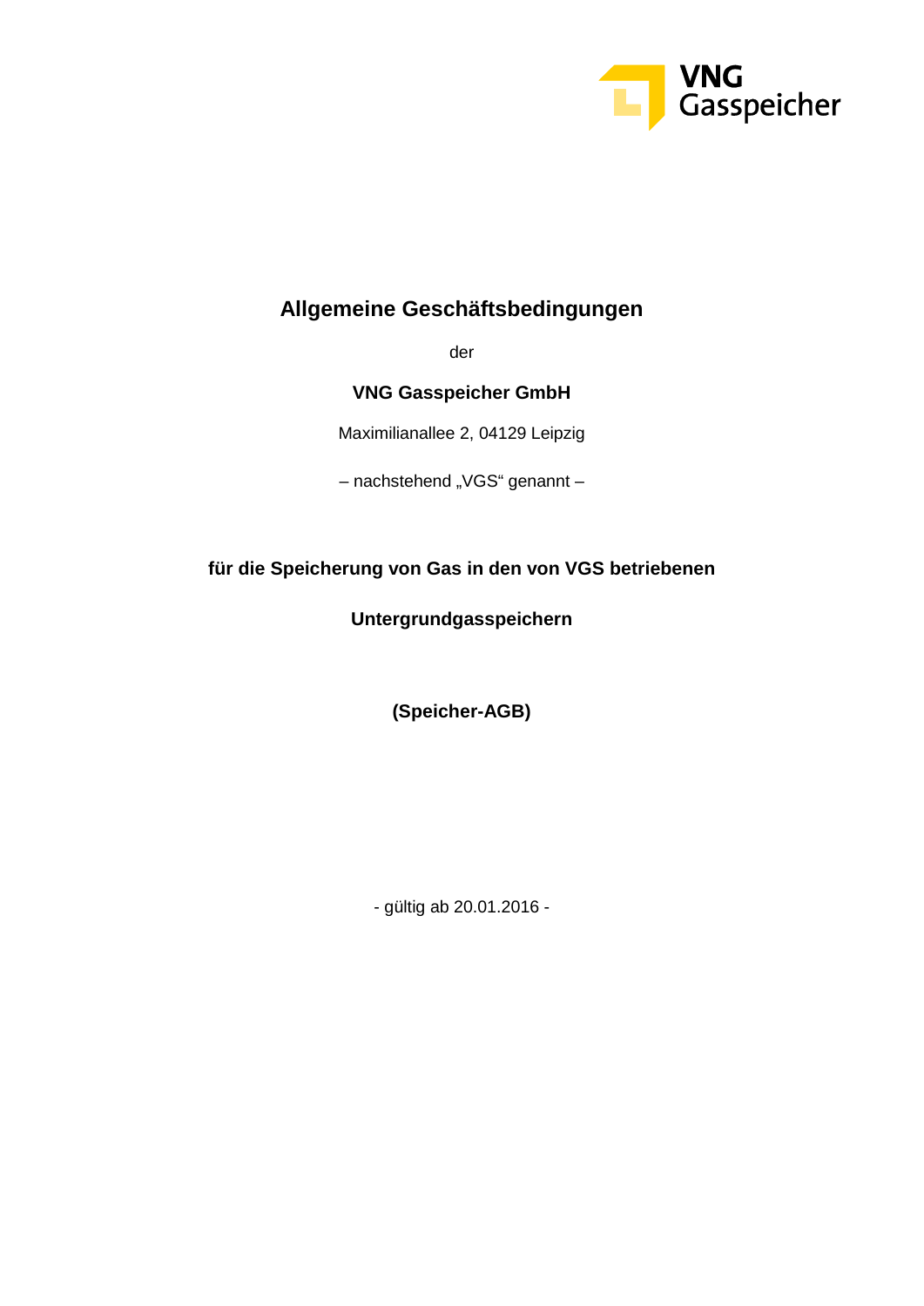# Allgemeine Geschäftsbedingungen

der

**VNG Gasspeicher GmbH**

Maximilianallee 2, 04129 Leipzig

– nachstehend „VGS" genannt –

**für die Speicherung von Gas in den von VGS betriebenen**

**Untergrundgasspeichern**

**(Speicher-AGB)**

- gültig ab 20.01.2016 -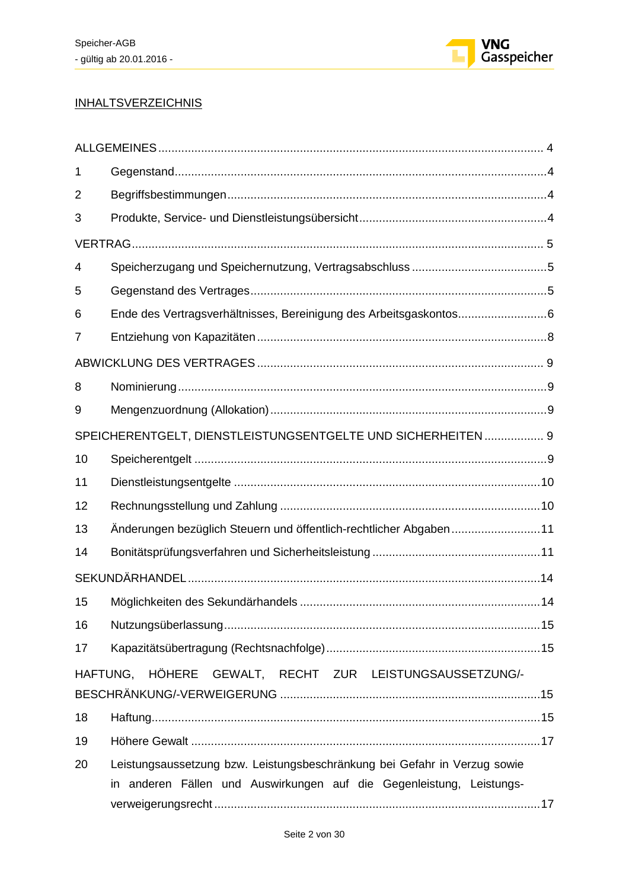INHALTSVERZEICHNIS

ALLGEMEINES ........................................................................................................... 4

1 Gegenstand ........................................................................................................... 4

2 Begriffsbestimmungen ........................................................................................... 4

3 Produkte, Service- und Dienstleistungsübersicht .................................................. 4

VERTRAG .................................................................................................................. 5

4 Speicherzugang und Speichernutzung, Vertragsabschluss .................................. 5

5 Gegenstand des Vertrages .................................................................................... 5

6 Ende des Vertragsverhältnisses, Bereinigung des Arbeitsgaskontos .................... 6

7 Entziehung von Kapazitäten .................................................................................. 8

ABWICKLUNG DES VERTRAGES ............................................................................ 9

8 Nominierung .......................................................................................................... 9

9 Mengenzuordnung (Allokation) .............................................................................. 9

SPEICHERENTGELT, DIENSTLEISTUNGSENTGELTE UND SICHERHEITEN ........ 9

10 Speicherentgelt ...................................................................................................... 9

11 Dienstleistungsentgelte ........................................................................................ 10

12 Rechnungsstellung und Zahlung .......................................................................... 10

13 Änderungen bezüglich Steuern und öffentlich-rechtlicher Abgaben ..................... 11

14 Bonitätsprüfungsverfahren und Sicherheitsleistung ............................................. 11

SEKUNDÄRHANDEL ................................................................................................ 14

15 Möglichkeiten des Sekundärhandels .................................................................... 14

16 Nutzungsüberlassung ........................................................................................... 15

17 Kapazitätsübertragung (Rechtsnachfolge) ........................................................... 15

HAFTUNG, HÖHERE GEWALT, RECHT ZUR LEISTUNGSAUSSETZUNG/-BESCHRÄNKUNG/-VERWEIGERUNG ..................................................................... 15

18 Haftung ................................................................................................................. 15

19 Höhere Gewalt ...................................................................................................... 17

20 Leistungsaussetzung bzw. Leistungsbeschränkung bei Gefahr in Verzug sowie in anderen Fällen und Auswirkungen auf die Gegenleistung, Leistungsverweigerungsrecht ................................................................................................ 17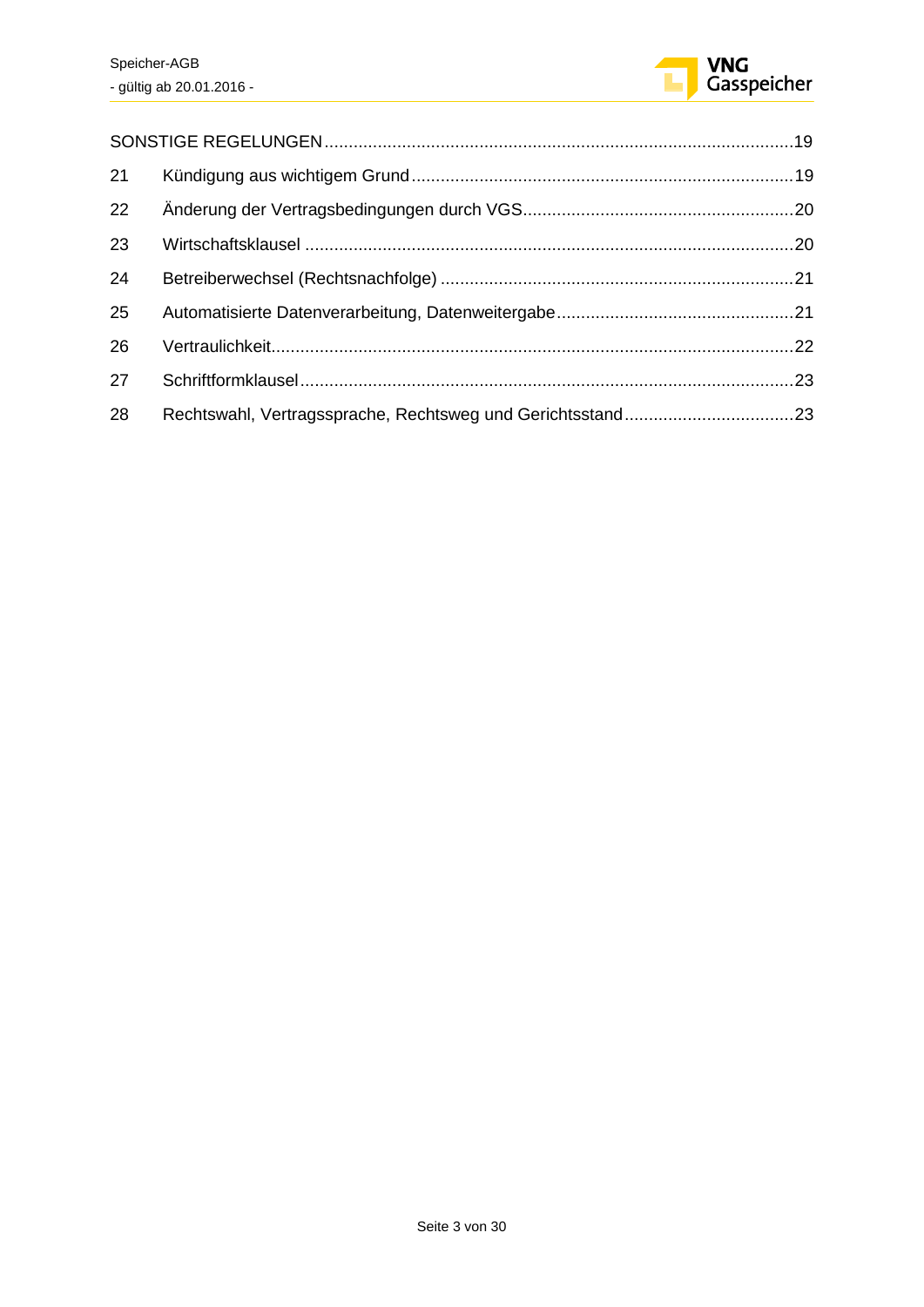SONSTIGE REGELUNGEN ........................................................................................19

21 Kündigung aus wichtigem Grund ........................................................................19

22 Änderung der Vertragsbedingungen durch VGS ....................................................20

23 Wirtschaftsklausel ..............................................................................................20

24 Betreiberwechsel (Rechtsnachfolge) ...................................................................21

25 Automatisierte Datenverarbeitung, Datenweitergabe ...........................................21

26 Vertraulichkeit ....................................................................................................22

27 Schriftformklausel ...............................................................................................23

28 Rechtswahl, Vertragssprache, Rechtsweg und Gerichtsstand ..............................23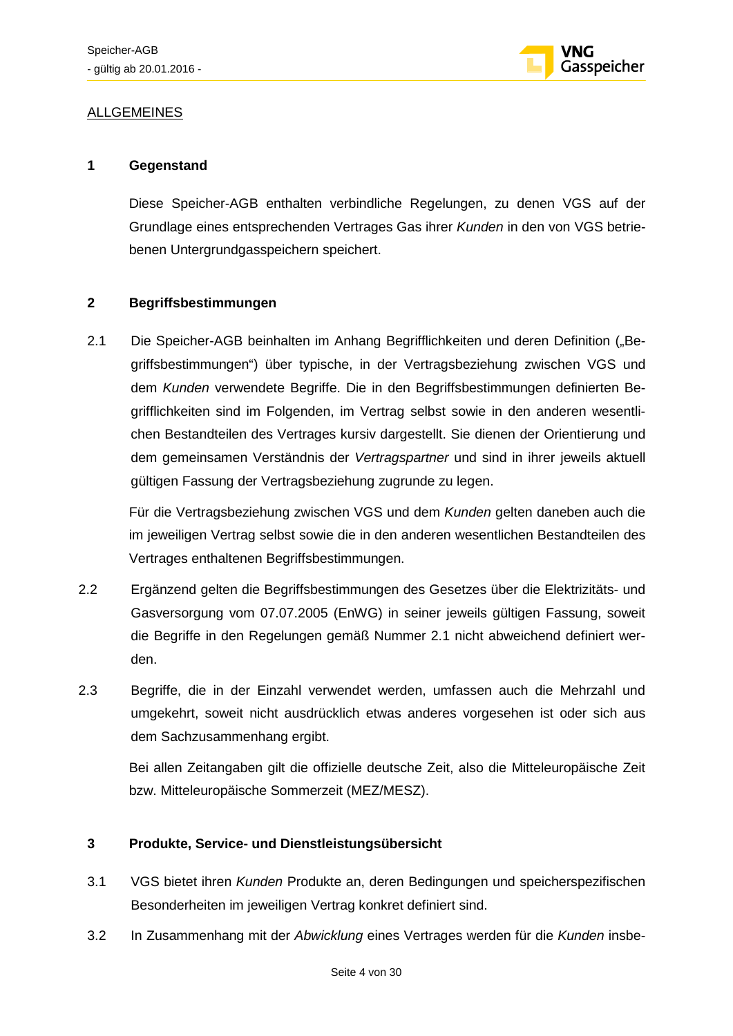ALLGEMEINES

## 1 Gegenstand

Diese Speicher-AGB enthalten verbindliche Regelungen, zu denen VGS auf der Grundlage eines entsprechenden Vertrages Gas ihrer *Kunden* in den von VGS betriebenen Untergrundgasspeichern speichert.

## 2 Begriffsbestimmungen

2.1 Die Speicher-AGB beinhalten im Anhang Begrifflichkeiten und deren Definition („Begriffsbestimmungen") über typische, in der Vertragsbeziehung zwischen VGS und dem *Kunden* verwendete Begriffe. Die in den Begriffsbestimmungen definierten Begrifflichkeiten sind im Folgenden, im Vertrag selbst sowie in den anderen wesentlichen Bestandteilen des Vertrages kursiv dargestellt. Sie dienen der Orientierung und dem gemeinsamen Verständnis der *Vertragspartner* und sind in ihrer jeweils aktuell gültigen Fassung der Vertragsbeziehung zugrunde zu legen.

Für die Vertragsbeziehung zwischen VGS und dem *Kunden* gelten daneben auch die im jeweiligen Vertrag selbst sowie die in den anderen wesentlichen Bestandteilen des Vertrages enthaltenen Begriffsbestimmungen.

2.2 Ergänzend gelten die Begriffsbestimmungen des Gesetzes über die Elektrizitäts- und Gasversorgung vom 07.07.2005 (EnWG) in seiner jeweils gültigen Fassung, soweit die Begriffe in den Regelungen gemäß Nummer 2.1 nicht abweichend definiert werden.

2.3 Begriffe, die in der Einzahl verwendet werden, umfassen auch die Mehrzahl und umgekehrt, soweit nicht ausdrücklich etwas anderes vorgesehen ist oder sich aus dem Sachzusammenhang ergibt.

Bei allen Zeitangaben gilt die offizielle deutsche Zeit, also die Mitteleuropäische Zeit bzw. Mitteleuropäische Sommerzeit (MEZ/MESZ).

## 3 Produkte, Service- und Dienstleistungsübersicht

3.1 VGS bietet ihren *Kunden* Produkte an, deren Bedingungen und speicherspezifischen Besonderheiten im jeweiligen Vertrag konkret definiert sind.

3.2 In Zusammenhang mit der *Abwicklung* eines Vertrages werden für die *Kunden* insbe-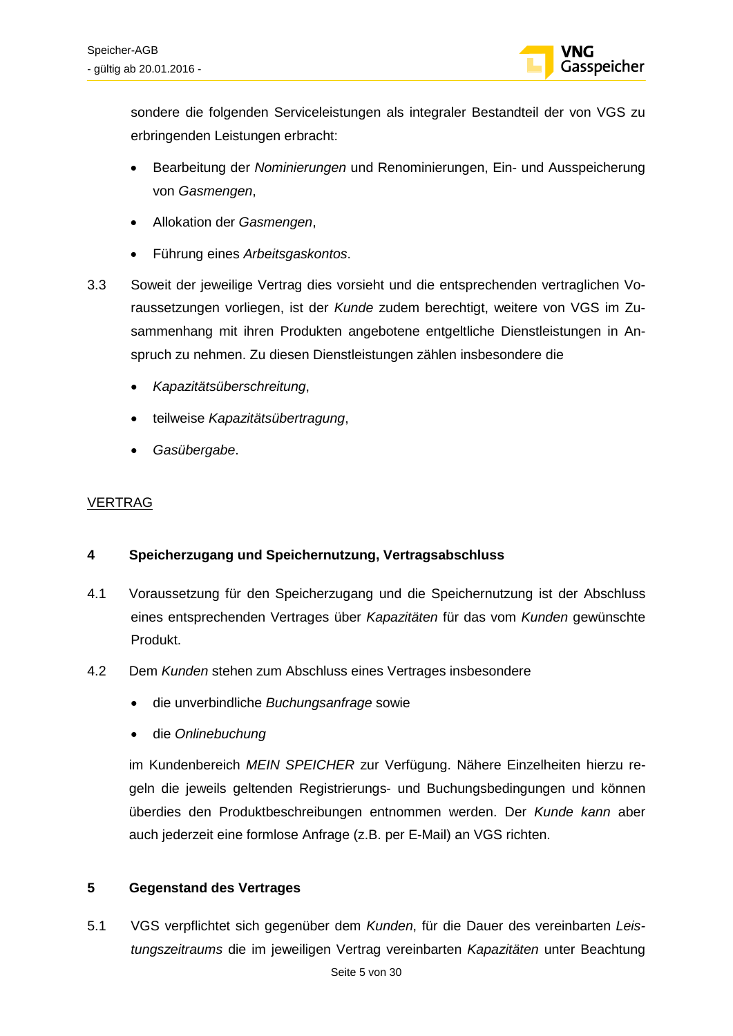sondere die folgenden Serviceleistungen als integraler Bestandteil der von VGS zu erbringenden Leistungen erbracht:

- Bearbeitung der *Nominierungen* und Renominierungen, Ein- und Ausspeicherung von *Gasmengen*,
- Allokation der *Gasmengen*,
- Führung eines *Arbeitsgaskontos*.

3.3 Soweit der jeweilige Vertrag dies vorsieht und die entsprechenden vertraglichen Voraussetzungen vorliegen, ist der *Kunde* zudem berechtigt, weitere von VGS im Zusammenhang mit ihren Produkten angebotene entgeltliche Dienstleistungen in Anspruch zu nehmen. Zu diesen Dienstleistungen zählen insbesondere die

- *Kapazitätsüberschreitung*,
- teilweise *Kapazitätsübertragung*,
- *Gasübergabe*.

<u>VERTRAG</u>

## 4 Speicherzugang und Speichernutzung, Vertragsabschluss

4.1 Voraussetzung für den Speicherzugang und die Speichernutzung ist der Abschluss eines entsprechenden Vertrages über *Kapazitäten* für das vom *Kunden* gewünschte Produkt.

4.2 Dem *Kunden* stehen zum Abschluss eines Vertrages insbesondere

- die unverbindliche *Buchungsanfrage* sowie
- die *Onlinebuchung*

im Kundenbereich *MEIN SPEICHER* zur Verfügung. Nähere Einzelheiten hierzu regeln die jeweils geltenden Registrierungs- und Buchungsbedingungen und können überdies den Produktbeschreibungen entnommen werden. Der *Kunde kann* aber auch jederzeit eine formlose Anfrage (z.B. per E-Mail) an VGS richten.

## 5 Gegenstand des Vertrages

5.1 VGS verpflichtet sich gegenüber dem *Kunden*, für die Dauer des vereinbarten *Leistungszeitraums* die im jeweiligen Vertrag vereinbarten *Kapazitäten* unter Beachtung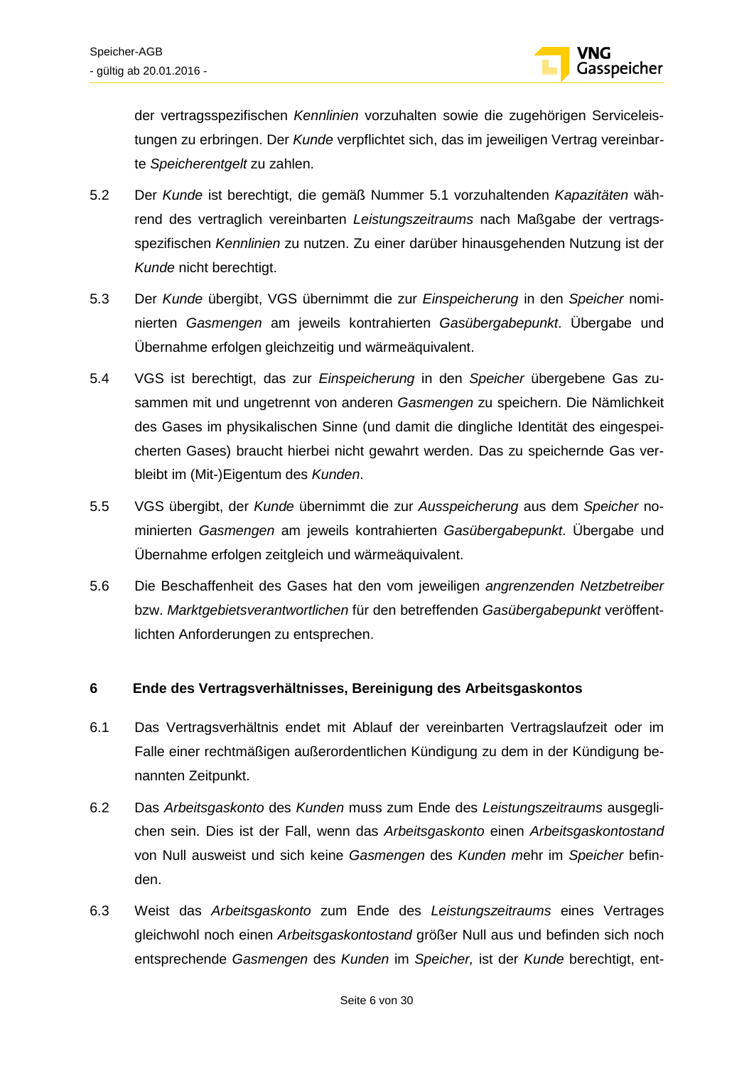der vertragsspezifischen *Kennlinien* vorzuhalten sowie die zugehörigen Serviceleistungen zu erbringen. Der *Kunde* verpflichtet sich, das im jeweiligen Vertrag vereinbarte *Speicherentgelt* zu zahlen.

5.2 Der *Kunde* ist berechtigt, die gemäß Nummer 5.1 vorzuhaltenden *Kapazitäten* während des vertraglich vereinbarten *Leistungszeitraums* nach Maßgabe der vertragsspezifischen *Kennlinien* zu nutzen. Zu einer darüber hinausgehenden Nutzung ist der *Kunde* nicht berechtigt.

5.3 Der *Kunde* übergibt, VGS übernimmt die zur *Einspeicherung* in den *Speicher* nominierten *Gasmengen* am jeweils kontrahierten *Gasübergabepunkt*. Übergabe und Übernahme erfolgen gleichzeitig und wärmeäquivalent.

5.4 VGS ist berechtigt, das zur *Einspeicherung* in den *Speicher* übergebene Gas zusammen mit und ungetrennt von anderen *Gasmengen* zu speichern. Die Nämlichkeit des Gases im physikalischen Sinne (und damit die dingliche Identität des eingespeicherten Gases) braucht hierbei nicht gewahrt werden. Das zu speichernde Gas verbleibt im (Mit-)Eigentum des *Kunden*.

5.5 VGS übergibt, der *Kunde* übernimmt die zur *Ausspeicherung* aus dem *Speicher* nominierten *Gasmengen* am jeweils kontrahierten *Gasübergabepunkt*. Übergabe und Übernahme erfolgen zeitgleich und wärmeäquivalent.

5.6 Die Beschaffenheit des Gases hat den vom jeweiligen *angrenzenden Netzbetreiber* bzw. *Marktgebietsverantwortlichen* für den betreffenden *Gasübergabepunkt* veröffentlichten Anforderungen zu entsprechen.

## 6 Ende des Vertragsverhältnisses, Bereinigung des Arbeitsgaskontos

6.1 Das Vertragsverhältnis endet mit Ablauf der vereinbarten Vertragslaufzeit oder im Falle einer rechtmäßigen außerordentlichen Kündigung zu dem in der Kündigung benannten Zeitpunkt.

6.2 Das *Arbeitsgaskonto* des *Kunden* muss zum Ende des *Leistungszeitraums* ausgeglichen sein. Dies ist der Fall, wenn das *Arbeitsgaskonto* einen *Arbeitsgaskontostand* von Null ausweist und sich keine *Gasmengen* des *Kunden* mehr im *Speicher* befinden.

6.3 Weist das *Arbeitsgaskonto* zum Ende des *Leistungszeitraums* eines Vertrages gleichwohl noch einen *Arbeitsgaskontostand* größer Null aus und befinden sich noch entsprechende *Gasmengen* des *Kunden* im *Speicher,* ist der *Kunde* berechtigt, ent-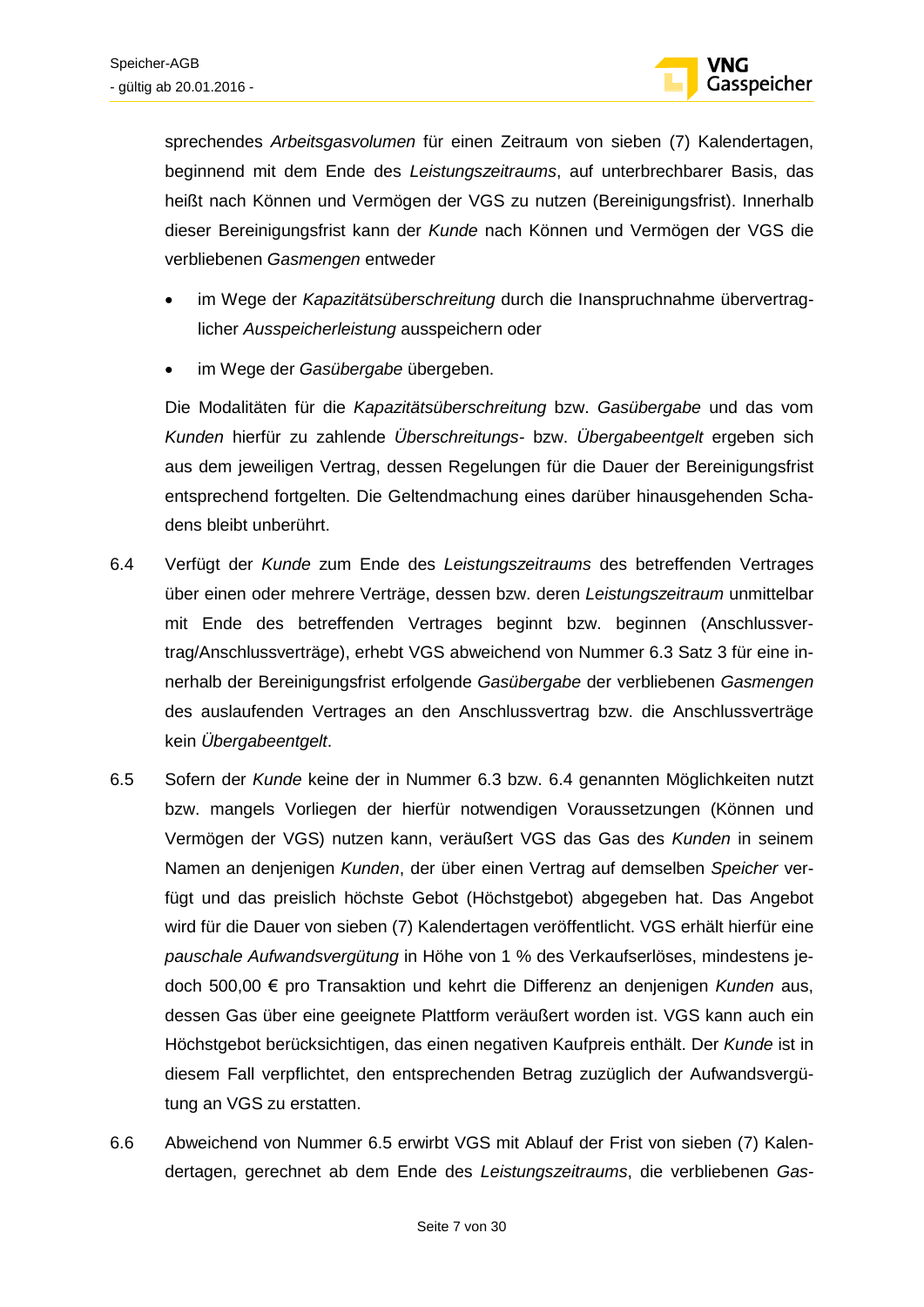sprechendes *Arbeitsgasvolumen* für einen Zeitraum von sieben (7) Kalendertagen, beginnend mit dem Ende des *Leistungszeitraums*, auf unterbrechbarer Basis, das heißt nach Können und Vermögen der VGS zu nutzen (Bereinigungsfrist). Innerhalb dieser Bereinigungsfrist kann der *Kunde* nach Können und Vermögen der VGS die verbliebenen *Gasmengen* entweder

- im Wege der *Kapazitätsüberschreitung* durch die Inanspruchnahme übervertraglicher *Ausspeicherleistung* ausspeichern oder
- im Wege der *Gasübergabe* übergeben.

Die Modalitäten für die *Kapazitätsüberschreitung* bzw. *Gasübergabe* und das vom *Kunden* hierfür zu zahlende *Überschreitungs-* bzw. *Übergabeentgelt* ergeben sich aus dem jeweiligen Vertrag, dessen Regelungen für die Dauer der Bereinigungsfrist entsprechend fortgelten. Die Geltendmachung eines darüber hinausgehenden Schadens bleibt unberührt.

6.4 Verfügt der *Kunde* zum Ende des *Leistungszeitraums* des betreffenden Vertrages über einen oder mehrere Verträge, dessen bzw. deren *Leistungszeitraum* unmittelbar mit Ende des betreffenden Vertrages beginnt bzw. beginnen (Anschlussvertrag/Anschlussverträge), erhebt VGS abweichend von Nummer 6.3 Satz 3 für eine innerhalb der Bereinigungsfrist erfolgende *Gasübergabe* der verbliebenen *Gasmengen* des auslaufenden Vertrages an den Anschlussvertrag bzw. die Anschlussverträge kein *Übergabeentgelt*.

6.5 Sofern der *Kunde* keine der in Nummer 6.3 bzw. 6.4 genannten Möglichkeiten nutzt bzw. mangels Vorliegen der hierfür notwendigen Voraussetzungen (Können und Vermögen der VGS) nutzen kann, veräußert VGS das Gas des *Kunden* in seinem Namen an denjenigen *Kunden*, der über einen Vertrag auf demselben *Speicher* verfügt und das preislich höchste Gebot (Höchstgebot) abgegeben hat. Das Angebot wird für die Dauer von sieben (7) Kalendertagen veröffentlicht. VGS erhält hierfür eine *pauschale Aufwandsvergütung* in Höhe von 1 % des Verkaufserlöses, mindestens jedoch 500,00 € pro Transaktion und kehrt die Differenz an denjenigen *Kunden* aus, dessen Gas über eine geeignete Plattform veräußert worden ist. VGS kann auch ein Höchstgebot berücksichtigen, das einen negativen Kaufpreis enthält. Der *Kunde* ist in diesem Fall verpflichtet, den entsprechenden Betrag zuzüglich der Aufwandsvergütung an VGS zu erstatten.

6.6 Abweichend von Nummer 6.5 erwirbt VGS mit Ablauf der Frist von sieben (7) Kalendertagen, gerechnet ab dem Ende des *Leistungszeitraums*, die verbliebenen *Gas-*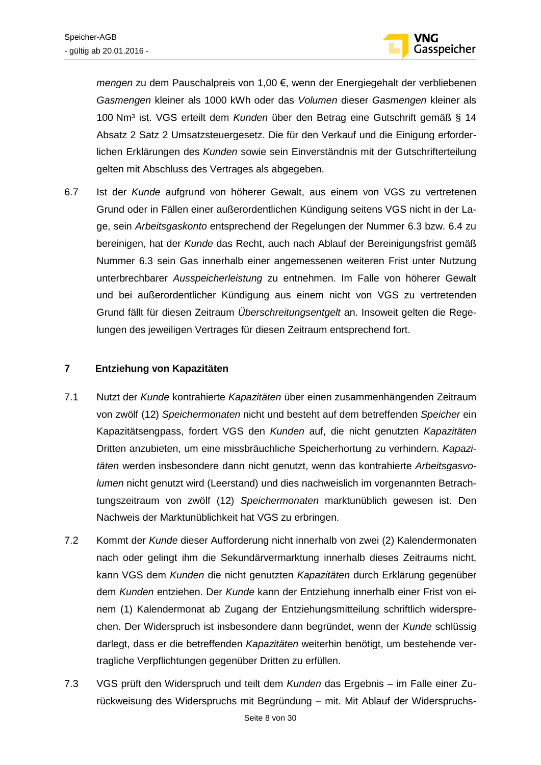*mengen* zu dem Pauschalpreis von 1,00 €, wenn der Energiegehalt der verbliebenen *Gasmengen* kleiner als 1000 kWh oder das *Volumen* dieser *Gasmengen* kleiner als 100 Nm³ ist. VGS erteilt dem *Kunden* über den Betrag eine Gutschrift gemäß § 14 Absatz 2 Satz 2 Umsatzsteuergesetz. Die für den Verkauf und die Einigung erforderlichen Erklärungen des *Kunden* sowie sein Einverständnis mit der Gutschrifterteilung gelten mit Abschluss des Vertrages als abgegeben.

6.7 Ist der *Kunde* aufgrund von höherer Gewalt, aus einem von VGS zu vertretenen Grund oder in Fällen einer außerordentlichen Kündigung seitens VGS nicht in der Lage, sein *Arbeitsgaskonto* entsprechend der Regelungen der Nummer 6.3 bzw. 6.4 zu bereinigen, hat der *Kunde* das Recht, auch nach Ablauf der Bereinigungsfrist gemäß Nummer 6.3 sein Gas innerhalb einer angemessenen weiteren Frist unter Nutzung unterbrechbarer *Ausspeicherleistung* zu entnehmen. Im Falle von höherer Gewalt und bei außerordentlicher Kündigung aus einem nicht von VGS zu vertretenden Grund fällt für diesen Zeitraum *Überschreitungsentgelt* an. Insoweit gelten die Regelungen des jeweiligen Vertrages für diesen Zeitraum entsprechend fort.

## 7 Entziehung von Kapazitäten

7.1 Nutzt der *Kunde* kontrahierte *Kapazitäten* über einen zusammenhängenden Zeitraum von zwölf (12) *Speichermonaten* nicht und besteht auf dem betreffenden *Speicher* ein Kapazitätsengpass, fordert VGS den *Kunden* auf, die nicht genutzten *Kapazitäten* Dritten anzubieten, um eine missbräuchliche Speicherhortung zu verhindern. *Kapazitäten* werden insbesondere dann nicht genutzt, wenn das kontrahierte *Arbeitsgasvolumen* nicht genutzt wird (Leerstand) und dies nachweislich im vorgenannten Betrachtungszeitraum von zwölf (12) *Speichermonaten* marktunüblich gewesen ist. Den Nachweis der Marktunüblichkeit hat VGS zu erbringen.

7.2 Kommt der *Kunde* dieser Aufforderung nicht innerhalb von zwei (2) Kalendermonaten nach oder gelingt ihm die Sekundärvermarktung innerhalb dieses Zeitraums nicht, kann VGS dem *Kunden* die nicht genutzten *Kapazitäten* durch Erklärung gegenüber dem *Kunden* entziehen. Der *Kunde* kann der Entziehung innerhalb einer Frist von einem (1) Kalendermonat ab Zugang der Entziehungsmitteilung schriftlich widersprechen. Der Widerspruch ist insbesondere dann begründet, wenn der *Kunde* schlüssig darlegt, dass er die betreffenden *Kapazitäten* weiterhin benötigt, um bestehende vertragliche Verpflichtungen gegenüber Dritten zu erfüllen.

7.3 VGS prüft den Widerspruch und teilt dem *Kunden* das Ergebnis – im Falle einer Zurückweisung des Widerspruchs mit Begründung – mit. Mit Ablauf der Widerspruchs-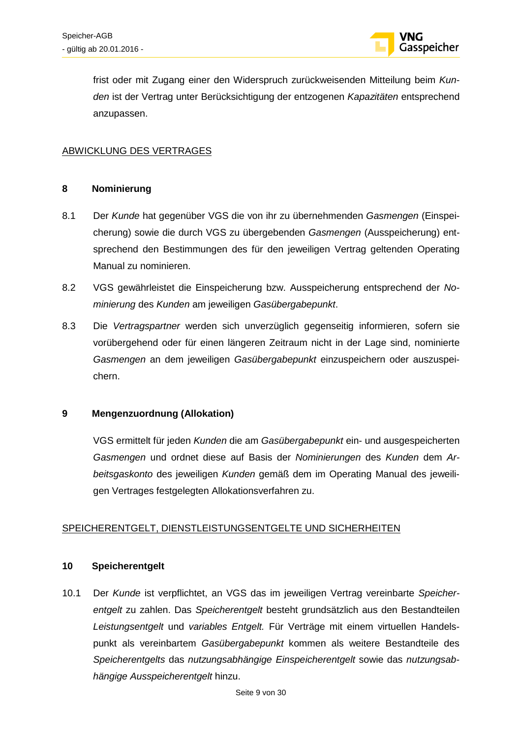frist oder mit Zugang einer den Widerspruch zurückweisenden Mitteilung beim *Kunden* ist der Vertrag unter Berücksichtigung der entzogenen *Kapazitäten* entsprechend anzupassen.

ABWICKLUNG DES VERTRAGES

### 8 Nominierung

8.1 Der *Kunde* hat gegenüber VGS die von ihr zu übernehmenden *Gasmengen* (Einspeicherung) sowie die durch VGS zu übergebenden *Gasmengen* (Ausspeicherung) entsprechend den Bestimmungen des für den jeweiligen Vertrag geltenden Operating Manual zu nominieren.

8.2 VGS gewährleistet die Einspeicherung bzw. Ausspeicherung entsprechend der *Nominierung* des *Kunden* am jeweiligen *Gasübergabepunkt*.

8.3 Die *Vertragspartner* werden sich unverzüglich gegenseitig informieren, sofern sie vorübergehend oder für einen längeren Zeitraum nicht in der Lage sind, nominierte *Gasmengen* an dem jeweiligen *Gasübergabepunkt* einzuspeichern oder auszuspeichern.

### 9 Mengenzuordnung (Allokation)

VGS ermittelt für jeden *Kunden* die am *Gasübergabepunkt* ein- und ausgespeicherten *Gasmengen* und ordnet diese auf Basis der *Nominierungen* des *Kunden* dem *Arbeitsgaskonto* des jeweiligen *Kunden* gemäß dem im Operating Manual des jeweiligen Vertrages festgelegten Allokationsverfahren zu.

SPEICHERENTGELT, DIENSTLEISTUNGSENTGELTE UND SICHERHEITEN

### 10 Speicherentgelt

10.1 Der *Kunde* ist verpflichtet, an VGS das im jeweiligen Vertrag vereinbarte *Speicherentgelt* zu zahlen. Das *Speicherentgelt* besteht grundsätzlich aus den Bestandteilen *Leistungsentgelt* und *variables Entgelt.* Für Verträge mit einem virtuellen Handelspunkt als vereinbartem *Gasübergabepunkt* kommen als weitere Bestandteile des *Speicherentgelts* das *nutzungsabhängige Einspeicherentgelt* sowie das *nutzungsabhängige Ausspeicherentgelt* hinzu.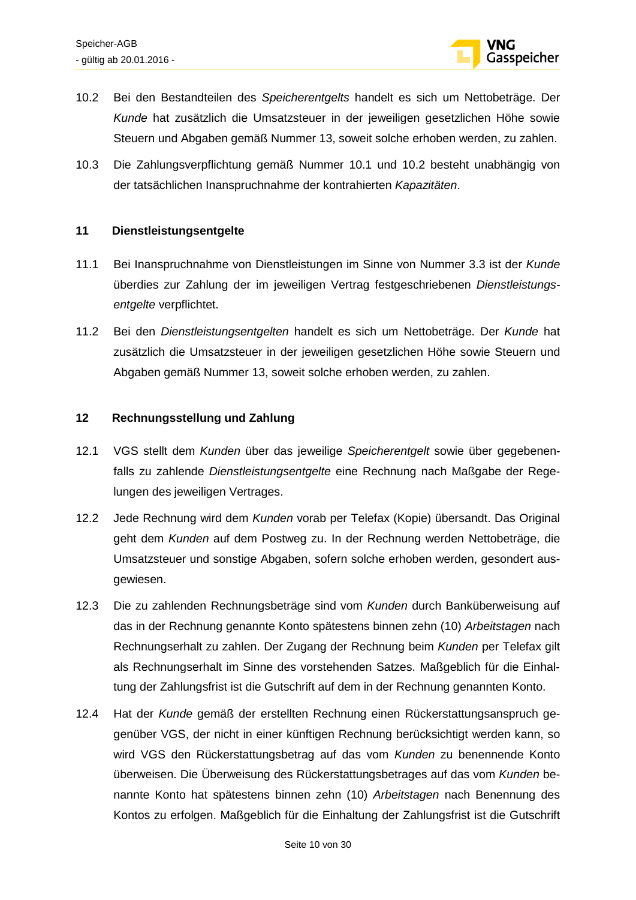10.2 Bei den Bestandteilen des *Speicherentgelts* handelt es sich um Nettobeträge. Der *Kunde* hat zusätzlich die Umsatzsteuer in der jeweiligen gesetzlichen Höhe sowie Steuern und Abgaben gemäß Nummer 13, soweit solche erhoben werden, zu zahlen.

10.3 Die Zahlungsverpflichtung gemäß Nummer 10.1 und 10.2 besteht unabhängig von der tatsächlichen Inanspruchnahme der kontrahierten *Kapazitäten*.

## 11 Dienstleistungsentgelte

11.1 Bei Inanspruchnahme von Dienstleistungen im Sinne von Nummer 3.3 ist der *Kunde* überdies zur Zahlung der im jeweiligen Vertrag festgeschriebenen *Dienstleistungsentgelte* verpflichtet.

11.2 Bei den *Dienstleistungsentgelten* handelt es sich um Nettobeträge. Der *Kunde* hat zusätzlich die Umsatzsteuer in der jeweiligen gesetzlichen Höhe sowie Steuern und Abgaben gemäß Nummer 13, soweit solche erhoben werden, zu zahlen.

## 12 Rechnungsstellung und Zahlung

12.1 VGS stellt dem *Kunden* über das jeweilige *Speicherentgelt* sowie über gegebenenfalls zu zahlende *Dienstleistungsentgelte* eine Rechnung nach Maßgabe der Regelungen des jeweiligen Vertrages.

12.2 Jede Rechnung wird dem *Kunden* vorab per Telefax (Kopie) übersandt. Das Original geht dem *Kunden* auf dem Postweg zu. In der Rechnung werden Nettobeträge, die Umsatzsteuer und sonstige Abgaben, sofern solche erhoben werden, gesondert ausgewiesen.

12.3 Die zu zahlenden Rechnungsbeträge sind vom *Kunden* durch Banküberweisung auf das in der Rechnung genannte Konto spätestens binnen zehn (10) *Arbeitstagen* nach Rechnungserhalt zu zahlen. Der Zugang der Rechnung beim *Kunden* per Telefax gilt als Rechnungserhalt im Sinne des vorstehenden Satzes. Maßgeblich für die Einhaltung der Zahlungsfrist ist die Gutschrift auf dem in der Rechnung genannten Konto.

12.4 Hat der *Kunde* gemäß der erstellten Rechnung einen Rückerstattungsanspruch gegenüber VGS, der nicht in einer künftigen Rechnung berücksichtigt werden kann, so wird VGS den Rückerstattungsbetrag auf das vom *Kunden* zu benennende Konto überweisen. Die Überweisung des Rückerstattungsbetrages auf das vom *Kunden* benannte Konto hat spätestens binnen zehn (10) *Arbeitstagen* nach Benennung des Kontos zu erfolgen. Maßgeblich für die Einhaltung der Zahlungsfrist ist die Gutschrift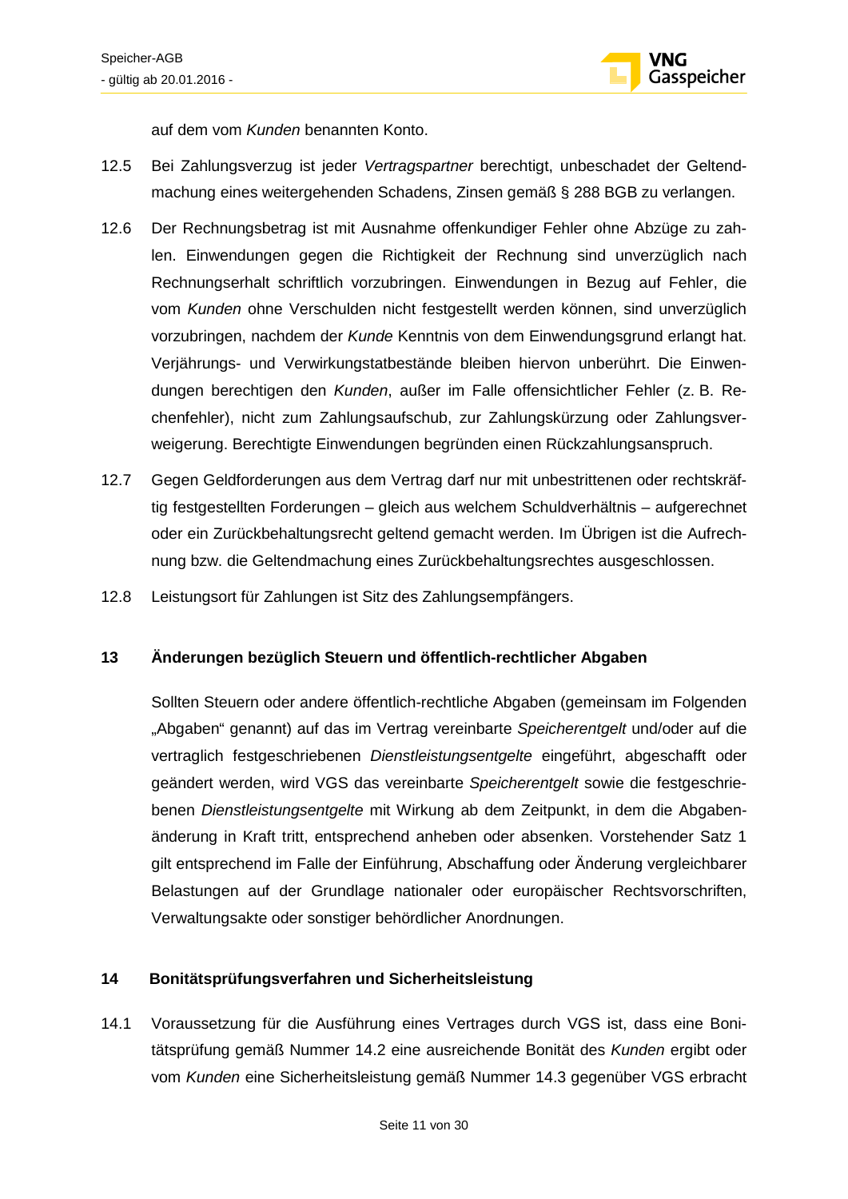auf dem vom *Kunden* benannten Konto.

12.5 Bei Zahlungsverzug ist jeder *Vertragspartner* berechtigt, unbeschadet der Geltendmachung eines weitergehenden Schadens, Zinsen gemäß § 288 BGB zu verlangen.

12.6 Der Rechnungsbetrag ist mit Ausnahme offenkundiger Fehler ohne Abzüge zu zahlen. Einwendungen gegen die Richtigkeit der Rechnung sind unverzüglich nach Rechnungserhalt schriftlich vorzubringen. Einwendungen in Bezug auf Fehler, die vom *Kunden* ohne Verschulden nicht festgestellt werden können, sind unverzüglich vorzubringen, nachdem der *Kunde* Kenntnis von dem Einwendungsgrund erlangt hat. Verjährungs- und Verwirkungstatbestände bleiben hiervon unberührt. Die Einwendungen berechtigen den *Kunden*, außer im Falle offensichtlicher Fehler (z. B. Rechenfehler), nicht zum Zahlungsaufschub, zur Zahlungskürzung oder Zahlungsverweigerung. Berechtigte Einwendungen begründen einen Rückzahlungsanspruch.

12.7 Gegen Geldforderungen aus dem Vertrag darf nur mit unbestrittenen oder rechtskräftig festgestellten Forderungen – gleich aus welchem Schuldverhältnis – aufgerechnet oder ein Zurückbehaltungsrecht geltend gemacht werden. Im Übrigen ist die Aufrechnung bzw. die Geltendmachung eines Zurückbehaltungsrechtes ausgeschlossen.

12.8 Leistungsort für Zahlungen ist Sitz des Zahlungsempfängers.

## 13 Änderungen bezüglich Steuern und öffentlich-rechtlicher Abgaben

Sollten Steuern oder andere öffentlich-rechtliche Abgaben (gemeinsam im Folgenden „Abgaben" genannt) auf das im Vertrag vereinbarte *Speicherentgelt* und/oder auf die vertraglich festgeschriebenen *Dienstleistungsentgelte* eingeführt, abgeschafft oder geändert werden, wird VGS das vereinbarte *Speicherentgelt* sowie die festgeschriebenen *Dienstleistungsentgelte* mit Wirkung ab dem Zeitpunkt, in dem die Abgabenänderung in Kraft tritt, entsprechend anheben oder absenken. Vorstehender Satz 1 gilt entsprechend im Falle der Einführung, Abschaffung oder Änderung vergleichbarer Belastungen auf der Grundlage nationaler oder europäischer Rechtsvorschriften, Verwaltungsakte oder sonstiger behördlicher Anordnungen.

## 14 Bonitätsprüfungsverfahren und Sicherheitsleistung

14.1 Voraussetzung für die Ausführung eines Vertrages durch VGS ist, dass eine Bonitätsprüfung gemäß Nummer 14.2 eine ausreichende Bonität des *Kunden* ergibt oder vom *Kunden* eine Sicherheitsleistung gemäß Nummer 14.3 gegenüber VGS erbracht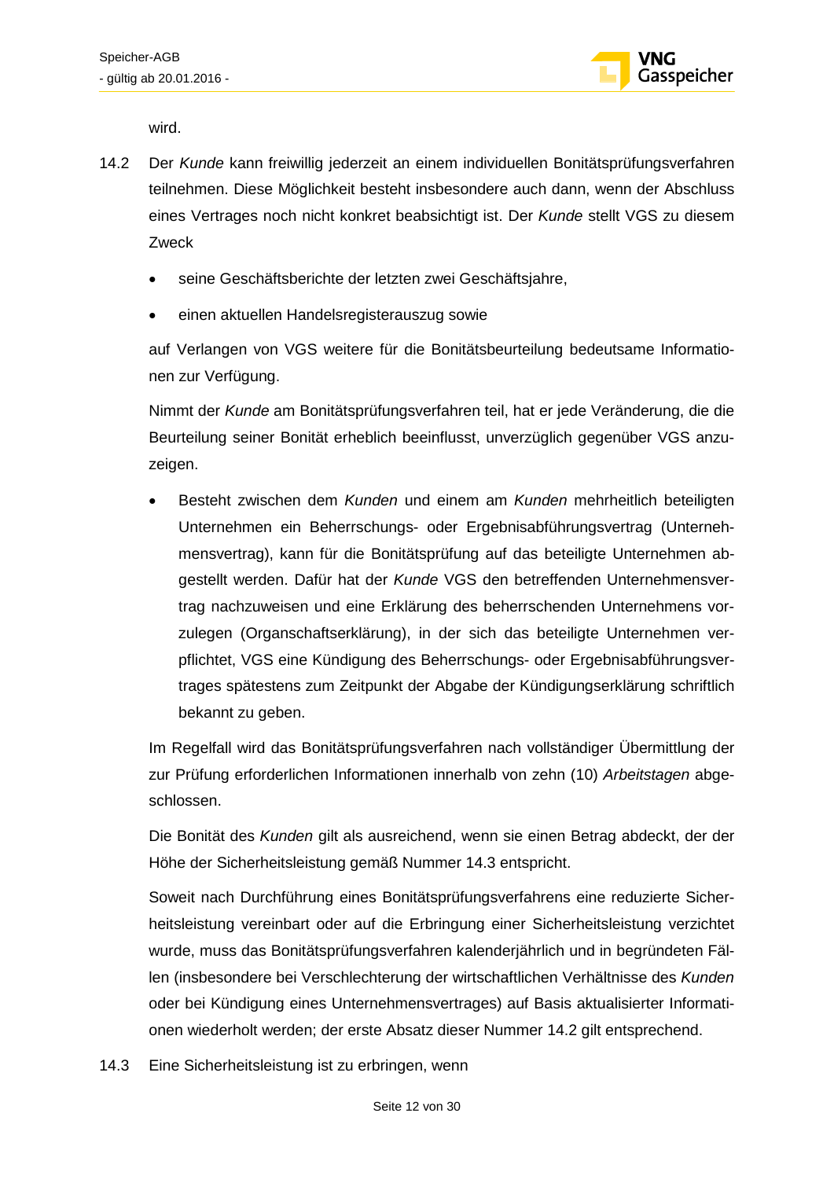wird.

14.2 Der *Kunde* kann freiwillig jederzeit an einem individuellen Bonitätsprüfungsverfahren teilnehmen. Diese Möglichkeit besteht insbesondere auch dann, wenn der Abschluss eines Vertrages noch nicht konkret beabsichtigt ist. Der *Kunde* stellt VGS zu diesem Zweck

- seine Geschäftsberichte der letzten zwei Geschäftsjahre,
- einen aktuellen Handelsregisterauszug sowie

auf Verlangen von VGS weitere für die Bonitätsbeurteilung bedeutsame Informationen zur Verfügung.

Nimmt der *Kunde* am Bonitätsprüfungsverfahren teil, hat er jede Veränderung, die die Beurteilung seiner Bonität erheblich beeinflusst, unverzüglich gegenüber VGS anzuzeigen.

- Besteht zwischen dem *Kunden* und einem am *Kunden* mehrheitlich beteiligten Unternehmen ein Beherrschungs- oder Ergebnisabführungsvertrag (Unternehmensvertrag), kann für die Bonitätsprüfung auf das beteiligte Unternehmen abgestellt werden. Dafür hat der *Kunde* VGS den betreffenden Unternehmensvertrag nachzuweisen und eine Erklärung des beherrschenden Unternehmens vorzulegen (Organschaftserklärung), in der sich das beteiligte Unternehmen verpflichtet, VGS eine Kündigung des Beherrschungs- oder Ergebnisabführungsvertrages spätestens zum Zeitpunkt der Abgabe der Kündigungserklärung schriftlich bekannt zu geben.

Im Regelfall wird das Bonitätsprüfungsverfahren nach vollständiger Übermittlung der zur Prüfung erforderlichen Informationen innerhalb von zehn (10) *Arbeitstagen* abgeschlossen.

Die Bonität des *Kunden* gilt als ausreichend, wenn sie einen Betrag abdeckt, der der Höhe der Sicherheitsleistung gemäß Nummer 14.3 entspricht.

Soweit nach Durchführung eines Bonitätsprüfungsverfahrens eine reduzierte Sicherheitsleistung vereinbart oder auf die Erbringung einer Sicherheitsleistung verzichtet wurde, muss das Bonitätsprüfungsverfahren kalenderjährlich und in begründeten Fällen (insbesondere bei Verschlechterung der wirtschaftlichen Verhältnisse des *Kunden* oder bei Kündigung eines Unternehmensvertrages) auf Basis aktualisierter Informationen wiederholt werden; der erste Absatz dieser Nummer 14.2 gilt entsprechend.

14.3 Eine Sicherheitsleistung ist zu erbringen, wenn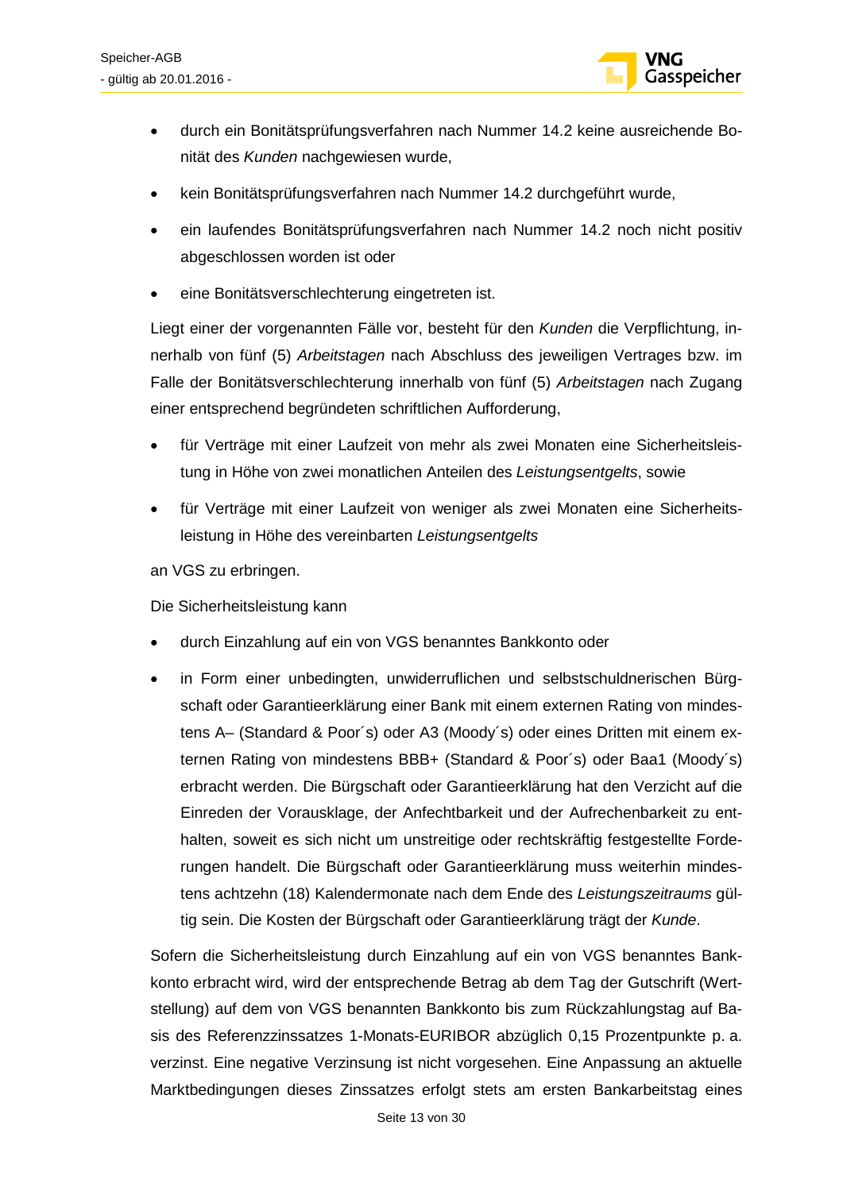- durch ein Bonitätsprüfungsverfahren nach Nummer 14.2 keine ausreichende Bonität des *Kunden* nachgewiesen wurde,
- kein Bonitätsprüfungsverfahren nach Nummer 14.2 durchgeführt wurde,
- ein laufendes Bonitätsprüfungsverfahren nach Nummer 14.2 noch nicht positiv abgeschlossen worden ist oder
- eine Bonitätsverschlechterung eingetreten ist.

Liegt einer der vorgenannten Fälle vor, besteht für den *Kunden* die Verpflichtung, innerhalb von fünf (5) *Arbeitstagen* nach Abschluss des jeweiligen Vertrages bzw. im Falle der Bonitätsverschlechterung innerhalb von fünf (5) *Arbeitstagen* nach Zugang einer entsprechend begründeten schriftlichen Aufforderung,

- für Verträge mit einer Laufzeit von mehr als zwei Monaten eine Sicherheitsleistung in Höhe von zwei monatlichen Anteilen des *Leistungsentgelts*, sowie
- für Verträge mit einer Laufzeit von weniger als zwei Monaten eine Sicherheitsleistung in Höhe des vereinbarten *Leistungsentgelts*

an VGS zu erbringen.

Die Sicherheitsleistung kann

- durch Einzahlung auf ein von VGS benanntes Bankkonto oder
- in Form einer unbedingten, unwiderruflichen und selbstschuldnerischen Bürgschaft oder Garantieerklärung einer Bank mit einem externen Rating von mindestens A– (Standard & Poor´s) oder A3 (Moody´s) oder eines Dritten mit einem externen Rating von mindestens BBB+ (Standard & Poor´s) oder Baa1 (Moody´s) erbracht werden. Die Bürgschaft oder Garantieerklärung hat den Verzicht auf die Einreden der Vorausklage, der Anfechtbarkeit und der Aufrechenbarkeit zu enthalten, soweit es sich nicht um unstreitige oder rechtskräftig festgestellte Forderungen handelt. Die Bürgschaft oder Garantieerklärung muss weiterhin mindestens achtzehn (18) Kalendermonate nach dem Ende des *Leistungszeitraums* gültig sein. Die Kosten der Bürgschaft oder Garantieerklärung trägt der *Kunde*.

Sofern die Sicherheitsleistung durch Einzahlung auf ein von VGS benanntes Bankkonto erbracht wird, wird der entsprechende Betrag ab dem Tag der Gutschrift (Wertstellung) auf dem von VGS benannten Bankkonto bis zum Rückzahlungstag auf Basis des Referenzzinssatzes 1-Monats-EURIBOR abzüglich 0,15 Prozentpunkte p. a. verzinst. Eine negative Verzinsung ist nicht vorgesehen. Eine Anpassung an aktuelle Marktbedingungen dieses Zinssatzes erfolgt stets am ersten Bankarbeitstag eines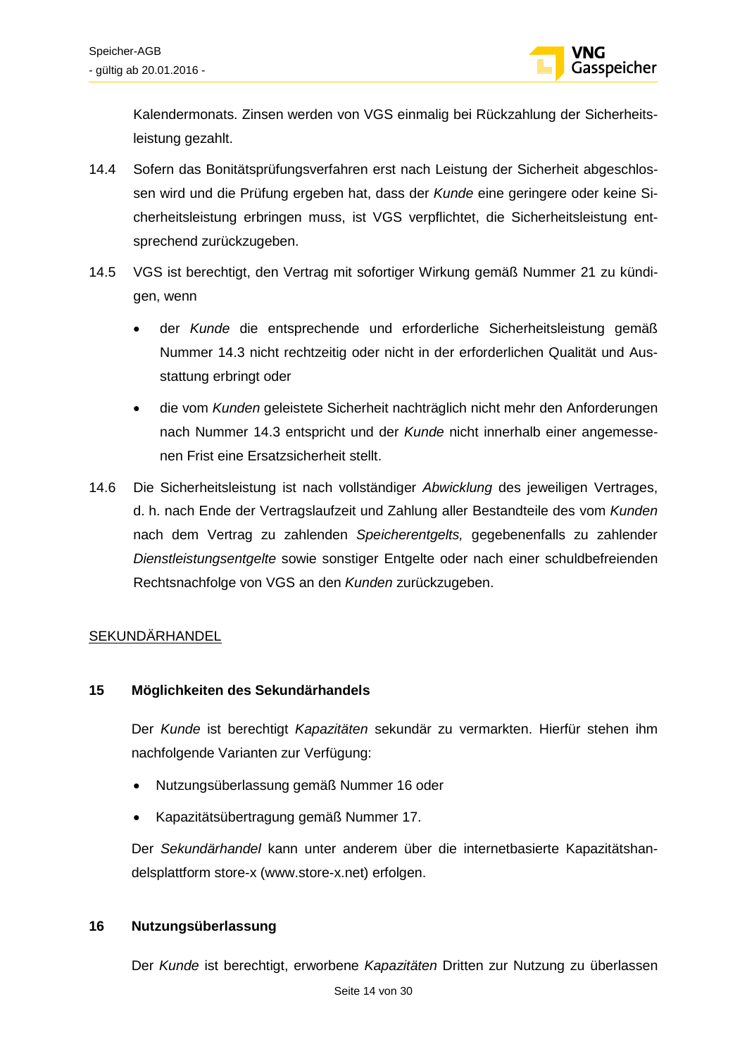Kalendermonats. Zinsen werden von VGS einmalig bei Rückzahlung der Sicherheitsleistung gezahlt.

14.4 Sofern das Bonitätsprüfungsverfahren erst nach Leistung der Sicherheit abgeschlossen wird und die Prüfung ergeben hat, dass der *Kunde* eine geringere oder keine Sicherheitsleistung erbringen muss, ist VGS verpflichtet, die Sicherheitsleistung entsprechend zurückzugeben.

14.5 VGS ist berechtigt, den Vertrag mit sofortiger Wirkung gemäß Nummer 21 zu kündigen, wenn

- der *Kunde* die entsprechende und erforderliche Sicherheitsleistung gemäß Nummer 14.3 nicht rechtzeitig oder nicht in der erforderlichen Qualität und Ausstattung erbringt oder
- die vom *Kunden* geleistete Sicherheit nachträglich nicht mehr den Anforderungen nach Nummer 14.3 entspricht und der *Kunde* nicht innerhalb einer angemessenen Frist eine Ersatzsicherheit stellt.

14.6 Die Sicherheitsleistung ist nach vollständiger *Abwicklung* des jeweiligen Vertrages, d. h. nach Ende der Vertragslaufzeit und Zahlung aller Bestandteile des vom *Kunden* nach dem Vertrag zu zahlenden *Speicherentgelts,* gegebenenfalls zu zahlender *Dienstleistungsentgelte* sowie sonstiger Entgelte oder nach einer schuldbefreienden Rechtsnachfolge von VGS an den *Kunden* zurückzugeben.

<u>SEKUNDÄRHANDEL</u>

## 15 Möglichkeiten des Sekundärhandels

Der *Kunde* ist berechtigt *Kapazitäten* sekundär zu vermarkten. Hierfür stehen ihm nachfolgende Varianten zur Verfügung:

- Nutzungsüberlassung gemäß Nummer 16 oder
- Kapazitätsübertragung gemäß Nummer 17.

Der *Sekundärhandel* kann unter anderem über die internetbasierte Kapazitätshandelsplattform store-x (www.store-x.net) erfolgen.

## 16 Nutzungsüberlassung

Der *Kunde* ist berechtigt, erworbene *Kapazitäten* Dritten zur Nutzung zu überlassen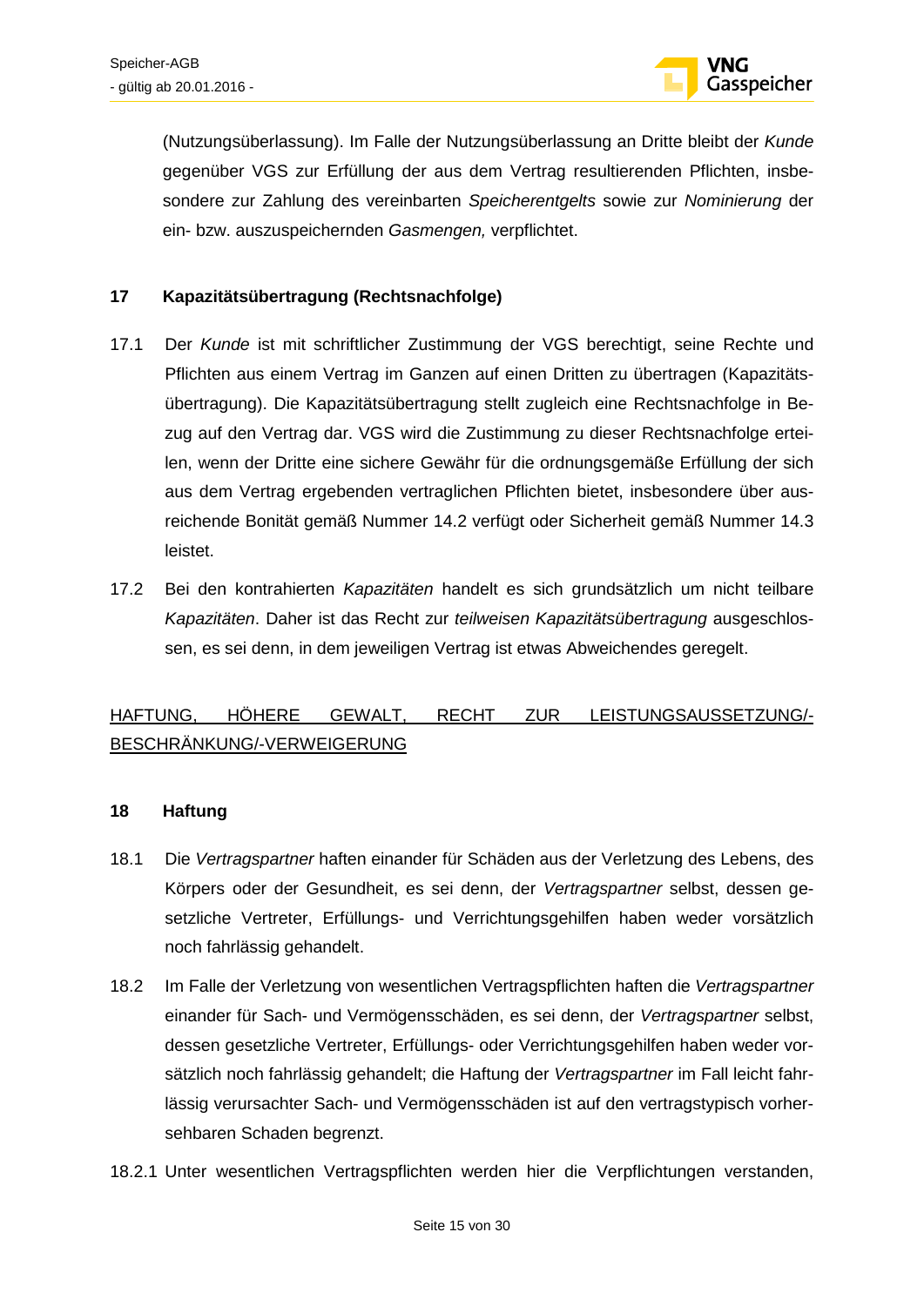(Nutzungsüberlassung). Im Falle der Nutzungsüberlassung an Dritte bleibt der *Kunde* gegenüber VGS zur Erfüllung der aus dem Vertrag resultierenden Pflichten, insbesondere zur Zahlung des vereinbarten *Speicherentgelts* sowie zur *Nominierung* der ein- bzw. auszuspeichernden *Gasmengen,* verpflichtet.

### 17 Kapazitätsübertragung (Rechtsnachfolge)

17.1 Der *Kunde* ist mit schriftlicher Zustimmung der VGS berechtigt, seine Rechte und Pflichten aus einem Vertrag im Ganzen auf einen Dritten zu übertragen (Kapazitätsübertragung). Die Kapazitätsübertragung stellt zugleich eine Rechtsnachfolge in Bezug auf den Vertrag dar. VGS wird die Zustimmung zu dieser Rechtsnachfolge erteilen, wenn der Dritte eine sichere Gewähr für die ordnungsgemäße Erfüllung der sich aus dem Vertrag ergebenden vertraglichen Pflichten bietet, insbesondere über ausreichende Bonität gemäß Nummer 14.2 verfügt oder Sicherheit gemäß Nummer 14.3 leistet.

17.2 Bei den kontrahierten *Kapazitäten* handelt es sich grundsätzlich um nicht teilbare *Kapazitäten*. Daher ist das Recht zur *teilweisen Kapazitätsübertragung* ausgeschlossen, es sei denn, in dem jeweiligen Vertrag ist etwas Abweichendes geregelt.

## HAFTUNG, HÖHERE GEWALT, RECHT ZUR LEISTUNGSAUSSETZUNG/-BESCHRÄNKUNG/-VERWEIGERUNG

### 18 Haftung

18.1 Die *Vertragspartner* haften einander für Schäden aus der Verletzung des Lebens, des Körpers oder der Gesundheit, es sei denn, der *Vertragspartner* selbst, dessen gesetzliche Vertreter, Erfüllungs- und Verrichtungsgehilfen haben weder vorsätzlich noch fahrlässig gehandelt.

18.2 Im Falle der Verletzung von wesentlichen Vertragspflichten haften die *Vertragspartner* einander für Sach- und Vermögensschäden, es sei denn, der *Vertragspartner* selbst, dessen gesetzliche Vertreter, Erfüllungs- oder Verrichtungsgehilfen haben weder vorsätzlich noch fahrlässig gehandelt; die Haftung der *Vertragspartner* im Fall leicht fahrlässig verursachter Sach- und Vermögensschäden ist auf den vertragstypisch vorhersehbaren Schaden begrenzt.

18.2.1 Unter wesentlichen Vertragspflichten werden hier die Verpflichtungen verstanden,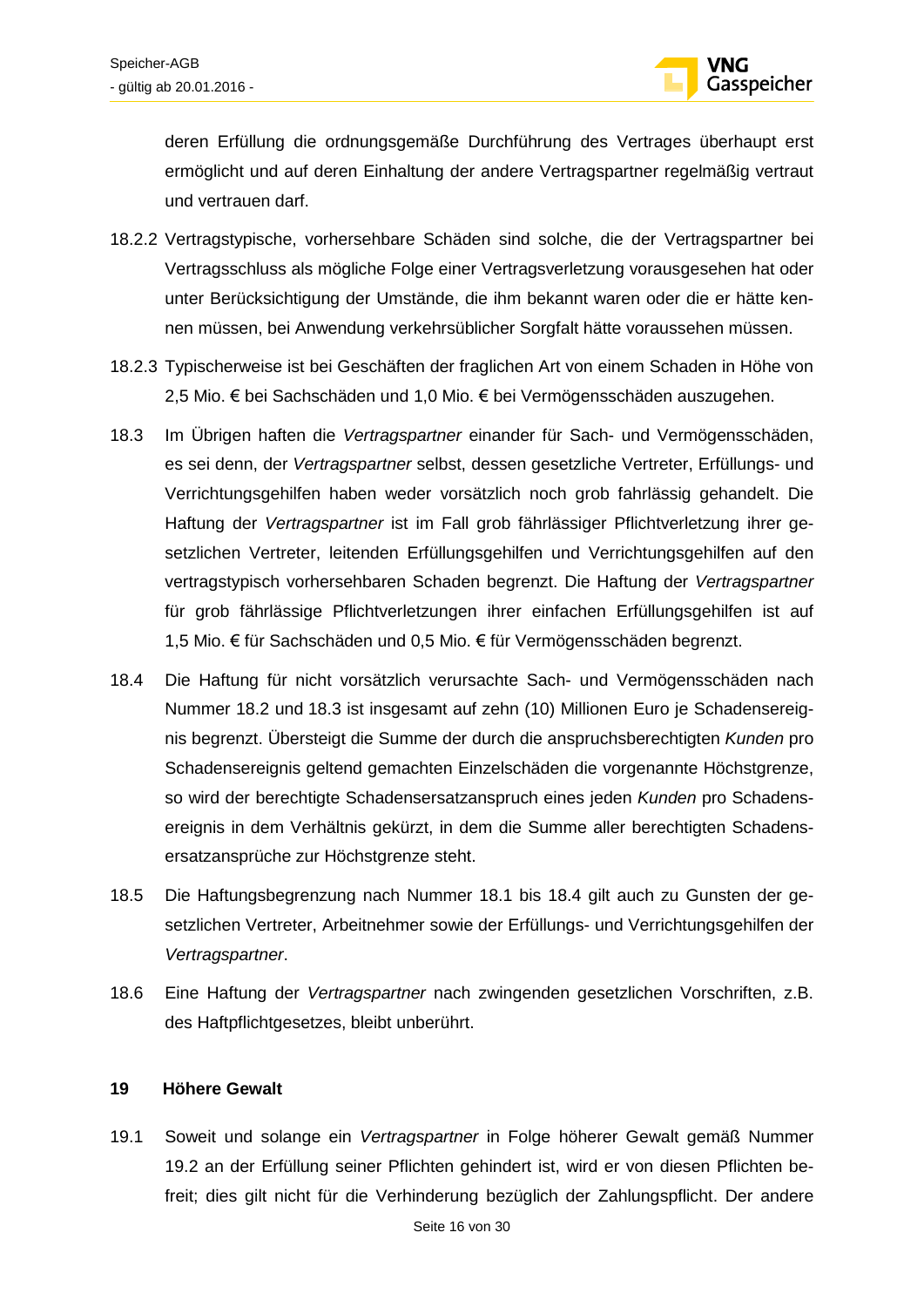deren Erfüllung die ordnungsgemäße Durchführung des Vertrages überhaupt erst ermöglicht und auf deren Einhaltung der andere Vertragspartner regelmäßig vertraut und vertrauen darf.

18.2.2 Vertragstypische, vorhersehbare Schäden sind solche, die der Vertragspartner bei Vertragsschluss als mögliche Folge einer Vertragsverletzung vorausgesehen hat oder unter Berücksichtigung der Umstände, die ihm bekannt waren oder die er hätte kennen müssen, bei Anwendung verkehrsüblicher Sorgfalt hätte voraussehen müssen.

18.2.3 Typischerweise ist bei Geschäften der fraglichen Art von einem Schaden in Höhe von 2,5 Mio. € bei Sachschäden und 1,0 Mio. € bei Vermögensschäden auszugehen.

18.3 Im Übrigen haften die *Vertragspartner* einander für Sach- und Vermögensschäden, es sei denn, der *Vertragspartner* selbst, dessen gesetzliche Vertreter, Erfüllungs- und Verrichtungsgehilfen haben weder vorsätzlich noch grob fahrlässig gehandelt. Die Haftung der *Vertragspartner* ist im Fall grob fährlässiger Pflichtverletzung ihrer gesetzlichen Vertreter, leitenden Erfüllungsgehilfen und Verrichtungsgehilfen auf den vertragstypisch vorhersehbaren Schaden begrenzt. Die Haftung der *Vertragspartner* für grob fahrlässige Pflichtverletzungen ihrer einfachen Erfüllungsgehilfen ist auf 1,5 Mio. € für Sachschäden und 0,5 Mio. € für Vermögensschäden begrenzt.

18.4 Die Haftung für nicht vorsätzlich verursachte Sach- und Vermögensschäden nach Nummer 18.2 und 18.3 ist insgesamt auf zehn (10) Millionen Euro je Schadensereignis begrenzt. Übersteigt die Summe der durch die anspruchsberechtigten *Kunden* pro Schadensereignis geltend gemachten Einzelschäden die vorgenannte Höchstgrenze, so wird der berechtigte Schadensersatzanspruch eines jeden *Kunden* pro Schadensereignis in dem Verhältnis gekürzt, in dem die Summe aller berechtigten Schadensersatzansprüche zur Höchstgrenze steht.

18.5 Die Haftungsbegrenzung nach Nummer 18.1 bis 18.4 gilt auch zu Gunsten der gesetzlichen Vertreter, Arbeitnehmer sowie der Erfüllungs- und Verrichtungsgehilfen der *Vertragspartner*.

18.6 Eine Haftung der *Vertragspartner* nach zwingenden gesetzlichen Vorschriften, z.B. des Haftpflichtgesetzes, bleibt unberührt.

## 19 Höhere Gewalt

19.1 Soweit und solange ein *Vertragspartner* in Folge höherer Gewalt gemäß Nummer 19.2 an der Erfüllung seiner Pflichten gehindert ist, wird er von diesen Pflichten befreit; dies gilt nicht für die Verhinderung bezüglich der Zahlungspflicht. Der andere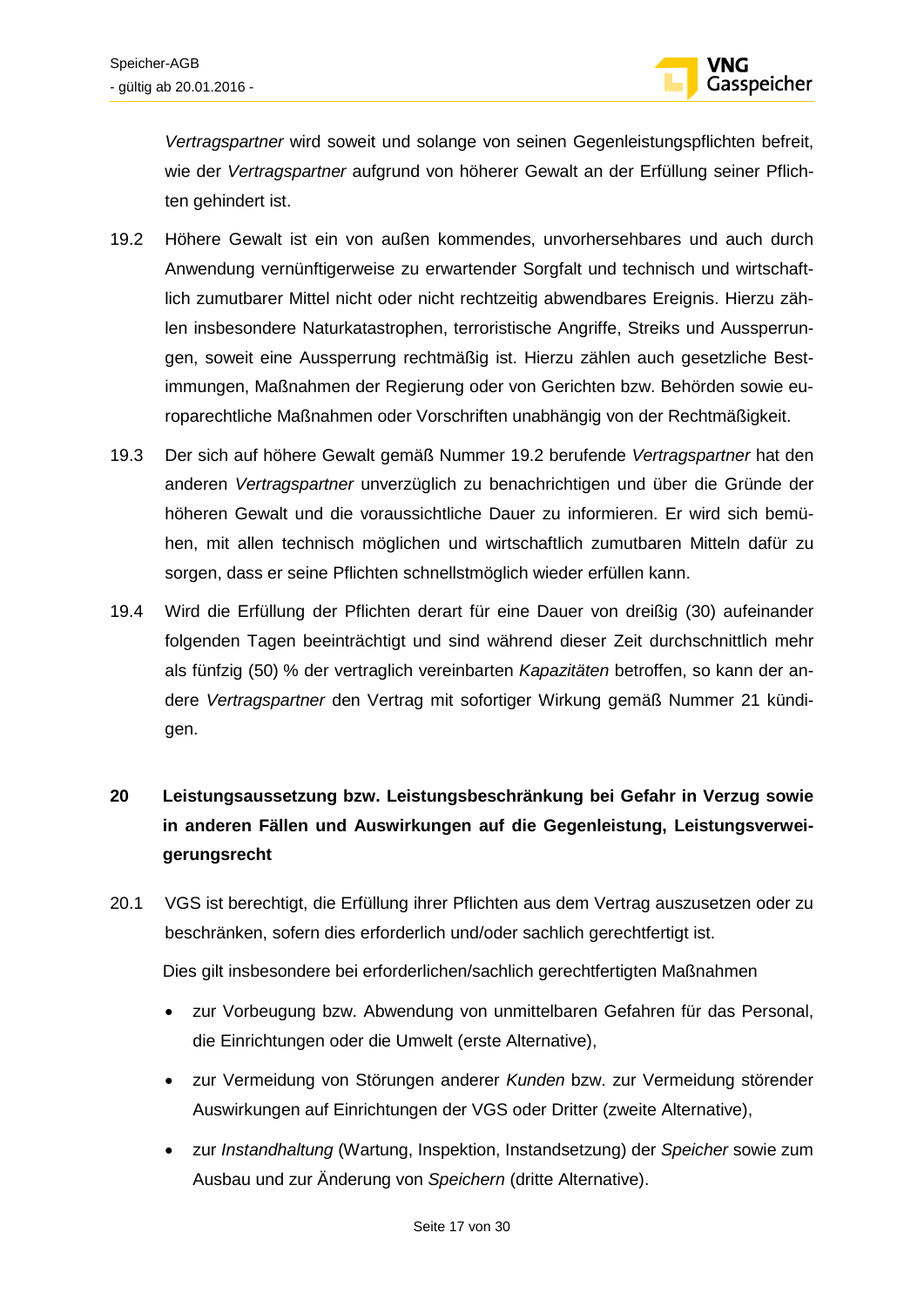*Vertragspartner* wird soweit und solange von seinen Gegenleistungspflichten befreit, wie der *Vertragspartner* aufgrund von höherer Gewalt an der Erfüllung seiner Pflichten gehindert ist.

19.2 Höhere Gewalt ist ein von außen kommendes, unvorhersehbares und auch durch Anwendung vernünftigerweise zu erwartender Sorgfalt und technisch und wirtschaftlich zumutbarer Mittel nicht oder nicht rechtzeitig abwendbares Ereignis. Hierzu zählen insbesondere Naturkatastrophen, terroristische Angriffe, Streiks und Aussperrungen, soweit eine Aussperrung rechtmäßig ist. Hierzu zählen auch gesetzliche Bestimmungen, Maßnahmen der Regierung oder von Gerichten bzw. Behörden sowie europarechtliche Maßnahmen oder Vorschriften unabhängig von der Rechtmäßigkeit.

19.3 Der sich auf höhere Gewalt gemäß Nummer 19.2 berufende *Vertragspartner* hat den anderen *Vertragspartner* unverzüglich zu benachrichtigen und über die Gründe der höheren Gewalt und die voraussichtliche Dauer zu informieren. Er wird sich bemühen, mit allen technisch möglichen und wirtschaftlich zumutbaren Mitteln dafür zu sorgen, dass er seine Pflichten schnellstmöglich wieder erfüllen kann.

19.4 Wird die Erfüllung der Pflichten derart für eine Dauer von dreißig (30) aufeinander folgenden Tagen beeinträchtigt und sind während dieser Zeit durchschnittlich mehr als fünfzig (50) % der vertraglich vereinbarten *Kapazitäten* betroffen, so kann der andere *Vertragspartner* den Vertrag mit sofortiger Wirkung gemäß Nummer 21 kündigen.

## 20 Leistungsaussetzung bzw. Leistungsbeschränkung bei Gefahr in Verzug sowie in anderen Fällen und Auswirkungen auf die Gegenleistung, Leistungsverweigerungsrecht

20.1 VGS ist berechtigt, die Erfüllung ihrer Pflichten aus dem Vertrag auszusetzen oder zu beschränken, sofern dies erforderlich und/oder sachlich gerechtfertigt ist.

Dies gilt insbesondere bei erforderlichen/sachlich gerechtfertigten Maßnahmen

- zur Vorbeugung bzw. Abwendung von unmittelbaren Gefahren für das Personal, die Einrichtungen oder die Umwelt (erste Alternative),
- zur Vermeidung von Störungen anderer *Kunden* bzw. zur Vermeidung störender Auswirkungen auf Einrichtungen der VGS oder Dritter (zweite Alternative),
- zur *Instandhaltung* (Wartung, Inspektion, Instandsetzung) der *Speicher* sowie zum Ausbau und zur Änderung von *Speichern* (dritte Alternative).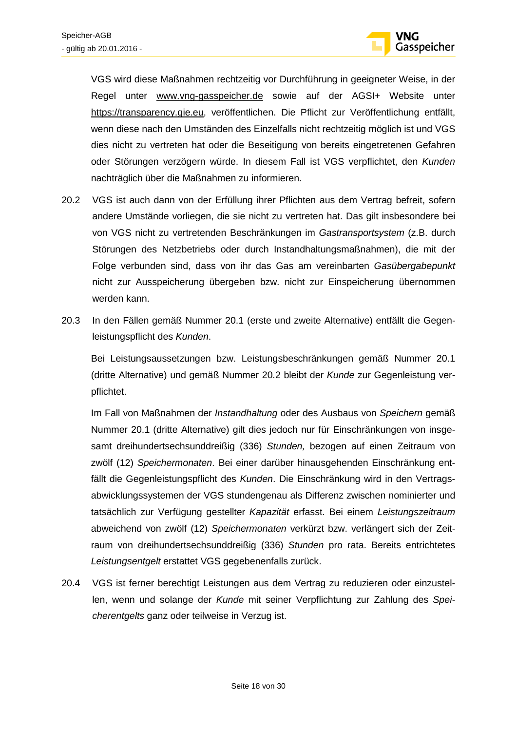VGS wird diese Maßnahmen rechtzeitig vor Durchführung in geeigneter Weise, in der Regel unter www.vng-gasspeicher.de sowie auf der AGSI+ Website unter https://transparency.gie.eu, veröffentlichen. Die Pflicht zur Veröffentlichung entfällt, wenn diese nach den Umständen des Einzelfalls nicht rechtzeitig möglich ist und VGS dies nicht zu vertreten hat oder die Beseitigung von bereits eingetretenen Gefahren oder Störungen verzögern würde. In diesem Fall ist VGS verpflichtet, den *Kunden* nachträglich über die Maßnahmen zu informieren.

20.2 VGS ist auch dann von der Erfüllung ihrer Pflichten aus dem Vertrag befreit, sofern andere Umstände vorliegen, die sie nicht zu vertreten hat. Das gilt insbesondere bei von VGS nicht zu vertretenden Beschränkungen im *Gastransportsystem* (z.B. durch Störungen des Netzbetriebs oder durch Instandhaltungsmaßnahmen), die mit der Folge verbunden sind, dass von ihr das Gas am vereinbarten *Gasübergabepunkt* nicht zur Ausspeicherung übergeben bzw. nicht zur Einspeicherung übernommen werden kann.

20.3 In den Fällen gemäß Nummer 20.1 (erste und zweite Alternative) entfällt die Gegenleistungspflicht des *Kunden*.

Bei Leistungsaussetzungen bzw. Leistungsbeschränkungen gemäß Nummer 20.1 (dritte Alternative) und gemäß Nummer 20.2 bleibt der *Kunde* zur Gegenleistung verpflichtet.

Im Fall von Maßnahmen der *Instandhaltung* oder des Ausbaus von *Speichern* gemäß Nummer 20.1 (dritte Alternative) gilt dies jedoch nur für Einschränkungen von insgesamt dreihundertsechsunddreißig (336) *Stunden,* bezogen auf einen Zeitraum von zwölf (12) *Speichermonaten*. Bei einer darüber hinausgehenden Einschränkung entfällt die Gegenleistungspflicht des *Kunden*. Die Einschränkung wird in den Vertragsabwicklungssystemen der VGS stundengenau als Differenz zwischen nominierter und tatsächlich zur Verfügung gestellter *Kapazität* erfasst. Bei einem *Leistungszeitraum* abweichend von zwölf (12) *Speichermonaten* verkürzt bzw. verlängert sich der Zeitraum von dreihundertsechsunddreißig (336) *Stunden* pro rata. Bereits entrichtetes *Leistungsentgelt* erstattet VGS gegebenenfalls zurück.

20.4 VGS ist ferner berechtigt Leistungen aus dem Vertrag zu reduzieren oder einzustellen, wenn und solange der *Kunde* mit seiner Verpflichtung zur Zahlung des *Speicherentgelts* ganz oder teilweise in Verzug ist.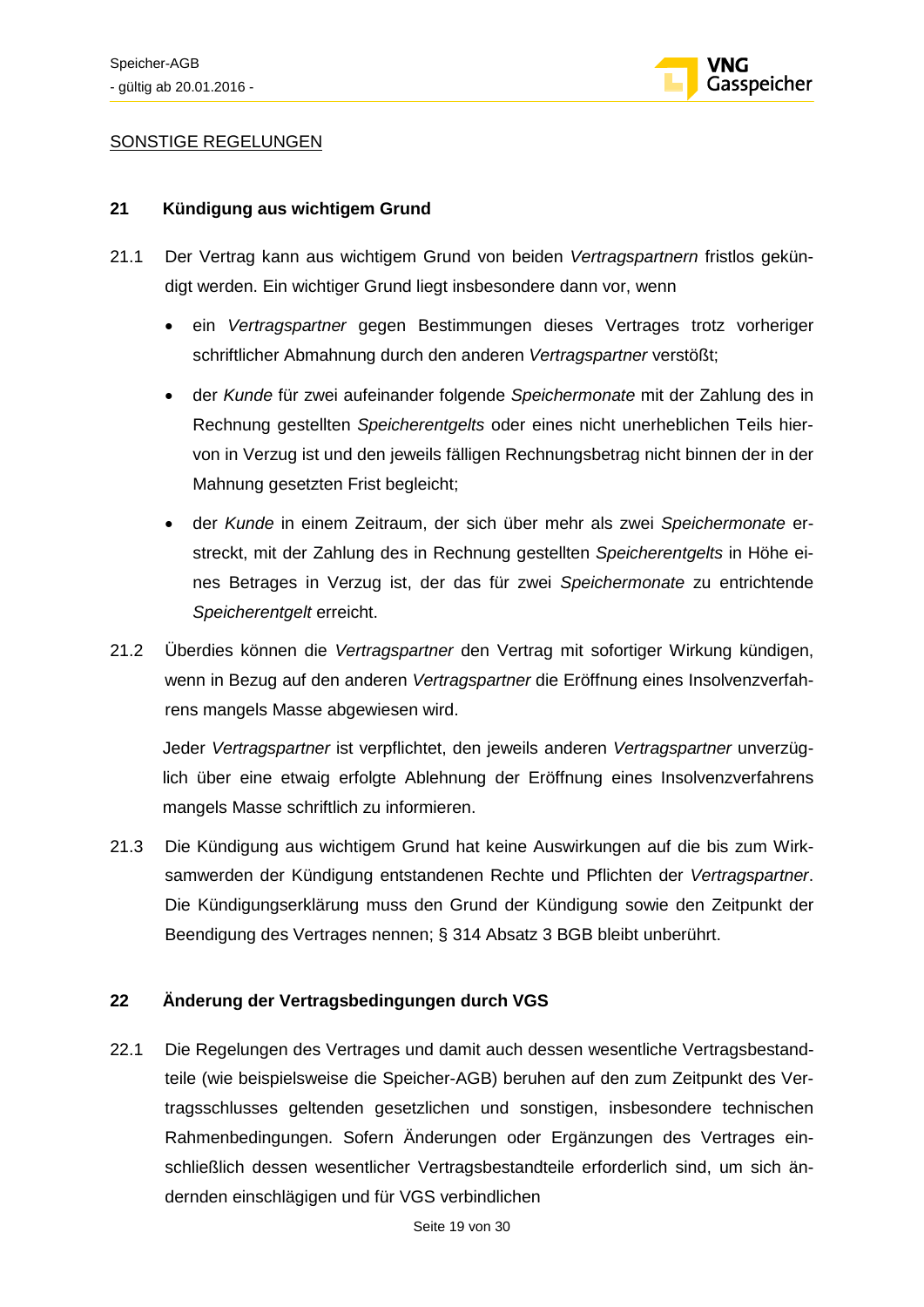SONSTIGE REGELUNGEN

## 21 Kündigung aus wichtigem Grund

21.1 Der Vertrag kann aus wichtigem Grund von beiden *Vertragspartnern* fristlos gekündigt werden. Ein wichtiger Grund liegt insbesondere dann vor, wenn

- ein *Vertragspartner* gegen Bestimmungen dieses Vertrages trotz vorheriger schriftlicher Abmahnung durch den anderen *Vertragspartner* verstößt;
- der *Kunde* für zwei aufeinander folgende *Speichermonate* mit der Zahlung des in Rechnung gestellten *Speicherentgelts* oder eines nicht unerheblichen Teils hiervon in Verzug ist und den jeweils fälligen Rechnungsbetrag nicht binnen der in der Mahnung gesetzten Frist begleicht;
- der *Kunde* in einem Zeitraum, der sich über mehr als zwei *Speichermonate* erstreckt, mit der Zahlung des in Rechnung gestellten *Speicherentgelts* in Höhe eines Betrages in Verzug ist, der das für zwei *Speichermonate* zu entrichtende *Speicherentgelt* erreicht.

21.2 Überdies können die *Vertragspartner* den Vertrag mit sofortiger Wirkung kündigen, wenn in Bezug auf den anderen *Vertragspartner* die Eröffnung eines Insolvenzverfahrens mangels Masse abgewiesen wird.

Jeder *Vertragspartner* ist verpflichtet, den jeweils anderen *Vertragspartner* unverzüglich über eine etwaig erfolgte Ablehnung der Eröffnung eines Insolvenzverfahrens mangels Masse schriftlich zu informieren.

21.3 Die Kündigung aus wichtigem Grund hat keine Auswirkungen auf die bis zum Wirksamwerden der Kündigung entstandenen Rechte und Pflichten der *Vertragspartner*. Die Kündigungserklärung muss den Grund der Kündigung sowie den Zeitpunkt der Beendigung des Vertrages nennen; § 314 Absatz 3 BGB bleibt unberührt.

## 22 Änderung der Vertragsbedingungen durch VGS

22.1 Die Regelungen des Vertrages und damit auch dessen wesentliche Vertragsbestandteile (wie beispielsweise die Speicher-AGB) beruhen auf den zum Zeitpunkt des Vertragsschlusses geltenden gesetzlichen und sonstigen, insbesondere technischen Rahmenbedingungen. Sofern Änderungen oder Ergänzungen des Vertrages einschließlich dessen wesentlicher Vertragsbestandteile erforderlich sind, um sich ändernden einschlägigen und für VGS verbindlichen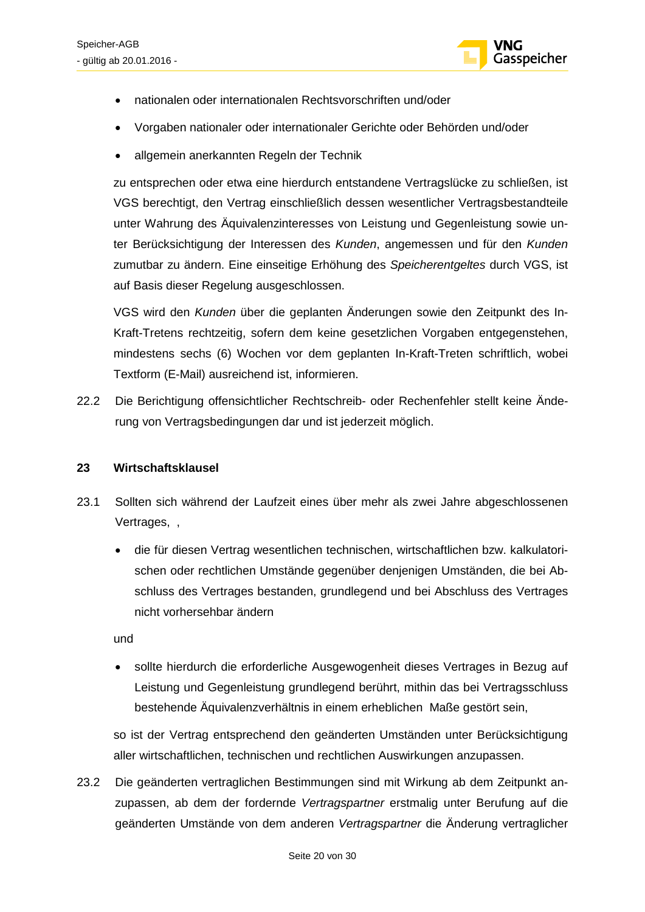- nationalen oder internationalen Rechtsvorschriften und/oder
- Vorgaben nationaler oder internationaler Gerichte oder Behörden und/oder
- allgemein anerkannten Regeln der Technik

zu entsprechen oder etwa eine hierdurch entstandene Vertragslücke zu schließen, ist VGS berechtigt, den Vertrag einschließlich dessen wesentlicher Vertragsbestandteile unter Wahrung des Äquivalenzinteresses von Leistung und Gegenleistung sowie unter Berücksichtigung der Interessen des *Kunden*, angemessen und für den *Kunden* zumutbar zu ändern. Eine einseitige Erhöhung des *Speicherentgeltes* durch VGS, ist auf Basis dieser Regelung ausgeschlossen.

VGS wird den *Kunden* über die geplanten Änderungen sowie den Zeitpunkt des In-Kraft-Tretens rechtzeitig, sofern dem keine gesetzlichen Vorgaben entgegenstehen, mindestens sechs (6) Wochen vor dem geplanten In-Kraft-Treten schriftlich, wobei Textform (E-Mail) ausreichend ist, informieren.

22.2 Die Berichtigung offensichtlicher Rechtschreib- oder Rechenfehler stellt keine Änderung von Vertragsbedingungen dar und ist jederzeit möglich.

## 23 Wirtschaftsklausel

23.1 Sollten sich während der Laufzeit eines über mehr als zwei Jahre abgeschlossenen Vertrages, ,

- die für diesen Vertrag wesentlichen technischen, wirtschaftlichen bzw. kalkulatorischen oder rechtlichen Umstände gegenüber denjenigen Umständen, die bei Abschluss des Vertrages bestanden, grundlegend und bei Abschluss des Vertrages nicht vorhersehbar ändern

und

- sollte hierdurch die erforderliche Ausgewogenheit dieses Vertrages in Bezug auf Leistung und Gegenleistung grundlegend berührt, mithin das bei Vertragsschluss bestehende Äquivalenzverhältnis in einem erheblichen Maße gestört sein,

so ist der Vertrag entsprechend den geänderten Umständen unter Berücksichtigung aller wirtschaftlichen, technischen und rechtlichen Auswirkungen anzupassen.

23.2 Die geänderten vertraglichen Bestimmungen sind mit Wirkung ab dem Zeitpunkt anzupassen, ab dem der fordernde *Vertragspartner* erstmalig unter Berufung auf die geänderten Umstände von dem anderen *Vertragspartner* die Änderung vertraglicher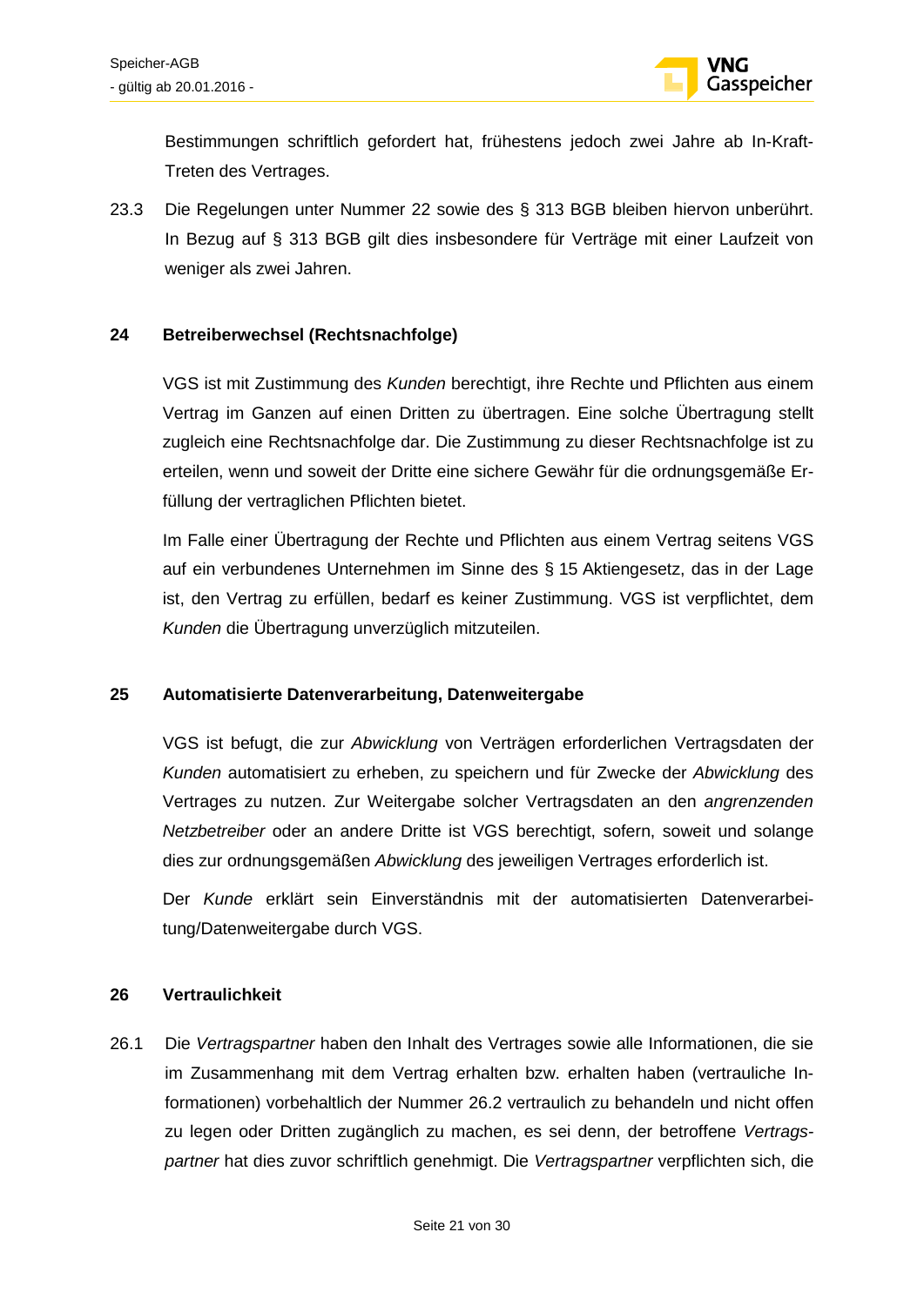Bestimmungen schriftlich gefordert hat, frühestens jedoch zwei Jahre ab In-Kraft-Treten des Vertrages.

23.3 Die Regelungen unter Nummer 22 sowie des § 313 BGB bleiben hiervon unberührt. In Bezug auf § 313 BGB gilt dies insbesondere für Verträge mit einer Laufzeit von weniger als zwei Jahren.

## 24 Betreiberwechsel (Rechtsnachfolge)

VGS ist mit Zustimmung des *Kunden* berechtigt, ihre Rechte und Pflichten aus einem Vertrag im Ganzen auf einen Dritten zu übertragen. Eine solche Übertragung stellt zugleich eine Rechtsnachfolge dar. Die Zustimmung zu dieser Rechtsnachfolge ist zu erteilen, wenn und soweit der Dritte eine sichere Gewähr für die ordnungsgemäße Erfüllung der vertraglichen Pflichten bietet.

Im Falle einer Übertragung der Rechte und Pflichten aus einem Vertrag seitens VGS auf ein verbundenes Unternehmen im Sinne des § 15 Aktiengesetz, das in der Lage ist, den Vertrag zu erfüllen, bedarf es keiner Zustimmung. VGS ist verpflichtet, dem *Kunden* die Übertragung unverzüglich mitzuteilen.

## 25 Automatisierte Datenverarbeitung, Datenweitergabe

VGS ist befugt, die zur *Abwicklung* von Verträgen erforderlichen Vertragsdaten der *Kunden* automatisiert zu erheben, zu speichern und für Zwecke der *Abwicklung* des Vertrages zu nutzen. Zur Weitergabe solcher Vertragsdaten an den *angrenzenden Netzbetreiber* oder an andere Dritte ist VGS berechtigt, sofern, soweit und solange dies zur ordnungsgemäßen *Abwicklung* des jeweiligen Vertrages erforderlich ist.

Der *Kunde* erklärt sein Einverständnis mit der automatisierten Datenverarbeitung/Datenweitergabe durch VGS.

## 26 Vertraulichkeit

26.1 Die *Vertragspartner* haben den Inhalt des Vertrages sowie alle Informationen, die sie im Zusammenhang mit dem Vertrag erhalten bzw. erhalten haben (vertrauliche Informationen) vorbehaltlich der Nummer 26.2 vertraulich zu behandeln und nicht offen zu legen oder Dritten zugänglich zu machen, es sei denn, der betroffene *Vertragspartner* hat dies zuvor schriftlich genehmigt. Die *Vertragspartner* verpflichten sich, die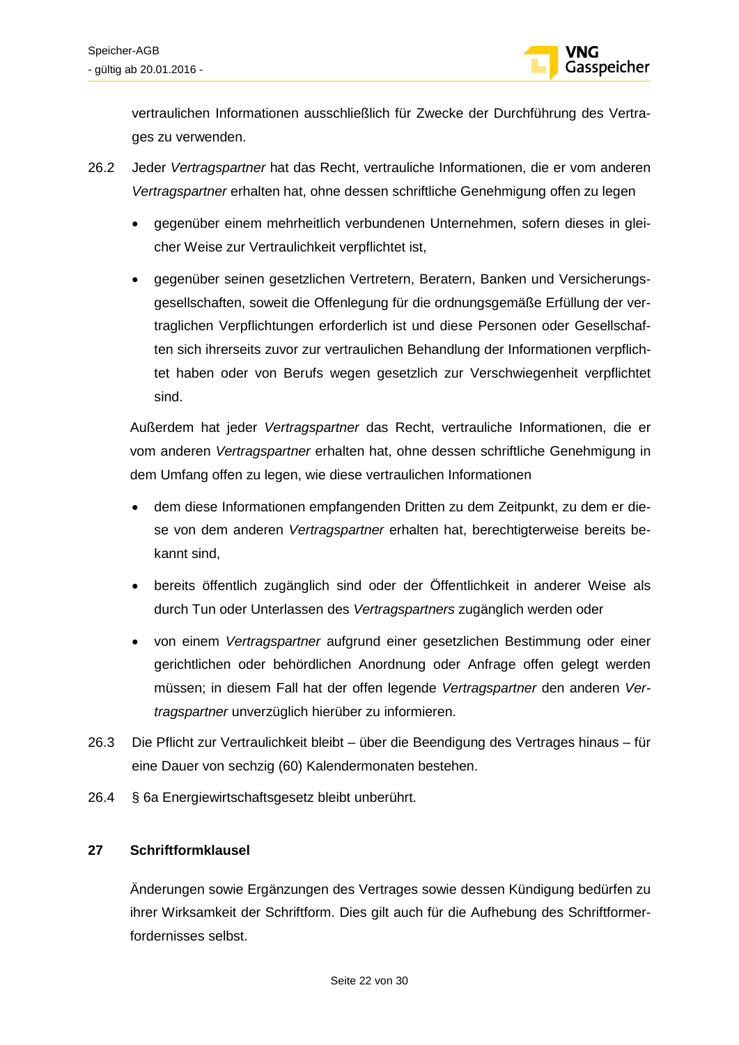vertraulichen Informationen ausschließlich für Zwecke der Durchführung des Vertrages zu verwenden.

26.2 Jeder *Vertragspartner* hat das Recht, vertrauliche Informationen, die er vom anderen *Vertragspartner* erhalten hat, ohne dessen schriftliche Genehmigung offen zu legen

- gegenüber einem mehrheitlich verbundenen Unternehmen, sofern dieses in gleicher Weise zur Vertraulichkeit verpflichtet ist,
- gegenüber seinen gesetzlichen Vertretern, Beratern, Banken und Versicherungsgesellschaften, soweit die Offenlegung für die ordnungsgemäße Erfüllung der vertraglichen Verpflichtungen erforderlich ist und diese Personen oder Gesellschaften sich ihrerseits zuvor zur vertraulichen Behandlung der Informationen verpflichtet haben oder von Berufs wegen gesetzlich zur Verschwiegenheit verpflichtet sind.

Außerdem hat jeder *Vertragspartner* das Recht, vertrauliche Informationen, die er vom anderen *Vertragspartner* erhalten hat, ohne dessen schriftliche Genehmigung in dem Umfang offen zu legen, wie diese vertraulichen Informationen

- dem diese Informationen empfangenden Dritten zu dem Zeitpunkt, zu dem er diese von dem anderen *Vertragspartner* erhalten hat, berechtigterweise bereits bekannt sind,
- bereits öffentlich zugänglich sind oder der Öffentlichkeit in anderer Weise als durch Tun oder Unterlassen des *Vertragspartners* zugänglich werden oder
- von einem *Vertragspartner* aufgrund einer gesetzlichen Bestimmung oder einer gerichtlichen oder behördlichen Anordnung oder Anfrage offen gelegt werden müssen; in diesem Fall hat der offen legende *Vertragspartner* den anderen *Vertragspartner* unverzüglich hierüber zu informieren.

26.3 Die Pflicht zur Vertraulichkeit bleibt – über die Beendigung des Vertrages hinaus – für eine Dauer von sechzig (60) Kalendermonaten bestehen.

26.4 § 6a Energiewirtschaftsgesetz bleibt unberührt.

## 27 Schriftformklausel

Änderungen sowie Ergänzungen des Vertrages sowie dessen Kündigung bedürfen zu ihrer Wirksamkeit der Schriftform. Dies gilt auch für die Aufhebung des Schriftformerfordernisses selbst.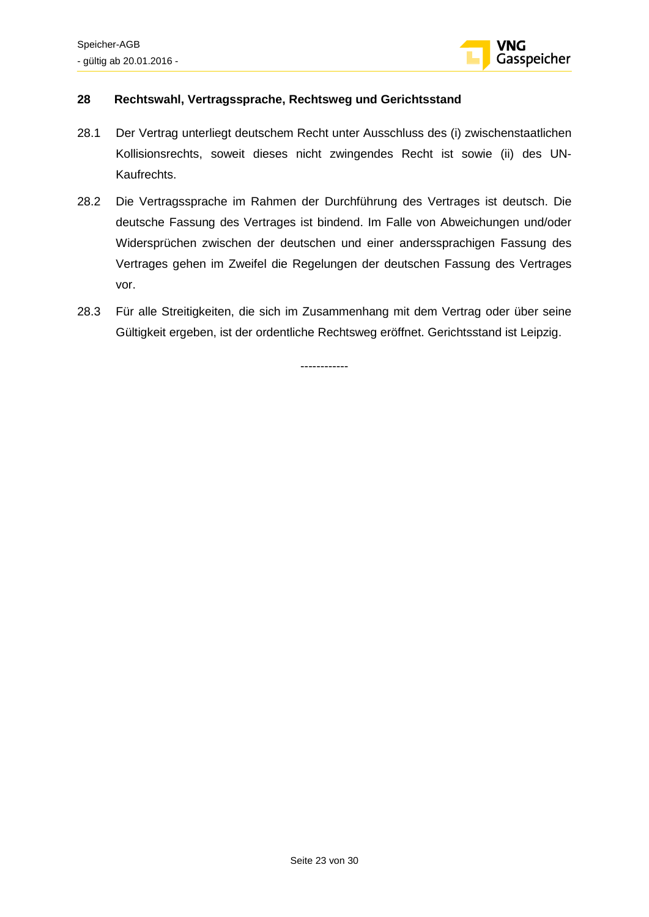## 28 Rechtswahl, Vertragssprache, Rechtsweg und Gerichtsstand

28.1 Der Vertrag unterliegt deutschem Recht unter Ausschluss des (i) zwischenstaatlichen Kollisionsrechts, soweit dieses nicht zwingendes Recht ist sowie (ii) des UN-Kaufrechts.

28.2 Die Vertragssprache im Rahmen der Durchführung des Vertrages ist deutsch. Die deutsche Fassung des Vertrages ist bindend. Im Falle von Abweichungen und/oder Widersprüchen zwischen der deutschen und einer anderssprachigen Fassung des Vertrages gehen im Zweifel die Regelungen der deutschen Fassung des Vertrages vor.

28.3 Für alle Streitigkeiten, die sich im Zusammenhang mit dem Vertrag oder über seine Gültigkeit ergeben, ist der ordentliche Rechtsweg eröffnet. Gerichtsstand ist Leipzig.

------------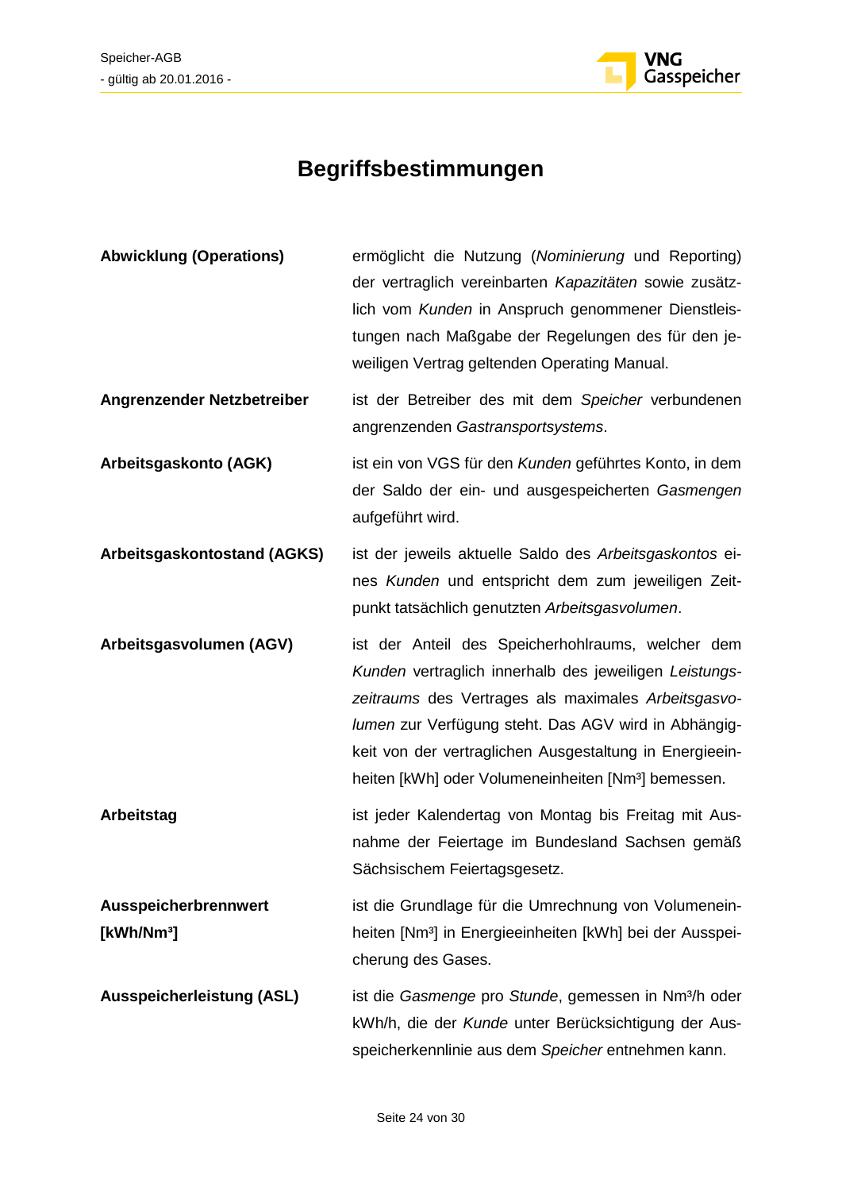# Begriffsbestimmungen

| | |
|---|---|
| **Abwicklung (Operations)** | ermöglicht die Nutzung (*Nominierung* und Reporting) der vertraglich vereinbarten *Kapazitäten* sowie zusätzlich vom *Kunden* in Anspruch genommener Dienstleistungen nach Maßgabe der Regelungen des für den jeweiligen Vertrag geltenden Operating Manual. |
| **Angrenzender Netzbetreiber** | ist der Betreiber des mit dem *Speicher* verbundenen angrenzenden *Gastransportsystems*. |
| **Arbeitsgaskonto (AGK)** | ist ein von VGS für den *Kunden* geführtes Konto, in dem der Saldo der ein- und ausgespeicherten *Gasmengen* aufgeführt wird. |
| **Arbeitsgaskontostand (AGKS)** | ist der jeweils aktuelle Saldo des *Arbeitsgaskontos* eines *Kunden* und entspricht dem zum jeweiligen Zeitpunkt tatsächlich genutzten *Arbeitsgasvolumen*. |
| **Arbeitsgasvolumen (AGV)** | ist der Anteil des Speicherhohlraums, welcher dem *Kunden* vertraglich innerhalb des jeweiligen *Leistungszeitraums* des Vertrages als maximales *Arbeitsgasvolumen* zur Verfügung steht. Das AGV wird in Abhängigkeit von der vertraglichen Ausgestaltung in Energieeinheiten [kWh] oder Volumeneinheiten [Nm³] bemessen. |
| **Arbeitstag** | ist jeder Kalendertag von Montag bis Freitag mit Ausnahme der Feiertage im Bundesland Sachsen gemäß Sächsischem Feiertagsgesetz. |
| **Ausspeicherbrennwert [kWh/Nm³]** | ist die Grundlage für die Umrechnung von Volumeneinheiten [Nm³] in Energieeinheiten [kWh] bei der Ausspeicherung des Gases. |
| **Ausspeicherleistung (ASL)** | ist die *Gasmenge* pro *Stunde*, gemessen in Nm³/h oder kWh/h, die der *Kunde* unter Berücksichtigung der Ausspeicherkennlinie aus dem *Speicher* entnehmen kann. |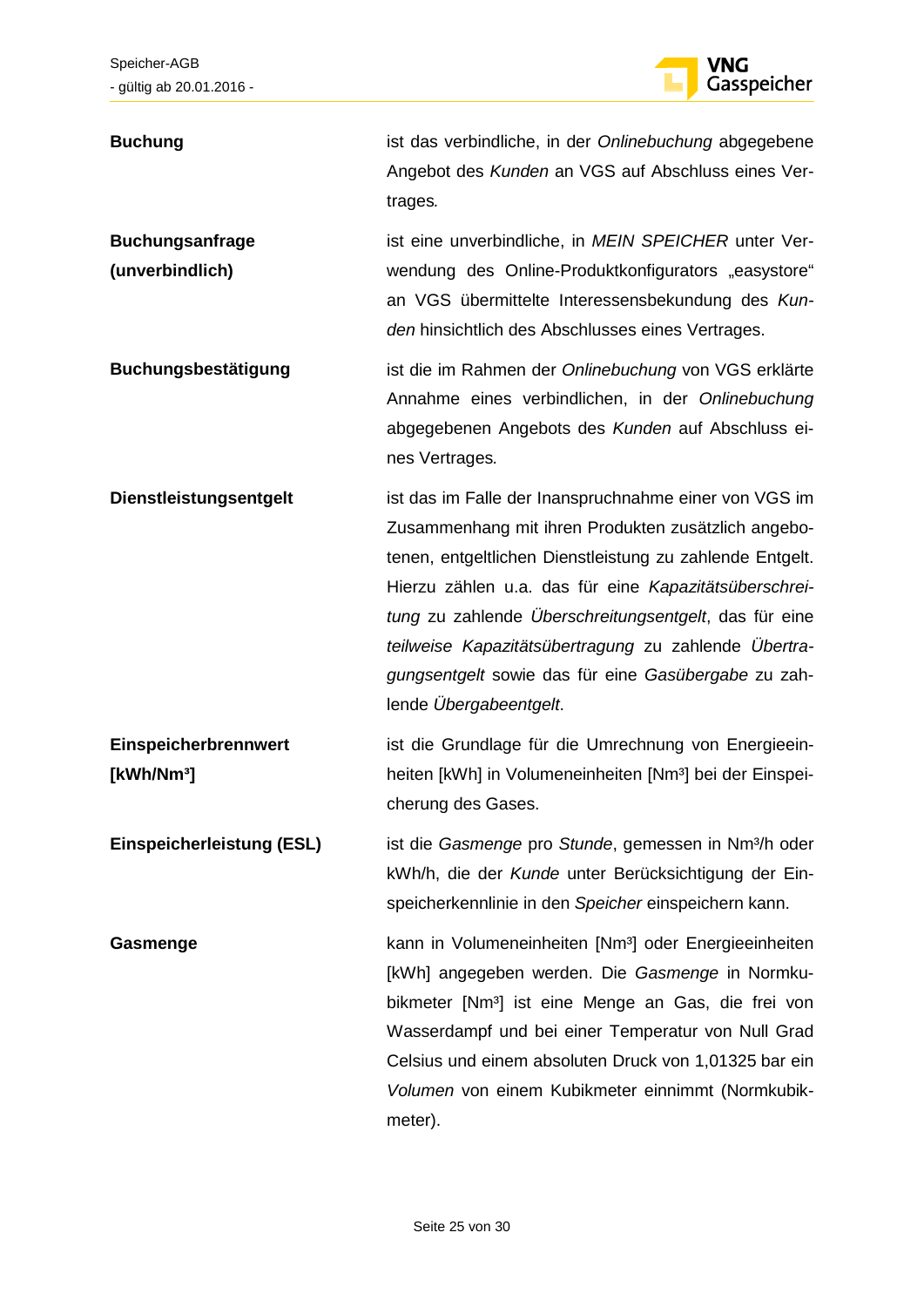**Buchung**

ist das verbindliche, in der *Onlinebuchung* abgegebene Angebot des *Kunden* an VGS auf Abschluss eines Vertrages*.*

**Buchungsanfrage (unverbindlich)**

ist eine unverbindliche, in *MEIN SPEICHER* unter Verwendung des Online-Produktkonfigurators „easystore" an VGS übermittelte Interessensbekundung des *Kunden* hinsichtlich des Abschlusses eines Vertrages.

**Buchungsbestätigung**

ist die im Rahmen der *Onlinebuchung* von VGS erklärte Annahme eines verbindlichen, in der *Onlinebuchung* abgegebenen Angebots des *Kunden* auf Abschluss eines Vertrages*.*

**Dienstleistungsentgelt**

ist das im Falle der Inanspruchnahme einer von VGS im Zusammenhang mit ihren Produkten zusätzlich angebotenen, entgeltlichen Dienstleistung zu zahlende Entgelt. Hierzu zählen u.a. das für eine *Kapazitätsüberschreitung* zu zahlende *Überschreitungsentgelt*, das für eine *teilweise Kapazitätsübertragung* zu zahlende *Übertragungsentgelt* sowie das für eine *Gasübergabe* zu zahlende *Übergabeentgelt*.

**Einspeicherbrennwert [kWh/Nm³]**

ist die Grundlage für die Umrechnung von Energieeinheiten [kWh] in Volumeneinheiten [Nm³] bei der Einspeicherung des Gases.

**Einspeicherleistung (ESL)**

ist die *Gasmenge* pro *Stunde*, gemessen in Nm³/h oder kWh/h, die der *Kunde* unter Berücksichtigung der Einspeicherkennlinie in den *Speicher* einspeichern kann.

**Gasmenge**

kann in Volumeneinheiten [Nm³] oder Energieeinheiten [kWh] angegeben werden. Die *Gasmenge* in Normkubikmeter [Nm³] ist eine Menge an Gas, die frei von Wasserdampf und bei einer Temperatur von Null Grad Celsius und einem absoluten Druck von 1,01325 bar ein *Volumen* von einem Kubikmeter einnimmt (Normkubikmeter).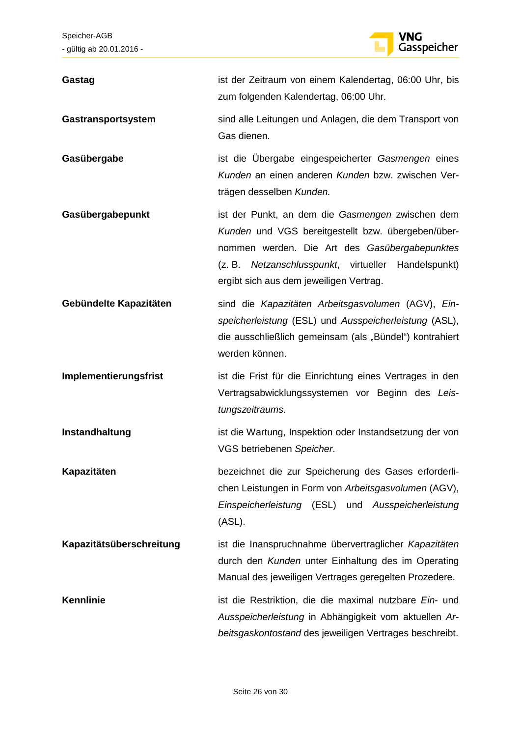**Gastag** ist der Zeitraum von einem Kalendertag, 06:00 Uhr, bis zum folgenden Kalendertag, 06:00 Uhr.

**Gastransportsystem** sind alle Leitungen und Anlagen, die dem Transport von Gas dienen.

**Gasübergabe** ist die Übergabe eingespeicherter *Gasmengen* eines *Kunden* an einen anderen *Kunden* bzw. zwischen Verträgen desselben *Kunden.*

**Gasübergabepunkt** ist der Punkt, an dem die *Gasmengen* zwischen dem *Kunden* und VGS bereitgestellt bzw. übergeben/übernommen werden. Die Art des *Gasübergabepunktes* (z. B. *Netzanschlusspunkt*, virtueller Handelspunkt) ergibt sich aus dem jeweiligen Vertrag.

**Gebündelte Kapazitäten** sind die *Kapazitäten Arbeitsgasvolumen* (AGV), *Einspeicherleistung* (ESL) und *Ausspeicherleistung* (ASL), die ausschließlich gemeinsam (als „Bündel") kontrahiert werden können.

**Implementierungsfrist** ist die Frist für die Einrichtung eines Vertrages in den Vertragsabwicklungssystemen vor Beginn des *Leistungszeitraums*.

**Instandhaltung** ist die Wartung, Inspektion oder Instandsetzung der von VGS betriebenen *Speicher*.

**Kapazitäten** bezeichnet die zur Speicherung des Gases erforderlichen Leistungen in Form von *Arbeitsgasvolumen* (AGV), *Einspeicherleistung* (ESL) und *Ausspeicherleistung* (ASL).

**Kapazitätsüberschreitung** ist die Inanspruchnahme übervertraglicher *Kapazitäten* durch den *Kunden* unter Einhaltung des im Operating Manual des jeweiligen Vertrages geregelten Prozedere.

**Kennlinie** ist die Restriktion, die die maximal nutzbare *Ein-* und *Ausspeicherleistung* in Abhängigkeit vom aktuellen *Arbeitsgaskontostand* des jeweiligen Vertrages beschreibt.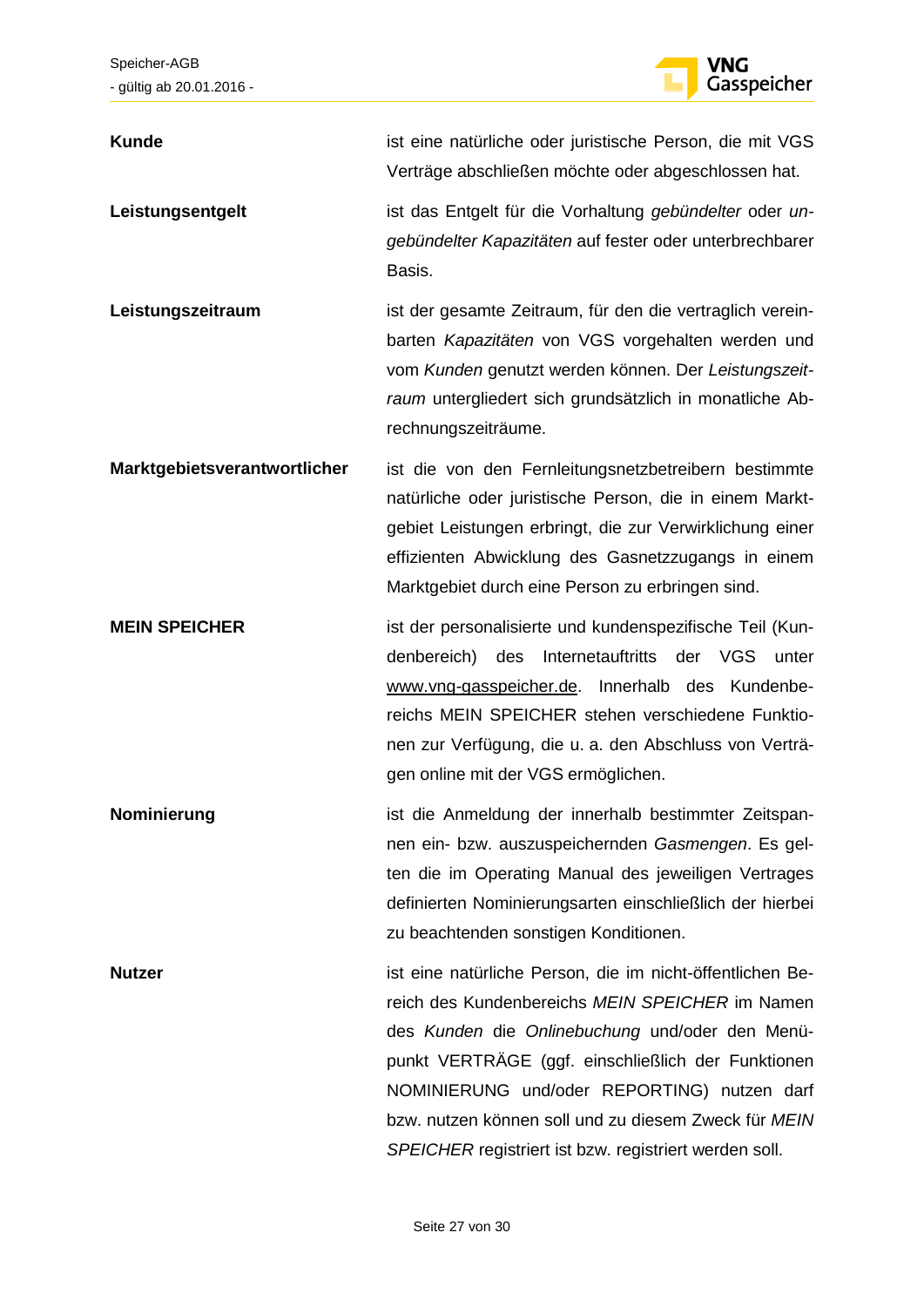| | |
|---|---|
| **Kunde** | ist eine natürliche oder juristische Person, die mit VGS Verträge abschließen möchte oder abgeschlossen hat. |
| **Leistungsentgelt** | ist das Entgelt für die Vorhaltung *gebündelter* oder *ungebündelter Kapazitäten* auf fester oder unterbrechbarer Basis. |
| **Leistungszeitraum** | ist der gesamte Zeitraum, für den die vertraglich vereinbarten *Kapazitäten* von VGS vorgehalten werden und vom *Kunden* genutzt werden können. Der *Leistungszeitraum* untergliedert sich grundsätzlich in monatliche Abrechnungszeiträume. |
| **Marktgebietsverantwortlicher** | ist die von den Fernleitungsnetzbetreibern bestimmte natürliche oder juristische Person, die in einem Marktgebiet Leistungen erbringt, die zur Verwirklichung einer effizienten Abwicklung des Gasnetzzugangs in einem Marktgebiet durch eine Person zu erbringen sind. |
| **MEIN SPEICHER** | ist der personalisierte und kundenspezifische Teil (Kundenbereich) des Internetauftritts der VGS unter www.vng-gasspeicher.de. Innerhalb des Kundenbereichs MEIN SPEICHER stehen verschiedene Funktionen zur Verfügung, die u. a. den Abschluss von Verträgen online mit der VGS ermöglichen. |
| **Nominierung** | ist die Anmeldung der innerhalb bestimmter Zeitspannen ein- bzw. auszuspeichernden *Gasmengen*. Es gelten die im Operating Manual des jeweiligen Vertrages definierten Nominierungsarten einschließlich der hierbei zu beachtenden sonstigen Konditionen. |
| **Nutzer** | ist eine natürliche Person, die im nicht-öffentlichen Bereich des Kundenbereichs *MEIN SPEICHER* im Namen des *Kunden* die *Onlinebuchung* und/oder den Menüpunkt VERTRÄGE (ggf. einschließlich der Funktionen NOMINIERUNG und/oder REPORTING) nutzen darf bzw. nutzen können soll und zu diesem Zweck für *MEIN SPEICHER* registriert ist bzw. registriert werden soll. |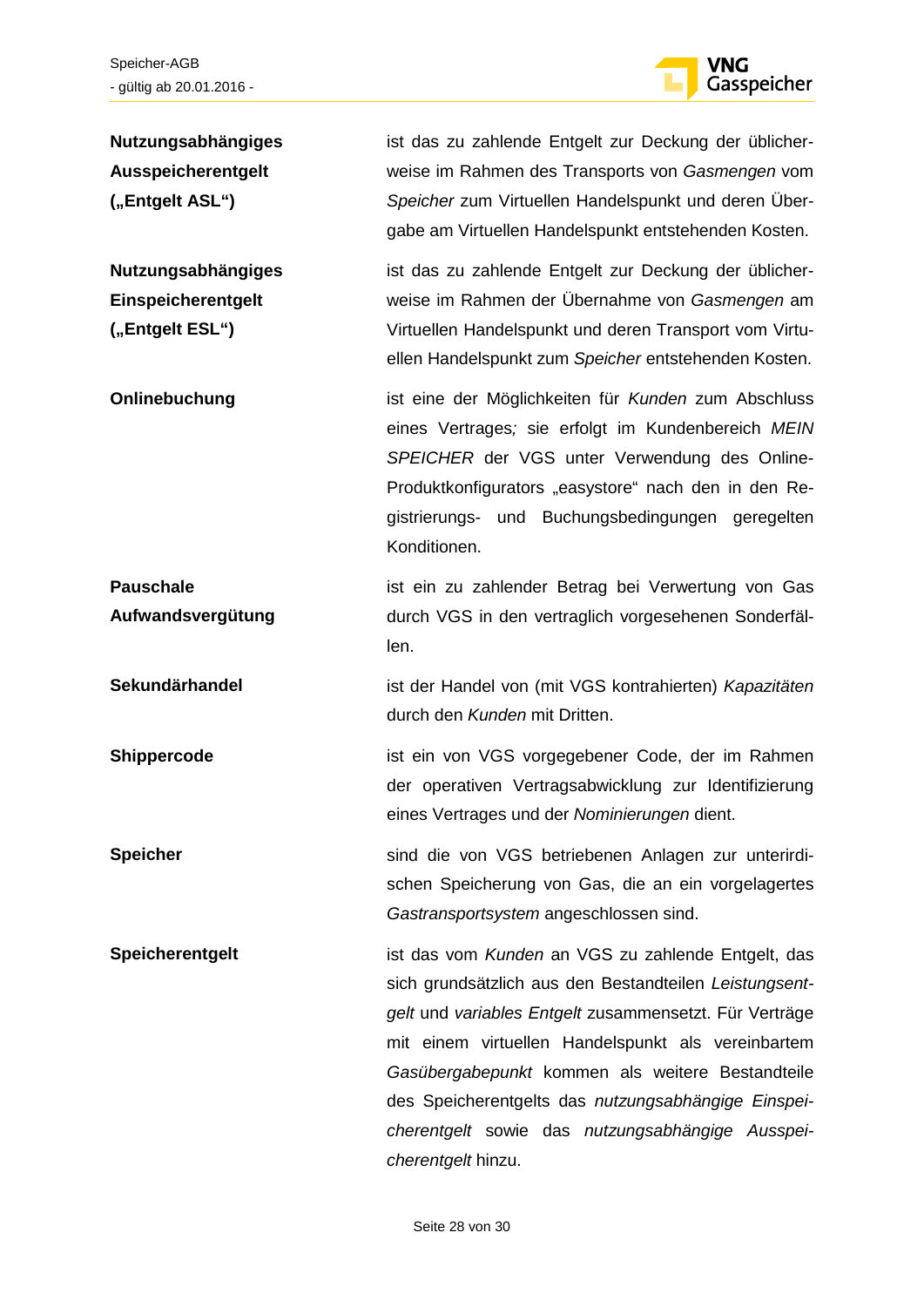**Nutzungsabhängiges Ausspeicherentgelt („Entgelt ASL“)**

ist das zu zahlende Entgelt zur Deckung der üblicherweise im Rahmen des Transports von *Gasmengen* vom *Speicher* zum Virtuellen Handelspunkt und deren Übergabe am Virtuellen Handelspunkt entstehenden Kosten.

**Nutzungsabhängiges Einspeicherentgelt („Entgelt ESL“)**

ist das zu zahlende Entgelt zur Deckung der üblicherweise im Rahmen der Übernahme von *Gasmengen* am Virtuellen Handelspunkt und deren Transport vom Virtuellen Handelspunkt zum *Speicher* entstehenden Kosten.

**Onlinebuchung**

ist eine der Möglichkeiten für *Kunden* zum Abschluss eines Vertrages*;* sie erfolgt im Kundenbereich *MEIN SPEICHER* der VGS unter Verwendung des Online-Produktkonfigurators „easystore“ nach den in den Registrierungs- und Buchungsbedingungen geregelten Konditionen.

**Pauschale Aufwandsvergütung**

ist ein zu zahlender Betrag bei Verwertung von Gas durch VGS in den vertraglich vorgesehenen Sonderfällen.

**Sekundärhandel**

ist der Handel von (mit VGS kontrahierten) *Kapazitäten* durch den *Kunden* mit Dritten.

**Shippercode**

ist ein von VGS vorgegebener Code, der im Rahmen der operativen Vertragsabwicklung zur Identifizierung eines Vertrages und der *Nominierungen* dient.

**Speicher**

sind die von VGS betriebenen Anlagen zur unterirdischen Speicherung von Gas, die an ein vorgelagertes *Gastransportsystem* angeschlossen sind.

**Speicherentgelt**

ist das vom *Kunden* an VGS zu zahlende Entgelt, das sich grundsätzlich aus den Bestandteilen *Leistungsentgelt* und *variables Entgelt* zusammensetzt. Für Verträge mit einem virtuellen Handelspunkt als vereinbartem *Gasübergabepunkt* kommen als weitere Bestandteile des Speicherentgelts das *nutzungsabhängige Einspeicherentgelt* sowie das *nutzungsabhängige Ausspeicherentgelt* hinzu.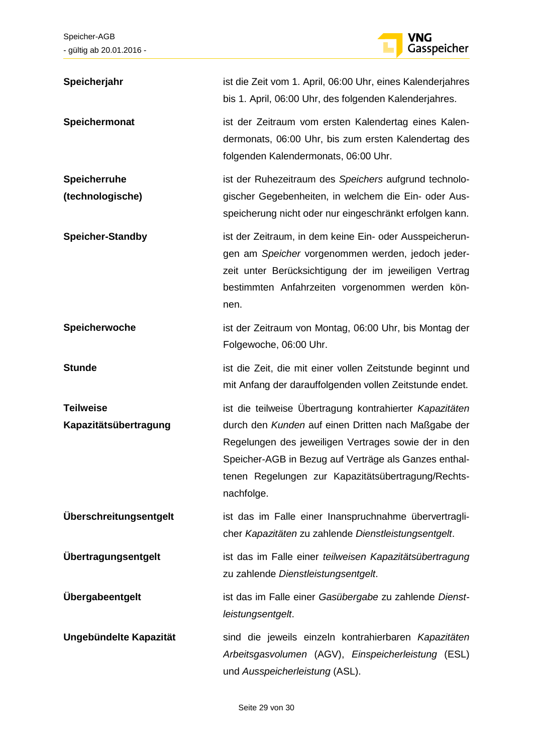| | |
|---|---|
| **Speicherjahr** | ist die Zeit vom 1. April, 06:00 Uhr, eines Kalenderjahres bis 1. April, 06:00 Uhr, des folgenden Kalenderjahres. |
| **Speichermonat** | ist der Zeitraum vom ersten Kalendertag eines Kalendermonats, 06:00 Uhr, bis zum ersten Kalendertag des folgenden Kalendermonats, 06:00 Uhr. |
| **Speicherruhe (technologische)** | ist der Ruhezeitraum des *Speichers* aufgrund technologischer Gegebenheiten, in welchem die Ein- oder Ausspeicherung nicht oder nur eingeschränkt erfolgen kann. |
| **Speicher-Standby** | ist der Zeitraum, in dem keine Ein- oder Ausspeicherungen am *Speicher* vorgenommen werden, jedoch jederzeit unter Berücksichtigung der im jeweiligen Vertrag bestimmten Anfahrzeiten vorgenommen werden können. |
| **Speicherwoche** | ist der Zeitraum von Montag, 06:00 Uhr, bis Montag der Folgewoche, 06:00 Uhr. |
| **Stunde** | ist die Zeit, die mit einer vollen Zeitstunde beginnt und mit Anfang der darauffolgenden vollen Zeitstunde endet. |
| **Teilweise Kapazitätsübertragung** | ist die teilweise Übertragung kontrahierter *Kapazitäten* durch den *Kunden* auf einen Dritten nach Maßgabe der Regelungen des jeweiligen Vertrages sowie der in den Speicher-AGB in Bezug auf Verträge als Ganzes enthaltenen Regelungen zur Kapazitätsübertragung/Rechtsnachfolge. |
| **Überschreitungsentgelt** | ist das im Falle einer Inanspruchnahme übervertraglicher *Kapazitäten* zu zahlende *Dienstleistungsentgelt*. |
| **Übertragungsentgelt** | ist das im Falle einer *teilweisen Kapazitätsübertragung* zu zahlende *Dienstleistungsentgelt*. |
| **Übergabeentgelt** | ist das im Falle einer *Gasübergabe* zu zahlende *Dienstleistungsentgelt*. |
| **Ungebündelte Kapazität** | sind die jeweils einzeln kontrahierbaren *Kapazitäten Arbeitsgasvolumen* (AGV), *Einspeicherleistung* (ESL) und *Ausspeicherleistung* (ASL). |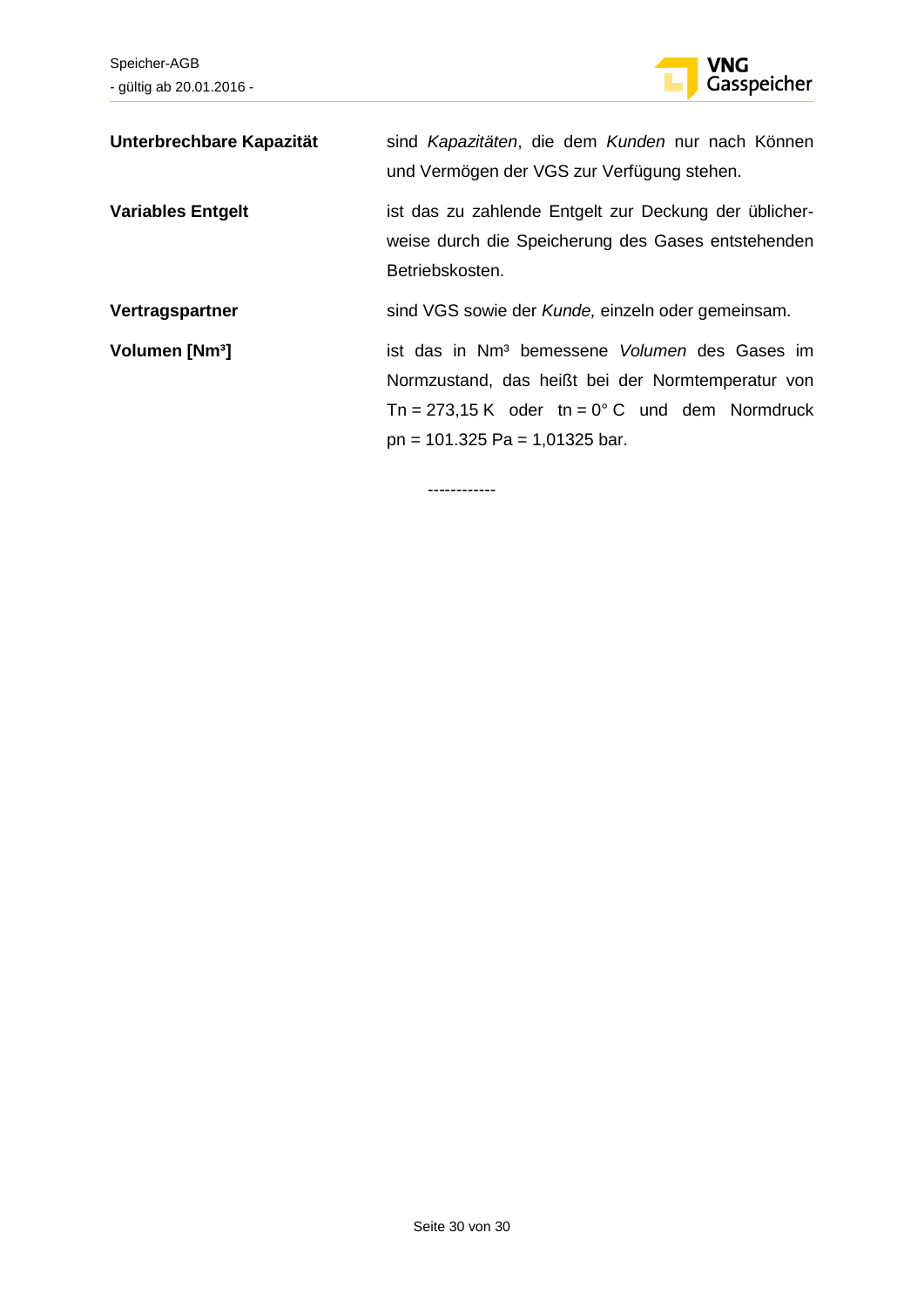**Unterbrechbare Kapazität** sind *Kapazitäten*, die dem *Kunden* nur nach Können und Vermögen der VGS zur Verfügung stehen.

**Variables Entgelt** ist das zu zahlende Entgelt zur Deckung der üblicherweise durch die Speicherung des Gases entstehenden Betriebskosten.

**Vertragspartner** sind VGS sowie der *Kunde,* einzeln oder gemeinsam.

**Volumen [Nm³]** ist das in Nm³ bemessene *Volumen* des Gases im Normzustand, das heißt bei der Normtemperatur von $T_n = 273{,}15\ K$ oder $t_n = 0°\ C$ und dem Normdruck $p_n = 101.325\ Pa = 1{,}01325\ bar$.

------------